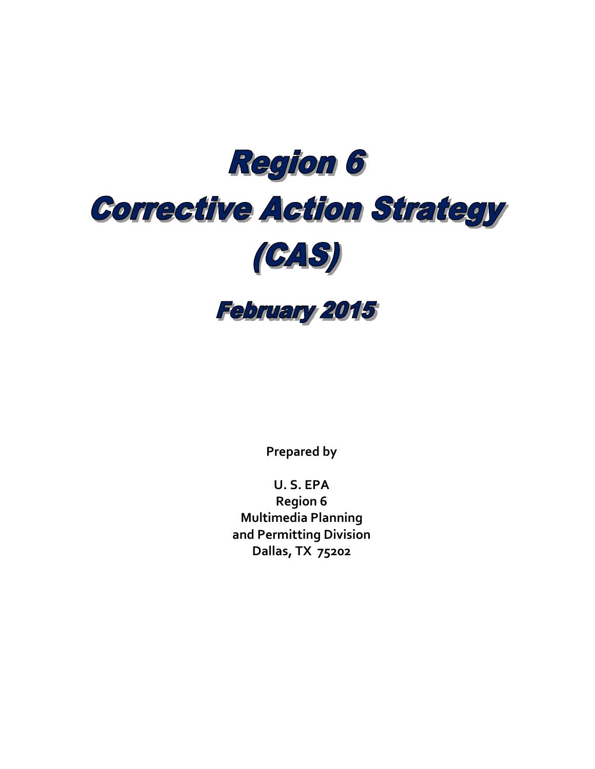# Region 6
# Corrective Action Strategy
# (CAS)

## February 2015

**Prepared by**

**U. S. EPA**
**Region 6**
**Multimedia Planning**
**and Permitting Division**
**Dallas, TX 75202**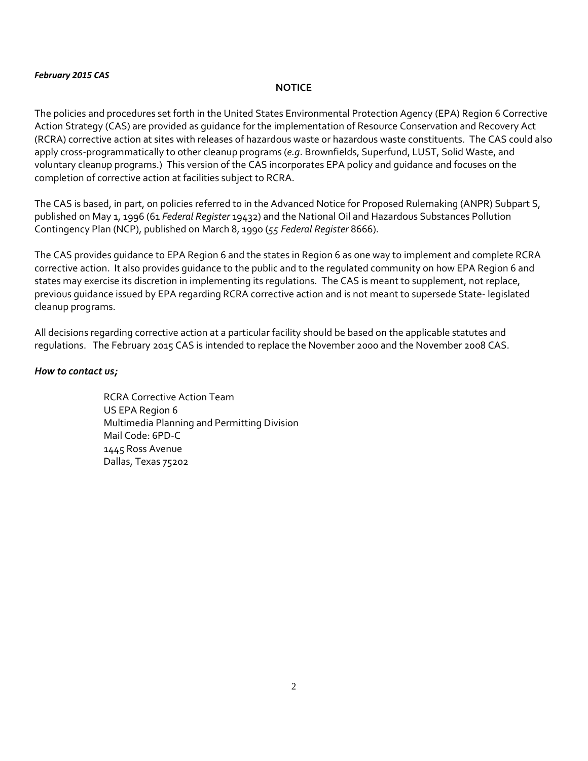*February 2015 CAS*

## NOTICE

The policies and procedures set forth in the United States Environmental Protection Agency (EPA) Region 6 Corrective Action Strategy (CAS) are provided as guidance for the implementation of Resource Conservation and Recovery Act (RCRA) corrective action at sites with releases of hazardous waste or hazardous waste constituents. The CAS could also apply cross-programmatically to other cleanup programs (*e.g*. Brownfields, Superfund, LUST, Solid Waste, and voluntary cleanup programs.) This version of the CAS incorporates EPA policy and guidance and focuses on the completion of corrective action at facilities subject to RCRA.

The CAS is based, in part, on policies referred to in the Advanced Notice for Proposed Rulemaking (ANPR) Subpart S, published on May 1, 1996 (61 *Federal Register* 19432) and the National Oil and Hazardous Substances Pollution Contingency Plan (NCP), published on March 8, 1990 (*55 Federal Register* 8666).

The CAS provides guidance to EPA Region 6 and the states in Region 6 as one way to implement and complete RCRA corrective action. It also provides guidance to the public and to the regulated community on how EPA Region 6 and states may exercise its discretion in implementing its regulations. The CAS is meant to supplement, not replace, previous guidance issued by EPA regarding RCRA corrective action and is not meant to supersede State- legislated cleanup programs.

All decisions regarding corrective action at a particular facility should be based on the applicable statutes and regulations. The February 2015 CAS is intended to replace the November 2000 and the November 2008 CAS.

***How to contact us;***

RCRA Corrective Action Team
US EPA Region 6
Multimedia Planning and Permitting Division
Mail Code: 6PD-C
1445 Ross Avenue
Dallas, Texas 75202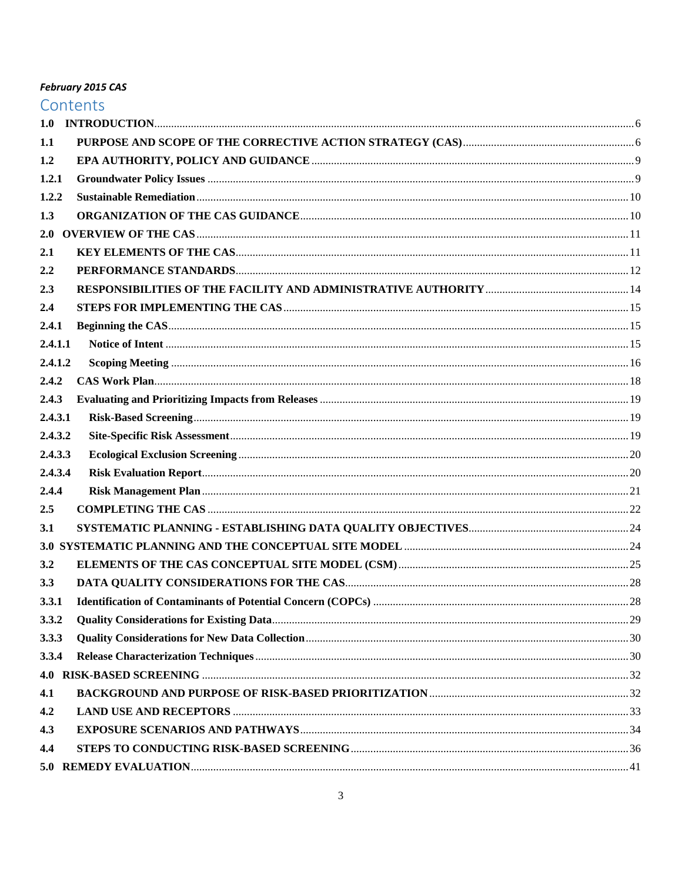***February 2015 CAS***

# Contents

1.0 INTRODUCTION .......... 6
1.1 PURPOSE AND SCOPE OF THE CORRECTIVE ACTION STRATEGY (CAS) .......... 6
1.2 EPA AUTHORITY, POLICY AND GUIDANCE .......... 9
1.2.1 Groundwater Policy Issues .......... 9
1.2.2 Sustainable Remediation .......... 10
1.3 ORGANIZATION OF THE CAS GUIDANCE .......... 10
2.0 OVERVIEW OF THE CAS .......... 11
2.1 KEY ELEMENTS OF THE CAS .......... 11
2.2 PERFORMANCE STANDARDS .......... 12
2.3 RESPONSIBILITIES OF THE FACILITY AND ADMINISTRATIVE AUTHORITY .......... 14
2.4 STEPS FOR IMPLEMENTING THE CAS .......... 15
2.4.1 Beginning the CAS .......... 15
2.4.1.1 Notice of Intent .......... 15
2.4.1.2 Scoping Meeting .......... 16
2.4.2 CAS Work Plan .......... 18
2.4.3 Evaluating and Prioritizing Impacts from Releases .......... 19
2.4.3.1 Risk-Based Screening .......... 19
2.4.3.2 Site-Specific Risk Assessment .......... 19
2.4.3.3 Ecological Exclusion Screening .......... 20
2.4.3.4 Risk Evaluation Report .......... 20
2.4.4 Risk Management Plan .......... 21
2.5 COMPLETING THE CAS .......... 22
3.1 SYSTEMATIC PLANNING - ESTABLISHING DATA QUALITY OBJECTIVES .......... 24
3.0 SYSTEMATIC PLANNING AND THE CONCEPTUAL SITE MODEL .......... 24
3.2 ELEMENTS OF THE CAS CONCEPTUAL SITE MODEL (CSM) .......... 25
3.3 DATA QUALITY CONSIDERATIONS FOR THE CAS .......... 28
3.3.1 Identification of Contaminants of Potential Concern (COPCs) .......... 28
3.3.2 Quality Considerations for Existing Data .......... 29
3.3.3 Quality Considerations for New Data Collection .......... 30
3.3.4 Release Characterization Techniques .......... 30
4.0 RISK-BASED SCREENING .......... 32
4.1 BACKGROUND AND PURPOSE OF RISK-BASED PRIORITIZATION .......... 32
4.2 LAND USE AND RECEPTORS .......... 33
4.3 EXPOSURE SCENARIOS AND PATHWAYS .......... 34
4.4 STEPS TO CONDUCTING RISK-BASED SCREENING .......... 36
5.0 REMEDY EVALUATION .......... 41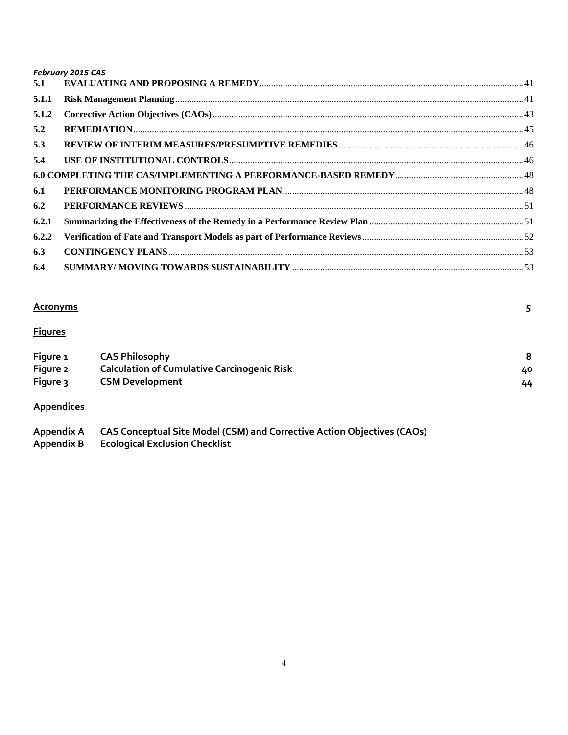| | | |
|---|---|---|
| 5.1 | **EVALUATING AND PROPOSING A REMEDY** | 41 |
| 5.1.1 | **Risk Management Planning** | 41 |
| 5.1.2 | **Corrective Action Objectives (CAOs)** | 43 |
| 5.2 | **REMEDIATION** | 45 |
| 5.3 | **REVIEW OF INTERIM MEASURES/PRESUMPTIVE REMEDIES** | 46 |
| 5.4 | **USE OF INSTITUTIONAL CONTROLS** | 46 |
| **6.0 COMPLETING THE CAS/IMPLEMENTING A PERFORMANCE-BASED REMEDY** | | 48 |
| 6.1 | **PERFORMANCE MONITORING PROGRAM PLAN** | 48 |
| 6.2 | **PERFORMANCE REVIEWS** | 51 |
| 6.2.1 | **Summarizing the Effectiveness of the Remedy in a Performance Review Plan** | 51 |
| 6.2.2 | **Verification of Fate and Transport Models as part of Performance Reviews** | 52 |
| 6.3 | **CONTINGENCY PLANS** | 53 |
| 6.4 | **SUMMARY/ MOVING TOWARDS SUSTAINABILITY** | 53 |

**Acronyms** 5

**Figures**

| | | |
|---|---|---|
| Figure 1 | CAS Philosophy | 8 |
| Figure 2 | Calculation of Cumulative Carcinogenic Risk | 40 |
| Figure 3 | CSM Development | 44 |

**Appendices**

| | |
|---|---|
| Appendix A | CAS Conceptual Site Model (CSM) and Corrective Action Objectives (CAOs) |
| Appendix B | Ecological Exclusion Checklist |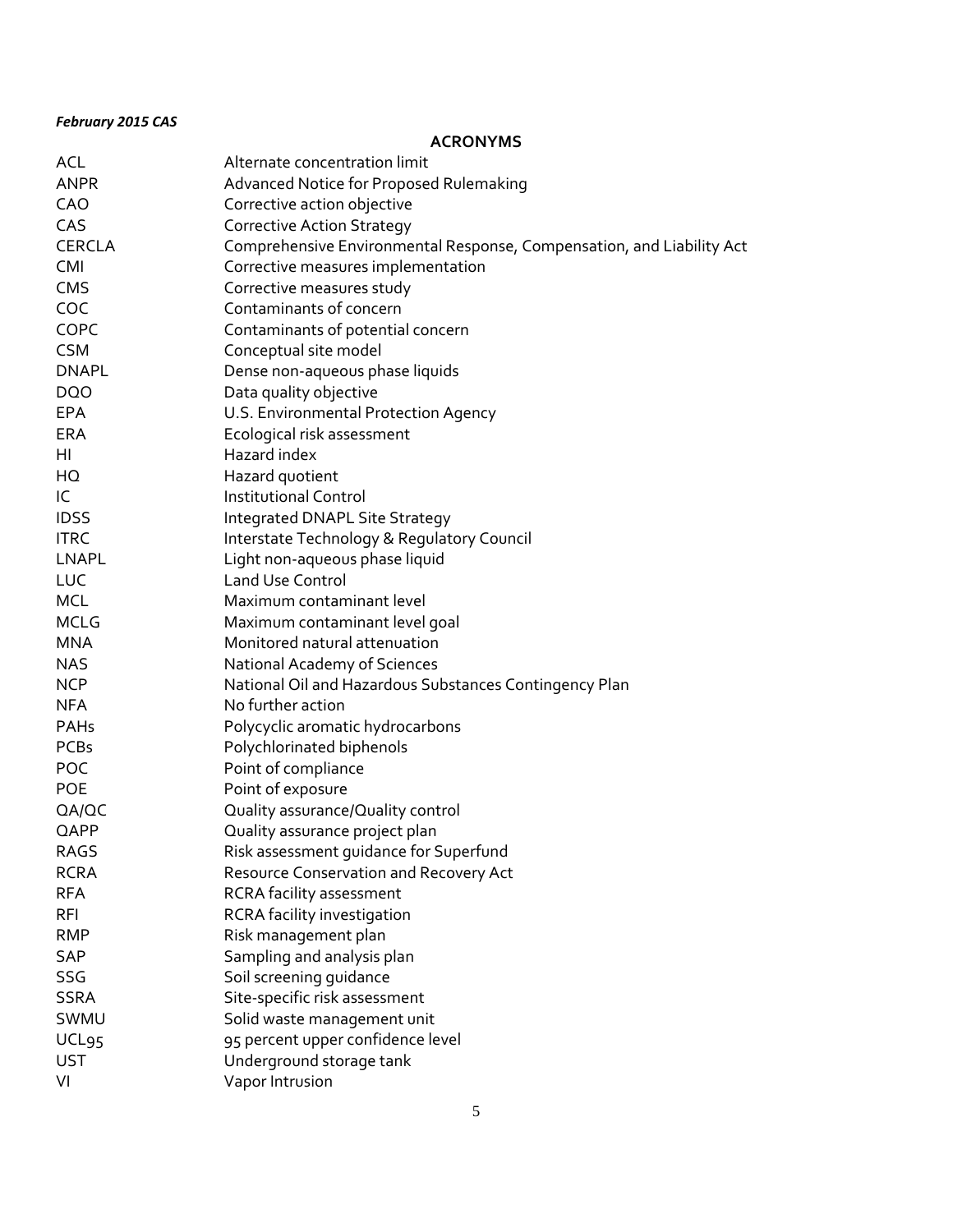*February 2015 CAS*

## ACRONYMS

| | |
|---|---|
| ACL | Alternate concentration limit |
| ANPR | Advanced Notice for Proposed Rulemaking |
| CAO | Corrective action objective |
| CAS | Corrective Action Strategy |
| CERCLA | Comprehensive Environmental Response, Compensation, and Liability Act |
| CMI | Corrective measures implementation |
| CMS | Corrective measures study |
| COC | Contaminants of concern |
| COPC | Contaminants of potential concern |
| CSM | Conceptual site model |
| DNAPL | Dense non-aqueous phase liquids |
| DQO | Data quality objective |
| EPA | U.S. Environmental Protection Agency |
| ERA | Ecological risk assessment |
| HI | Hazard index |
| HQ | Hazard quotient |
| IC | Institutional Control |
| IDSS | Integrated DNAPL Site Strategy |
| ITRC | Interstate Technology & Regulatory Council |
| LNAPL | Light non-aqueous phase liquid |
| LUC | Land Use Control |
| MCL | Maximum contaminant level |
| MCLG | Maximum contaminant level goal |
| MNA | Monitored natural attenuation |
| NAS | National Academy of Sciences |
| NCP | National Oil and Hazardous Substances Contingency Plan |
| NFA | No further action |
| PAHs | Polycyclic aromatic hydrocarbons |
| PCBs | Polychlorinated biphenols |
| POC | Point of compliance |
| POE | Point of exposure |
| QA/QC | Quality assurance/Quality control |
| QAPP | Quality assurance project plan |
| RAGS | Risk assessment guidance for Superfund |
| RCRA | Resource Conservation and Recovery Act |
| RFA | RCRA facility assessment |
| RFI | RCRA facility investigation |
| RMP | Risk management plan |
| SAP | Sampling and analysis plan |
| SSG | Soil screening guidance |
| SSRA | Site-specific risk assessment |
| SWMU | Solid waste management unit |
| $UCL_{95}$ | 95 percent upper confidence level |
| UST | Underground storage tank |
| VI | Vapor Intrusion |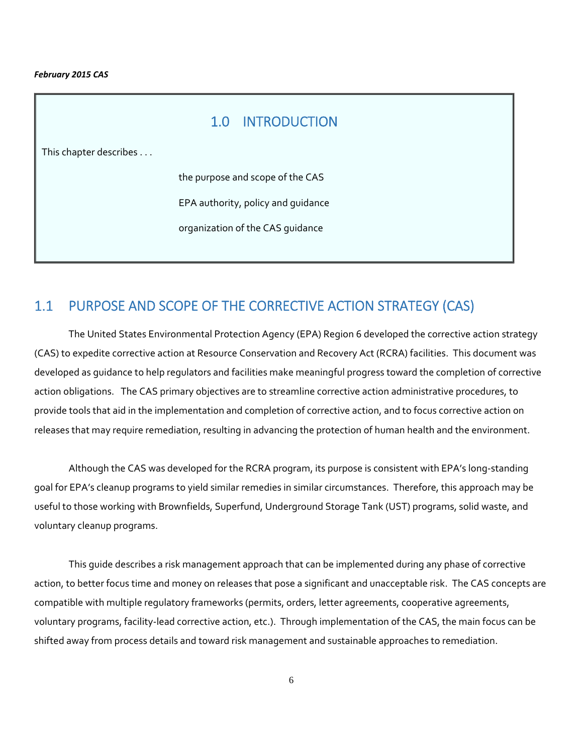# 1.0 INTRODUCTION

This chapter describes . . .

- the purpose and scope of the CAS
- EPA authority, policy and guidance
- organization of the CAS guidance

## 1.1 PURPOSE AND SCOPE OF THE CORRECTIVE ACTION STRATEGY (CAS)

The United States Environmental Protection Agency (EPA) Region 6 developed the corrective action strategy (CAS) to expedite corrective action at Resource Conservation and Recovery Act (RCRA) facilities. This document was developed as guidance to help regulators and facilities make meaningful progress toward the completion of corrective action obligations. The CAS primary objectives are to streamline corrective action administrative procedures, to provide tools that aid in the implementation and completion of corrective action, and to focus corrective action on releases that may require remediation, resulting in advancing the protection of human health and the environment.

Although the CAS was developed for the RCRA program, its purpose is consistent with EPA's long-standing goal for EPA's cleanup programs to yield similar remedies in similar circumstances. Therefore, this approach may be useful to those working with Brownfields, Superfund, Underground Storage Tank (UST) programs, solid waste, and voluntary cleanup programs.

This guide describes a risk management approach that can be implemented during any phase of corrective action, to better focus time and money on releases that pose a significant and unacceptable risk. The CAS concepts are compatible with multiple regulatory frameworks (permits, orders, letter agreements, cooperative agreements, voluntary programs, facility-lead corrective action, etc.). Through implementation of the CAS, the main focus can be shifted away from process details and toward risk management and sustainable approaches to remediation.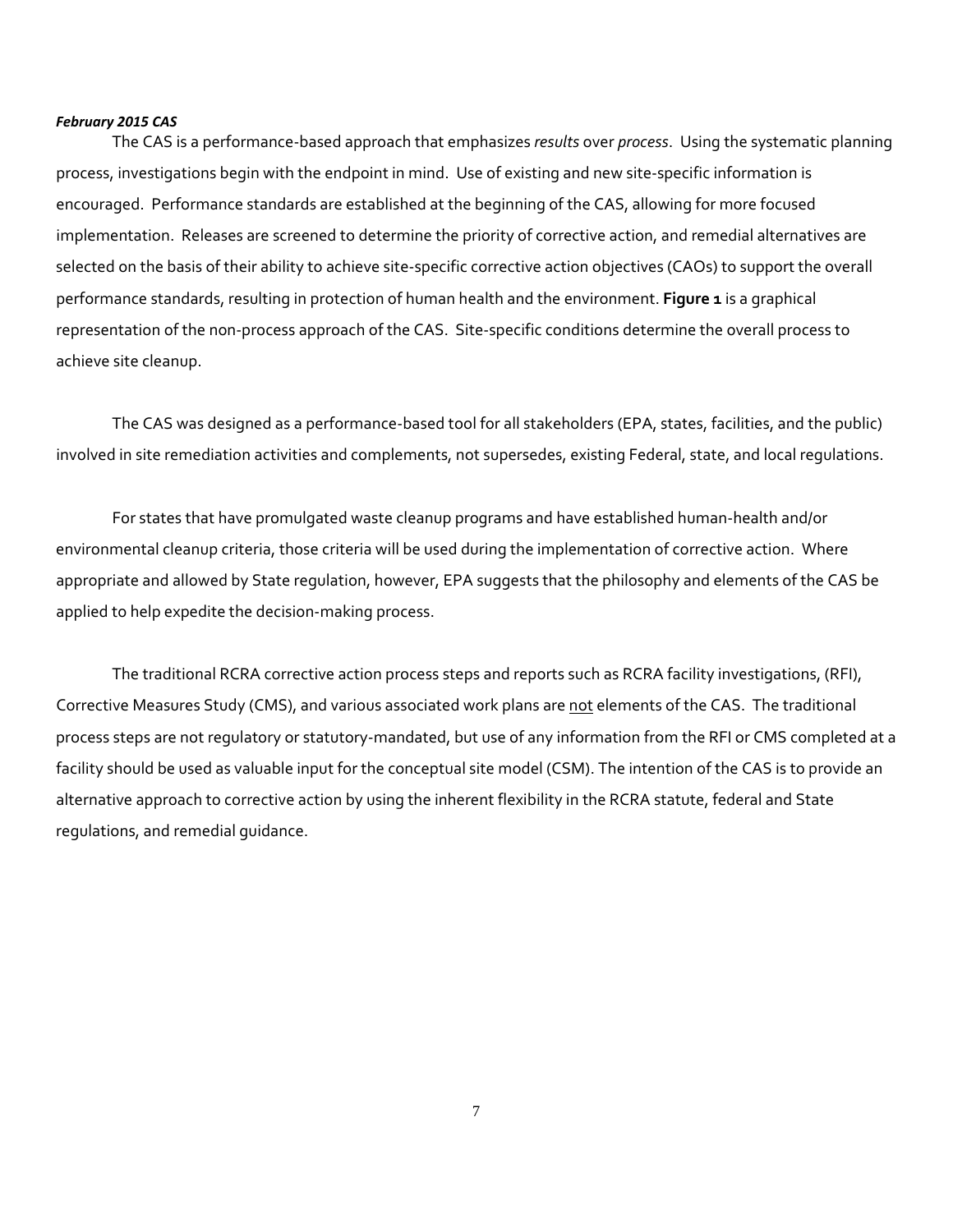***February 2015 CAS***

The CAS is a performance-based approach that emphasizes *results* over *process*. Using the systematic planning process, investigations begin with the endpoint in mind. Use of existing and new site-specific information is encouraged. Performance standards are established at the beginning of the CAS, allowing for more focused implementation. Releases are screened to determine the priority of corrective action, and remedial alternatives are selected on the basis of their ability to achieve site-specific corrective action objectives (CAOs) to support the overall performance standards, resulting in protection of human health and the environment. **Figure 1** is a graphical representation of the non-process approach of the CAS. Site-specific conditions determine the overall process to achieve site cleanup.

The CAS was designed as a performance-based tool for all stakeholders (EPA, states, facilities, and the public) involved in site remediation activities and complements, not supersedes, existing Federal, state, and local regulations.

For states that have promulgated waste cleanup programs and have established human-health and/or environmental cleanup criteria, those criteria will be used during the implementation of corrective action. Where appropriate and allowed by State regulation, however, EPA suggests that the philosophy and elements of the CAS be applied to help expedite the decision-making process.

The traditional RCRA corrective action process steps and reports such as RCRA facility investigations, (RFI), Corrective Measures Study (CMS), and various associated work plans are <u>not</u> elements of the CAS. The traditional process steps are not regulatory or statutory-mandated, but use of any information from the RFI or CMS completed at a facility should be used as valuable input for the conceptual site model (CSM). The intention of the CAS is to provide an alternative approach to corrective action by using the inherent flexibility in the RCRA statute, federal and State regulations, and remedial guidance.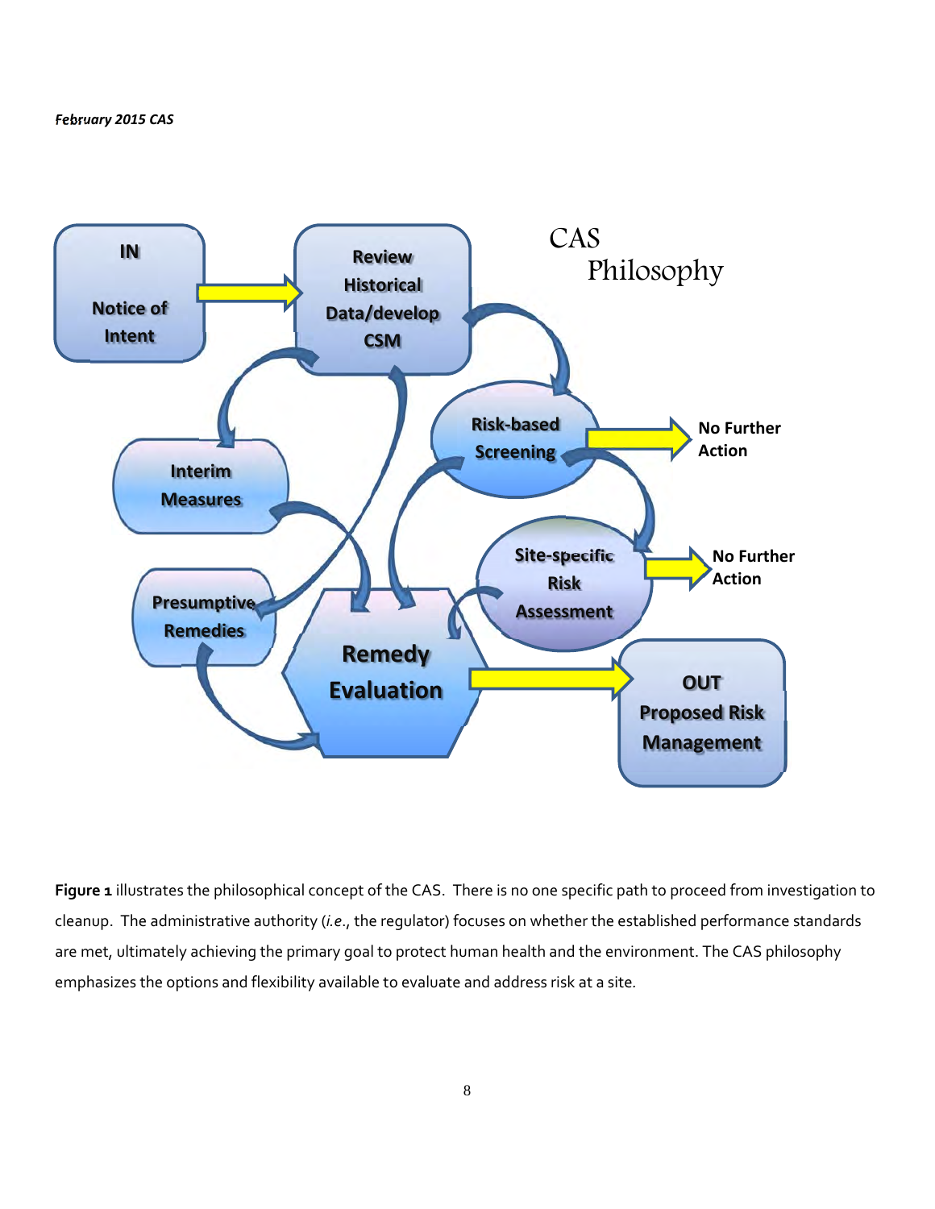*February 2015 CAS*

CAS
Philosophy

IN

Notice of Intent

Review Historical Data/develop CSM

Risk-based Screening

No Further Action

Interim Measures

Site-specific Risk Assessment

No Further Action

Presumptive Remedies

Remedy Evaluation

OUT

Proposed Risk Management

**Figure 1** illustrates the philosophical concept of the CAS. There is no one specific path to proceed from investigation to cleanup. The administrative authority (*i.e.*, the regulator) focuses on whether the established performance standards are met, ultimately achieving the primary goal to protect human health and the environment. The CAS philosophy emphasizes the options and flexibility available to evaluate and address risk at a site.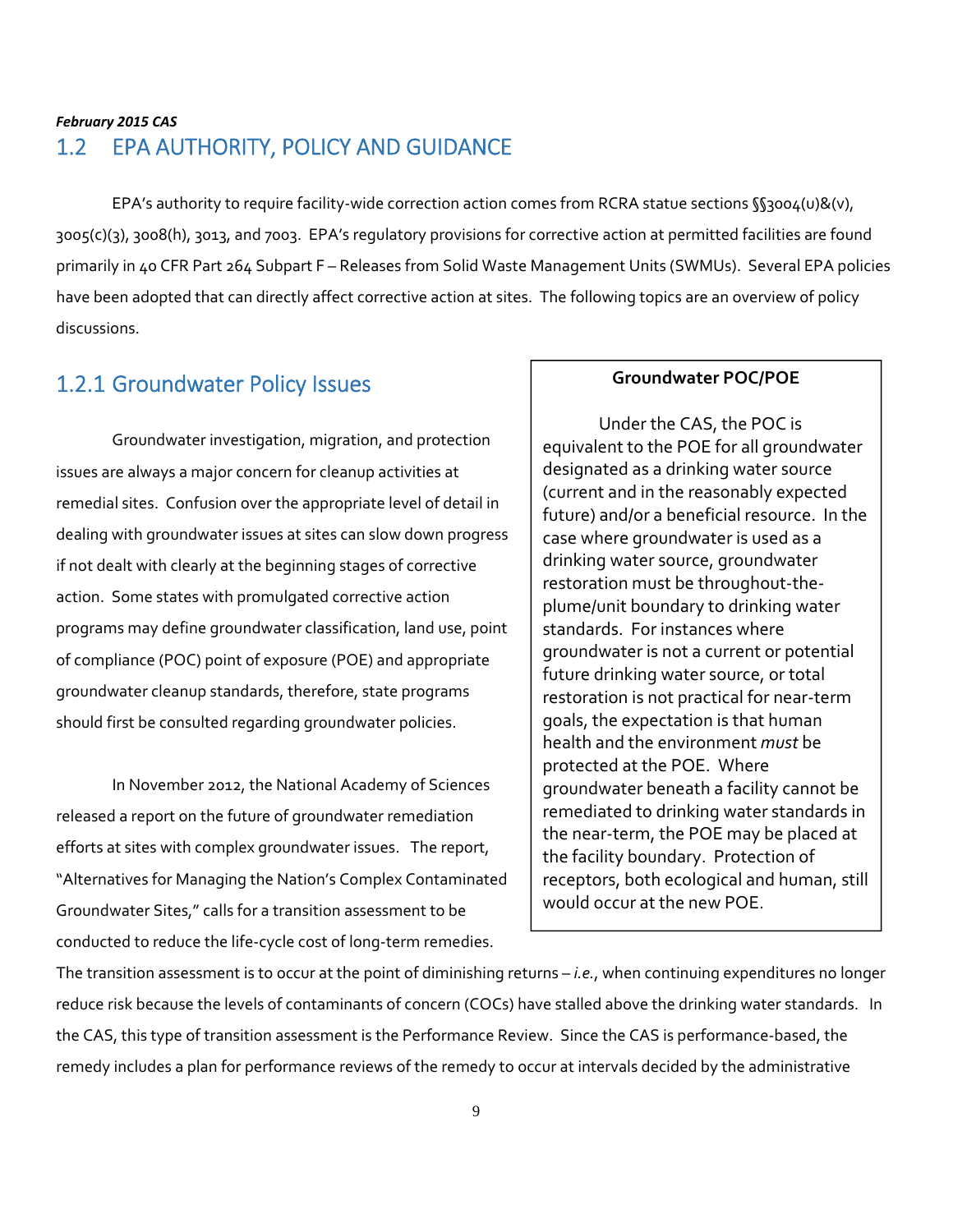*February 2015 CAS*

## 1.2 EPA AUTHORITY, POLICY AND GUIDANCE

EPA's authority to require facility-wide correction action comes from RCRA statue sections §§3004(u)&(v), 3005(c)(3), 3008(h), 3013, and 7003. EPA's regulatory provisions for corrective action at permitted facilities are found primarily in 40 CFR Part 264 Subpart F – Releases from Solid Waste Management Units (SWMUs). Several EPA policies have been adopted that can directly affect corrective action at sites. The following topics are an overview of policy discussions.

### 1.2.1 Groundwater Policy Issues

Groundwater investigation, migration, and protection issues are always a major concern for cleanup activities at remedial sites. Confusion over the appropriate level of detail in dealing with groundwater issues at sites can slow down progress if not dealt with clearly at the beginning stages of corrective action. Some states with promulgated corrective action programs may define groundwater classification, land use, point of compliance (POC) point of exposure (POE) and appropriate groundwater cleanup standards, therefore, state programs should first be consulted regarding groundwater policies.

**Groundwater POC/POE**

Under the CAS, the POC is equivalent to the POE for all groundwater designated as a drinking water source (current and in the reasonably expected future) and/or a beneficial resource. In the case where groundwater is used as a drinking water source, groundwater restoration must be throughout-the-plume/unit boundary to drinking water standards. For instances where groundwater is not a current or potential future drinking water source, or total restoration is not practical for near-term goals, the expectation is that human health and the environment *must* be protected at the POE. Where groundwater beneath a facility cannot be remediated to drinking water standards in the near-term, the POE may be placed at the facility boundary. Protection of receptors, both ecological and human, still would occur at the new POE.

In November 2012, the National Academy of Sciences released a report on the future of groundwater remediation efforts at sites with complex groundwater issues. The report, "Alternatives for Managing the Nation's Complex Contaminated Groundwater Sites," calls for a transition assessment to be conducted to reduce the life-cycle cost of long-term remedies. The transition assessment is to occur at the point of diminishing returns – *i.e.*, when continuing expenditures no longer reduce risk because the levels of contaminants of concern (COCs) have stalled above the drinking water standards. In the CAS, this type of transition assessment is the Performance Review. Since the CAS is performance-based, the remedy includes a plan for performance reviews of the remedy to occur at intervals decided by the administrative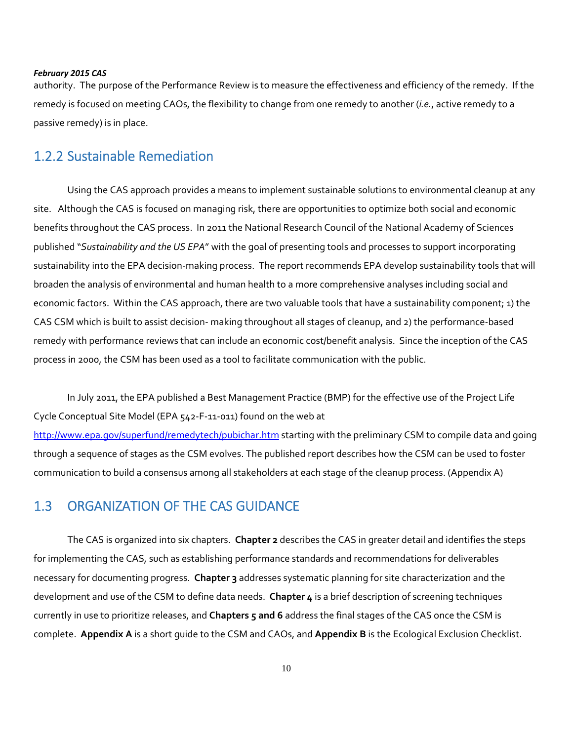authority. The purpose of the Performance Review is to measure the effectiveness and efficiency of the remedy. If the remedy is focused on meeting CAOs, the flexibility to change from one remedy to another (*i.e.*, active remedy to a passive remedy) is in place.

### 1.2.2 Sustainable Remediation

Using the CAS approach provides a means to implement sustainable solutions to environmental cleanup at any site. Although the CAS is focused on managing risk, there are opportunities to optimize both social and economic benefits throughout the CAS process. In 2011 the National Research Council of the National Academy of Sciences published "*Sustainability and the US EPA*" with the goal of presenting tools and processes to support incorporating sustainability into the EPA decision-making process. The report recommends EPA develop sustainability tools that will broaden the analysis of environmental and human health to a more comprehensive analyses including social and economic factors. Within the CAS approach, there are two valuable tools that have a sustainability component; 1) the CAS CSM which is built to assist decision- making throughout all stages of cleanup, and 2) the performance-based remedy with performance reviews that can include an economic cost/benefit analysis. Since the inception of the CAS process in 2000, the CSM has been used as a tool to facilitate communication with the public.

In July 2011, the EPA published a Best Management Practice (BMP) for the effective use of the Project Life Cycle Conceptual Site Model (EPA 542-F-11-011) found on the web at http://www.epa.gov/superfund/remedytech/pubichar.htm starting with the preliminary CSM to compile data and going through a sequence of stages as the CSM evolves. The published report describes how the CSM can be used to foster communication to build a consensus among all stakeholders at each stage of the cleanup process. (Appendix A)

## 1.3 ORGANIZATION OF THE CAS GUIDANCE

The CAS is organized into six chapters. **Chapter 2** describes the CAS in greater detail and identifies the steps for implementing the CAS, such as establishing performance standards and recommendations for deliverables necessary for documenting progress. **Chapter 3** addresses systematic planning for site characterization and the development and use of the CSM to define data needs. **Chapter 4** is a brief description of screening techniques currently in use to prioritize releases, and **Chapters 5 and 6** address the final stages of the CAS once the CSM is complete. **Appendix A** is a short guide to the CSM and CAOs, and **Appendix B** is the Ecological Exclusion Checklist.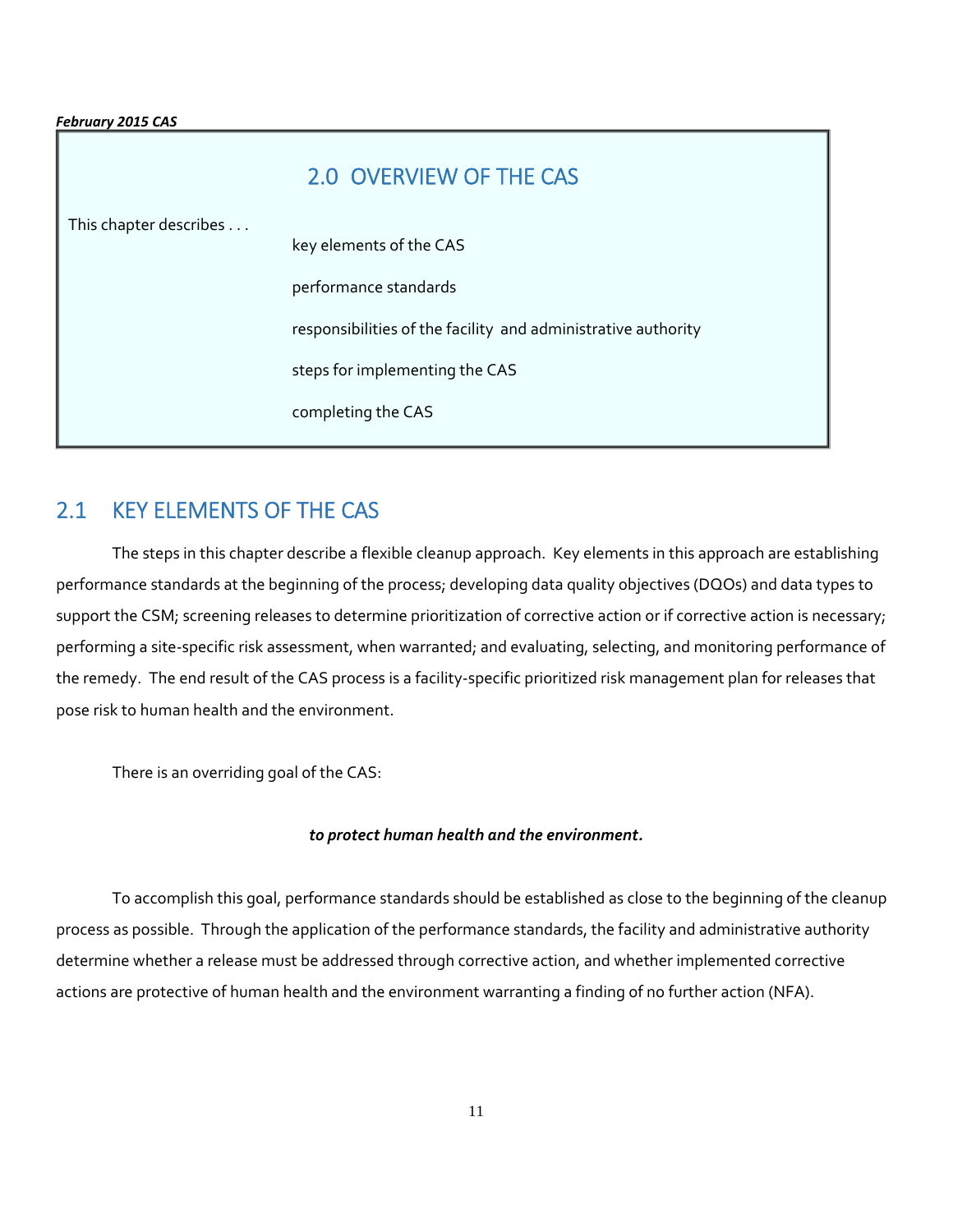*February 2015 CAS*

## 2.0 OVERVIEW OF THE CAS

This chapter describes . . .

- key elements of the CAS
- performance standards
- responsibilities of the facility and administrative authority
- steps for implementing the CAS
- completing the CAS

## 2.1 KEY ELEMENTS OF THE CAS

The steps in this chapter describe a flexible cleanup approach. Key elements in this approach are establishing performance standards at the beginning of the process; developing data quality objectives (DQOs) and data types to support the CSM; screening releases to determine prioritization of corrective action or if corrective action is necessary; performing a site-specific risk assessment, when warranted; and evaluating, selecting, and monitoring performance of the remedy. The end result of the CAS process is a facility-specific prioritized risk management plan for releases that pose risk to human health and the environment.

There is an overriding goal of the CAS:

***to protect human health and the environment.***

To accomplish this goal, performance standards should be established as close to the beginning of the cleanup process as possible. Through the application of the performance standards, the facility and administrative authority determine whether a release must be addressed through corrective action, and whether implemented corrective actions are protective of human health and the environment warranting a finding of no further action (NFA).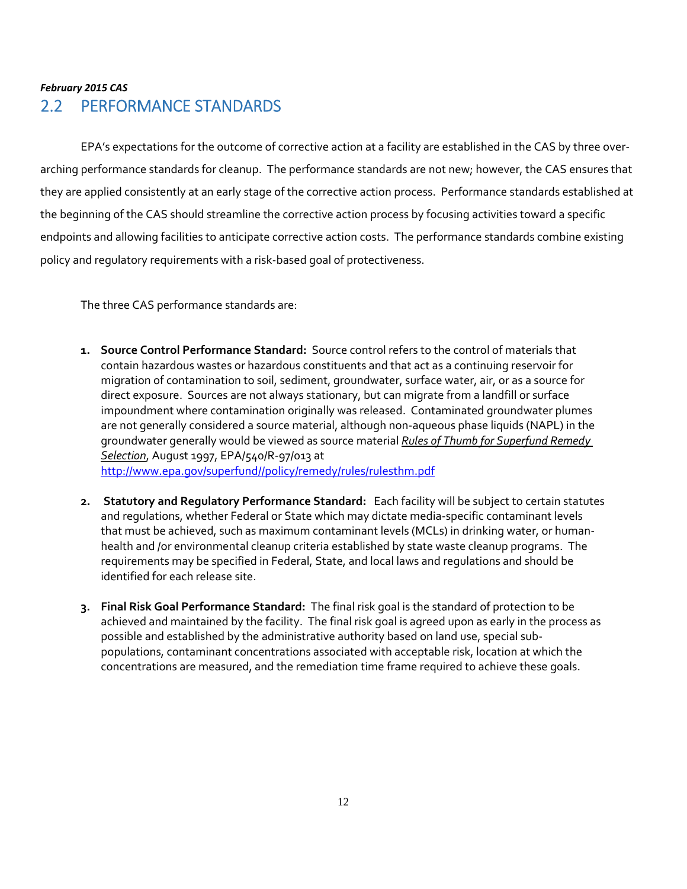*February 2015 CAS*

## 2.2 PERFORMANCE STANDARDS

EPA's expectations for the outcome of corrective action at a facility are established in the CAS by three over-arching performance standards for cleanup. The performance standards are not new; however, the CAS ensures that they are applied consistently at an early stage of the corrective action process. Performance standards established at the beginning of the CAS should streamline the corrective action process by focusing activities toward a specific endpoints and allowing facilities to anticipate corrective action costs. The performance standards combine existing policy and regulatory requirements with a risk-based goal of protectiveness.

The three CAS performance standards are:

1. **Source Control Performance Standard:** Source control refers to the control of materials that contain hazardous wastes or hazardous constituents and that act as a continuing reservoir for migration of contamination to soil, sediment, groundwater, surface water, air, or as a source for direct exposure. Sources are not always stationary, but can migrate from a landfill or surface impoundment where contamination originally was released. Contaminated groundwater plumes are not generally considered a source material, although non-aqueous phase liquids (NAPL) in the groundwater generally would be viewed as source material *Rules of Thumb for Superfund Remedy Selection*, August 1997, EPA/540/R-97/013 at http://www.epa.gov/superfund//policy/remedy/rules/rulesthm.pdf

2. **Statutory and Regulatory Performance Standard:** Each facility will be subject to certain statutes and regulations, whether Federal or State which may dictate media-specific contaminant levels that must be achieved, such as maximum contaminant levels (MCLs) in drinking water, or human-health and /or environmental cleanup criteria established by state waste cleanup programs. The requirements may be specified in Federal, State, and local laws and regulations and should be identified for each release site.

3. **Final Risk Goal Performance Standard:** The final risk goal is the standard of protection to be achieved and maintained by the facility. The final risk goal is agreed upon as early in the process as possible and established by the administrative authority based on land use, special sub-populations, contaminant concentrations associated with acceptable risk, location at which the concentrations are measured, and the remediation time frame required to achieve these goals.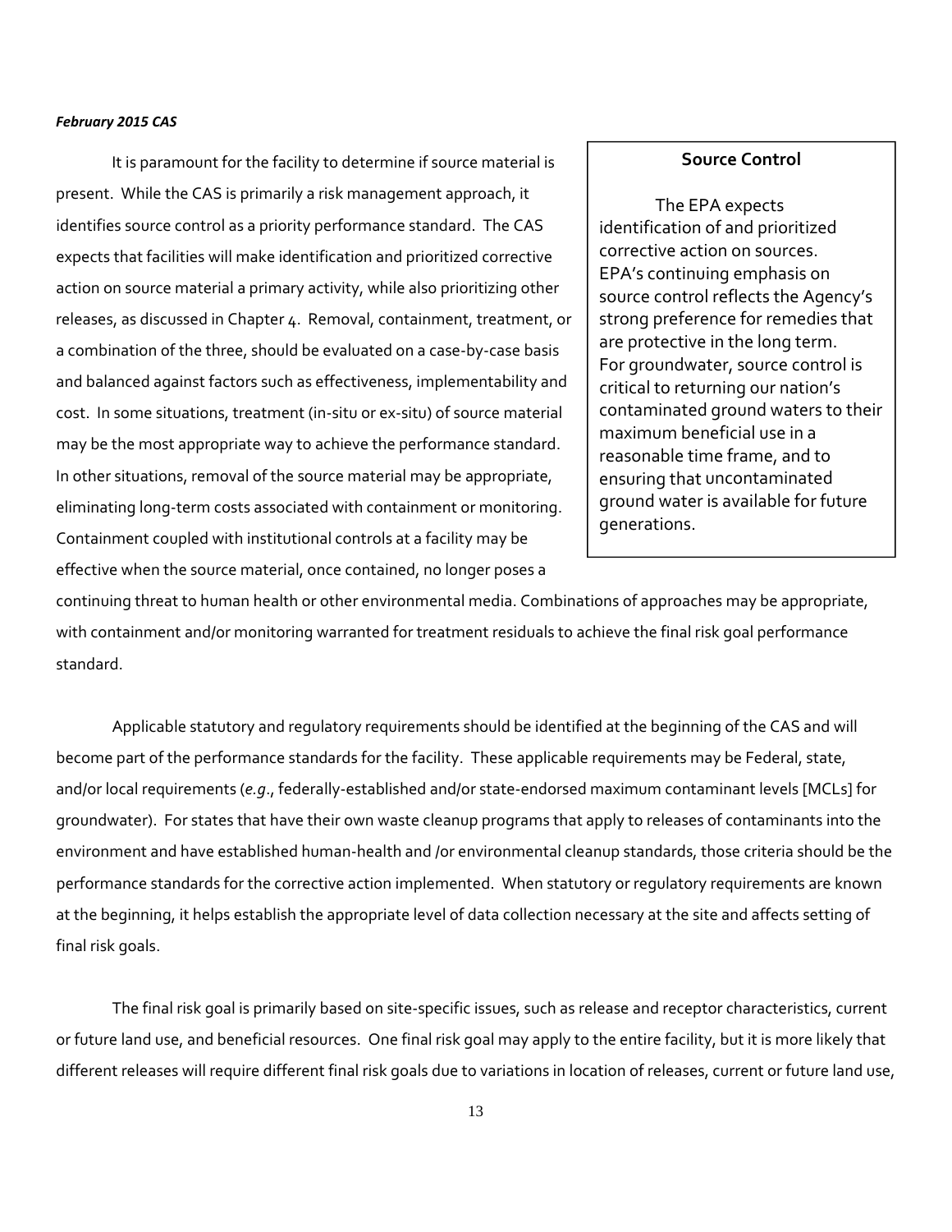It is paramount for the facility to determine if source material is present. While the CAS is primarily a risk management approach, it identifies source control as a priority performance standard. The CAS expects that facilities will make identification and prioritized corrective action on source material a primary activity, while also prioritizing other releases, as discussed in Chapter 4. Removal, containment, treatment, or a combination of the three, should be evaluated on a case-by-case basis and balanced against factors such as effectiveness, implementability and cost. In some situations, treatment (in-situ or ex-situ) of source material may be the most appropriate way to achieve the performance standard. In other situations, removal of the source material may be appropriate, eliminating long-term costs associated with containment or monitoring. Containment coupled with institutional controls at a facility may be effective when the source material, once contained, no longer poses a continuing threat to human health or other environmental media. Combinations of approaches may be appropriate, with containment and/or monitoring warranted for treatment residuals to achieve the final risk goal performance standard.

> **Source Control**
>
> The EPA expects identification of and prioritized corrective action on sources. EPA's continuing emphasis on source control reflects the Agency's strong preference for remedies that are protective in the long term. For groundwater, source control is critical to returning our nation's contaminated ground waters to their maximum beneficial use in a reasonable time frame, and to ensuring that uncontaminated ground water is available for future generations.

Applicable statutory and regulatory requirements should be identified at the beginning of the CAS and will become part of the performance standards for the facility. These applicable requirements may be Federal, state, and/or local requirements (*e.g*., federally-established and/or state-endorsed maximum contaminant levels [MCLs] for groundwater). For states that have their own waste cleanup programs that apply to releases of contaminants into the environment and have established human-health and /or environmental cleanup standards, those criteria should be the performance standards for the corrective action implemented. When statutory or regulatory requirements are known at the beginning, it helps establish the appropriate level of data collection necessary at the site and affects setting of final risk goals.

The final risk goal is primarily based on site-specific issues, such as release and receptor characteristics, current or future land use, and beneficial resources. One final risk goal may apply to the entire facility, but it is more likely that different releases will require different final risk goals due to variations in location of releases, current or future land use,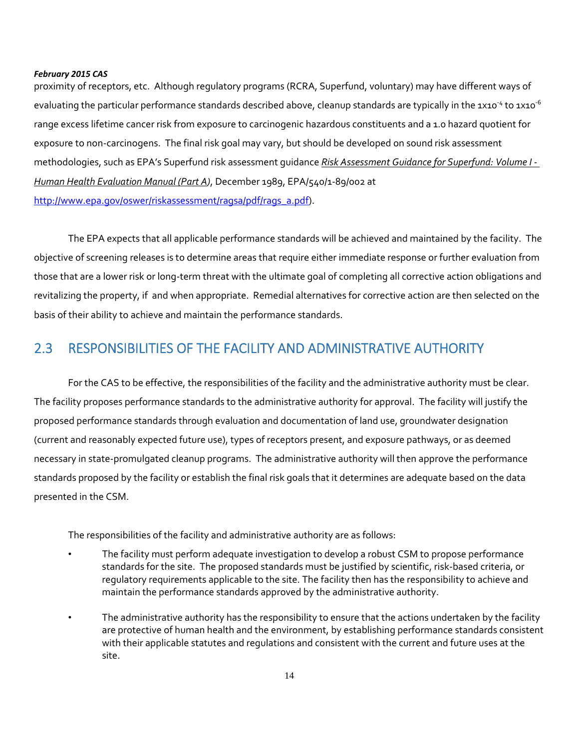proximity of receptors, etc. Although regulatory programs (RCRA, Superfund, voluntary) may have different ways of evaluating the particular performance standards described above, cleanup standards are typically in the $1x10^{-4}$ to $1x10^{-6}$ range excess lifetime cancer risk from exposure to carcinogenic hazardous constituents and a 1.0 hazard quotient for exposure to non-carcinogens. The final risk goal may vary, but should be developed on sound risk assessment methodologies, such as EPA's Superfund risk assessment guidance *Risk Assessment Guidance for Superfund: Volume I - Human Health Evaluation Manual (Part A)*, December 1989, EPA/540/1-89/002 at http://www.epa.gov/oswer/riskassessment/ragsa/pdf/rags_a.pdf).

The EPA expects that all applicable performance standards will be achieved and maintained by the facility. The objective of screening releases is to determine areas that require either immediate response or further evaluation from those that are a lower risk or long-term threat with the ultimate goal of completing all corrective action obligations and revitalizing the property, if and when appropriate. Remedial alternatives for corrective action are then selected on the basis of their ability to achieve and maintain the performance standards.

## 2.3 RESPONSIBILITIES OF THE FACILITY AND ADMINISTRATIVE AUTHORITY

For the CAS to be effective, the responsibilities of the facility and the administrative authority must be clear. The facility proposes performance standards to the administrative authority for approval. The facility will justify the proposed performance standards through evaluation and documentation of land use, groundwater designation (current and reasonably expected future use), types of receptors present, and exposure pathways, or as deemed necessary in state-promulgated cleanup programs. The administrative authority will then approve the performance standards proposed by the facility or establish the final risk goals that it determines are adequate based on the data presented in the CSM.

The responsibilities of the facility and administrative authority are as follows:

- The facility must perform adequate investigation to develop a robust CSM to propose performance standards for the site. The proposed standards must be justified by scientific, risk-based criteria, or regulatory requirements applicable to the site. The facility then has the responsibility to achieve and maintain the performance standards approved by the administrative authority.
- The administrative authority has the responsibility to ensure that the actions undertaken by the facility are protective of human health and the environment, by establishing performance standards consistent with their applicable statutes and regulations and consistent with the current and future uses at the site.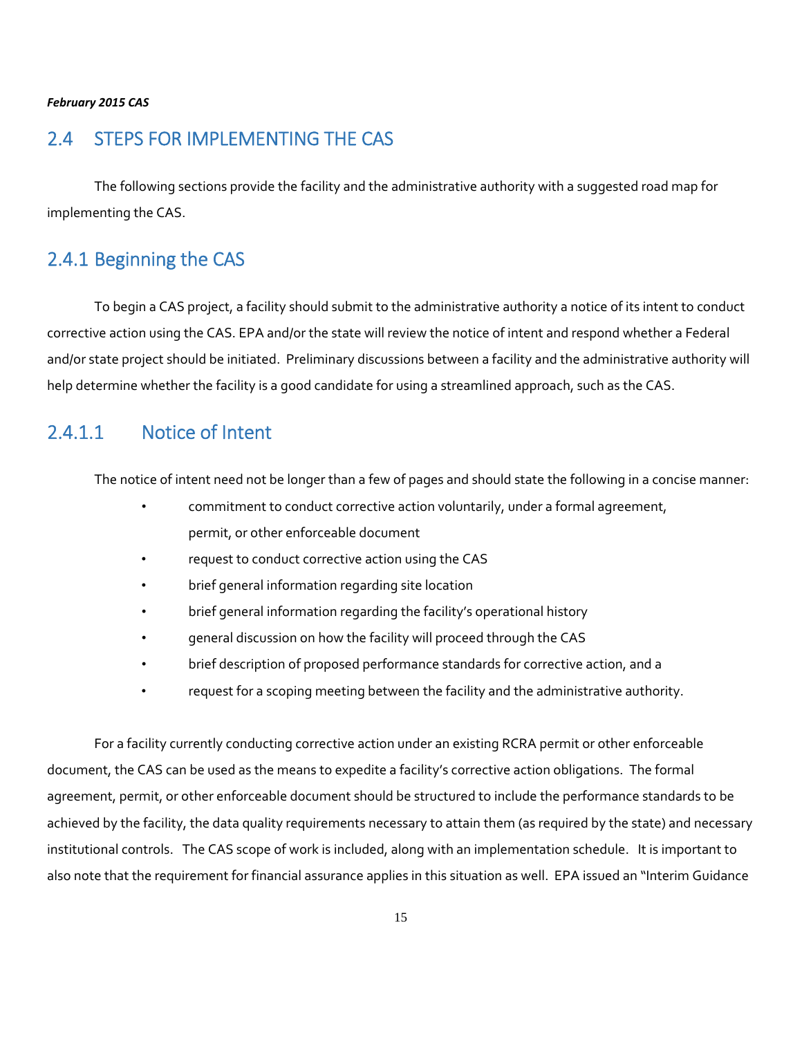*February 2015 CAS*

## 2.4 STEPS FOR IMPLEMENTING THE CAS

The following sections provide the facility and the administrative authority with a suggested road map for implementing the CAS.

## 2.4.1 Beginning the CAS

To begin a CAS project, a facility should submit to the administrative authority a notice of its intent to conduct corrective action using the CAS. EPA and/or the state will review the notice of intent and respond whether a Federal and/or state project should be initiated. Preliminary discussions between a facility and the administrative authority will help determine whether the facility is a good candidate for using a streamlined approach, such as the CAS.

### 2.4.1.1 Notice of Intent

The notice of intent need not be longer than a few of pages and should state the following in a concise manner:

- commitment to conduct corrective action voluntarily, under a formal agreement, permit, or other enforceable document
- request to conduct corrective action using the CAS
- brief general information regarding site location
- brief general information regarding the facility's operational history
- general discussion on how the facility will proceed through the CAS
- brief description of proposed performance standards for corrective action, and a
- request for a scoping meeting between the facility and the administrative authority.

For a facility currently conducting corrective action under an existing RCRA permit or other enforceable document, the CAS can be used as the means to expedite a facility's corrective action obligations. The formal agreement, permit, or other enforceable document should be structured to include the performance standards to be achieved by the facility, the data quality requirements necessary to attain them (as required by the state) and necessary institutional controls. The CAS scope of work is included, along with an implementation schedule. It is important to also note that the requirement for financial assurance applies in this situation as well. EPA issued an "Interim Guidance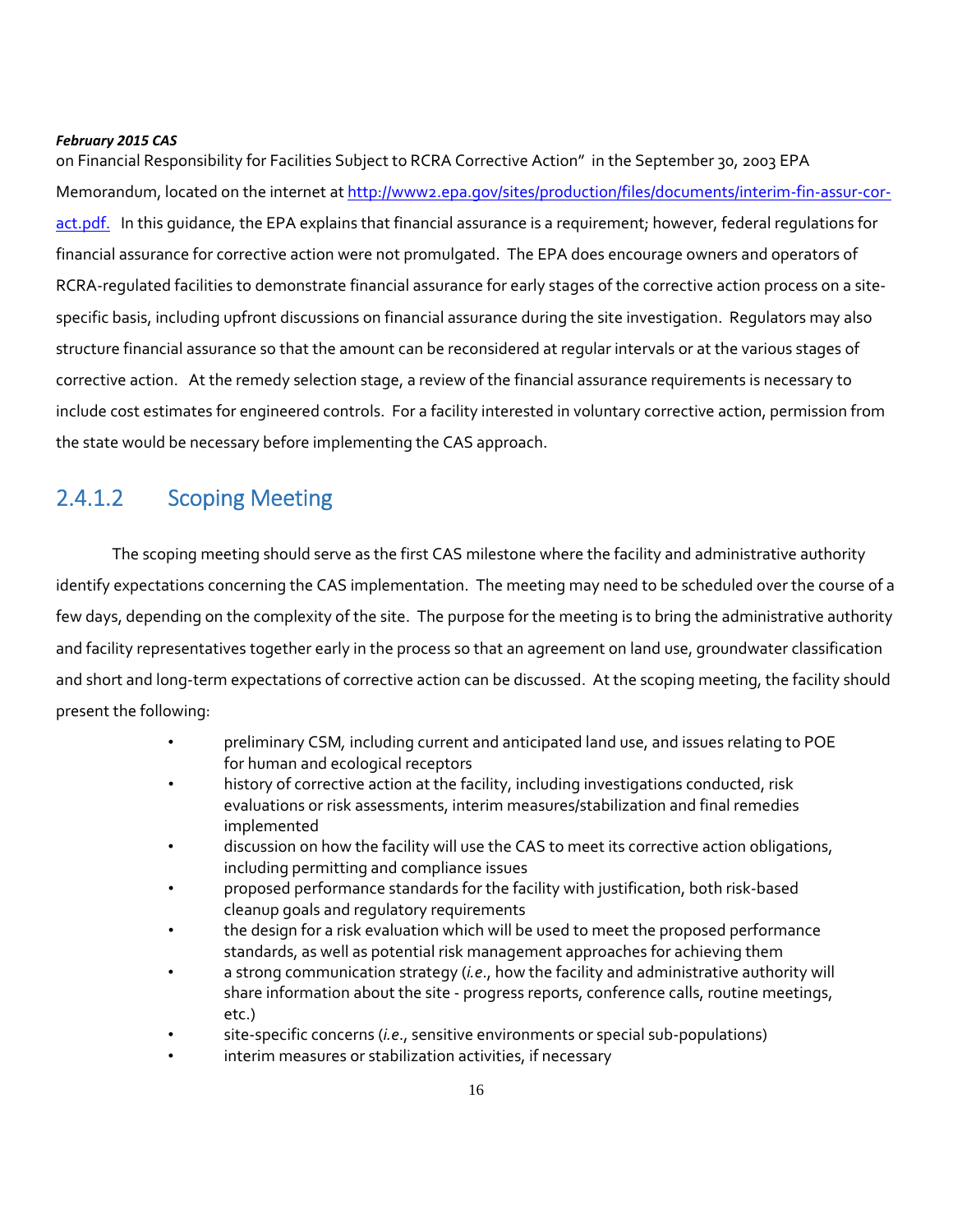on Financial Responsibility for Facilities Subject to RCRA Corrective Action" in the September 30, 2003 EPA Memorandum, located on the internet at [http://www2.epa.gov/sites/production/files/documents/interim-fin-assur-cor-act.pdf.](http://www2.epa.gov/sites/production/files/documents/interim-fin-assur-cor-act.pdf) In this guidance, the EPA explains that financial assurance is a requirement; however, federal regulations for financial assurance for corrective action were not promulgated. The EPA does encourage owners and operators of RCRA-regulated facilities to demonstrate financial assurance for early stages of the corrective action process on a site-specific basis, including upfront discussions on financial assurance during the site investigation. Regulators may also structure financial assurance so that the amount can be reconsidered at regular intervals or at the various stages of corrective action. At the remedy selection stage, a review of the financial assurance requirements is necessary to include cost estimates for engineered controls. For a facility interested in voluntary corrective action, permission from the state would be necessary before implementing the CAS approach.

#### 2.4.1.2 Scoping Meeting

The scoping meeting should serve as the first CAS milestone where the facility and administrative authority identify expectations concerning the CAS implementation. The meeting may need to be scheduled over the course of a few days, depending on the complexity of the site. The purpose for the meeting is to bring the administrative authority and facility representatives together early in the process so that an agreement on land use, groundwater classification and short and long-term expectations of corrective action can be discussed. At the scoping meeting, the facility should present the following:

- preliminary CSM, including current and anticipated land use, and issues relating to POE for human and ecological receptors
- history of corrective action at the facility, including investigations conducted, risk evaluations or risk assessments, interim measures/stabilization and final remedies implemented
- discussion on how the facility will use the CAS to meet its corrective action obligations, including permitting and compliance issues
- proposed performance standards for the facility with justification, both risk-based cleanup goals and regulatory requirements
- the design for a risk evaluation which will be used to meet the proposed performance standards, as well as potential risk management approaches for achieving them
- a strong communication strategy (*i.e*., how the facility and administrative authority will share information about the site - progress reports, conference calls, routine meetings, etc.)
- site-specific concerns (*i.e*., sensitive environments or special sub-populations)
- interim measures or stabilization activities, if necessary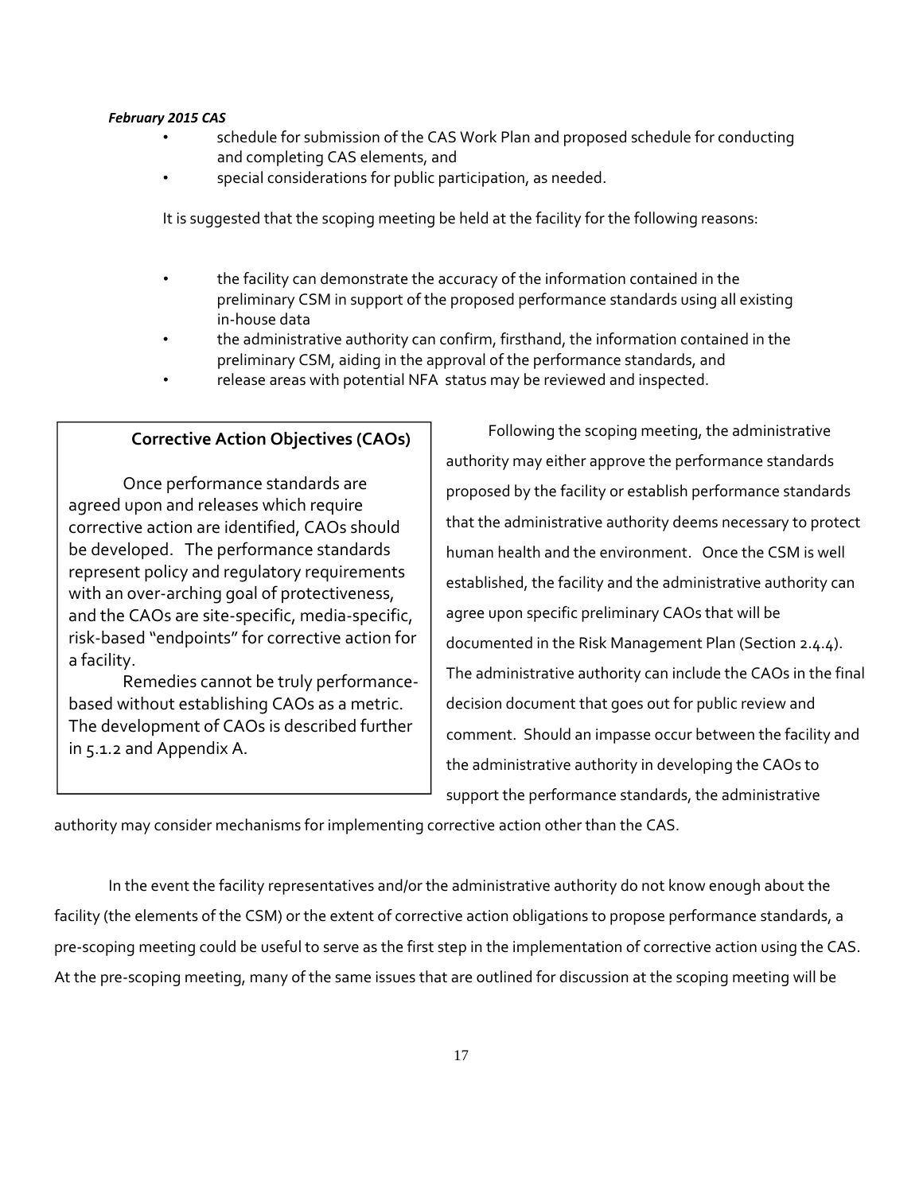- schedule for submission of the CAS Work Plan and proposed schedule for conducting and completing CAS elements, and
- special considerations for public participation, as needed.

It is suggested that the scoping meeting be held at the facility for the following reasons:

- the facility can demonstrate the accuracy of the information contained in the preliminary CSM in support of the proposed performance standards using all existing in-house data
- the administrative authority can confirm, firsthand, the information contained in the preliminary CSM, aiding in the approval of the performance standards, and
- release areas with potential NFA status may be reviewed and inspected.

> **Corrective Action Objectives (CAOs)**
>
> Once performance standards are agreed upon and releases which require corrective action are identified, CAOs should be developed. The performance standards represent policy and regulatory requirements with an over-arching goal of protectiveness, and the CAOs are site-specific, media-specific, risk-based "endpoints" for corrective action for a facility.
>
> Remedies cannot be truly performance-based without establishing CAOs as a metric. The development of CAOs is described further in 5.1.2 and Appendix A.

Following the scoping meeting, the administrative authority may either approve the performance standards proposed by the facility or establish performance standards that the administrative authority deems necessary to protect human health and the environment. Once the CSM is well established, the facility and the administrative authority can agree upon specific preliminary CAOs that will be documented in the Risk Management Plan (Section 2.4.4). The administrative authority can include the CAOs in the final decision document that goes out for public review and comment. Should an impasse occur between the facility and the administrative authority in developing the CAOs to support the performance standards, the administrative authority may consider mechanisms for implementing corrective action other than the CAS.

In the event the facility representatives and/or the administrative authority do not know enough about the facility (the elements of the CSM) or the extent of corrective action obligations to propose performance standards, a pre-scoping meeting could be useful to serve as the first step in the implementation of corrective action using the CAS. At the pre-scoping meeting, many of the same issues that are outlined for discussion at the scoping meeting will be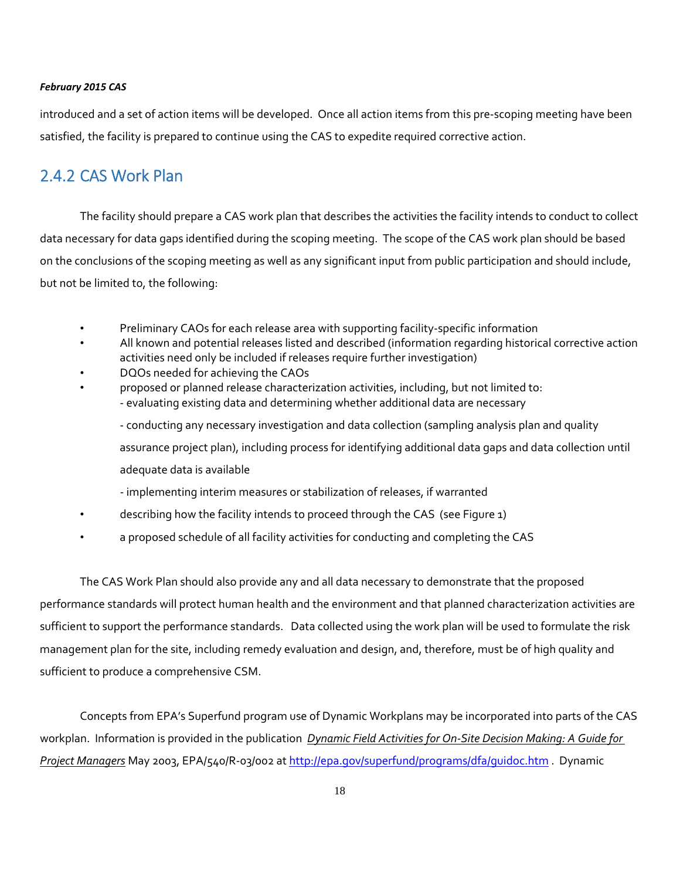introduced and a set of action items will be developed. Once all action items from this pre-scoping meeting have been satisfied, the facility is prepared to continue using the CAS to expedite required corrective action.

## 2.4.2 CAS Work Plan

The facility should prepare a CAS work plan that describes the activities the facility intends to conduct to collect data necessary for data gaps identified during the scoping meeting. The scope of the CAS work plan should be based on the conclusions of the scoping meeting as well as any significant input from public participation and should include, but not be limited to, the following:

- Preliminary CAOs for each release area with supporting facility-specific information
- All known and potential releases listed and described (information regarding historical corrective action activities need only be included if releases require further investigation)
- DQOs needed for achieving the CAOs
- proposed or planned release characterization activities, including, but not limited to:
  - evaluating existing data and determining whether additional data are necessary
  - conducting any necessary investigation and data collection (sampling analysis plan and quality assurance project plan), including process for identifying additional data gaps and data collection until adequate data is available
  - implementing interim measures or stabilization of releases, if warranted
- describing how the facility intends to proceed through the CAS (see Figure 1)
- a proposed schedule of all facility activities for conducting and completing the CAS

The CAS Work Plan should also provide any and all data necessary to demonstrate that the proposed performance standards will protect human health and the environment and that planned characterization activities are sufficient to support the performance standards. Data collected using the work plan will be used to formulate the risk management plan for the site, including remedy evaluation and design, and, therefore, must be of high quality and sufficient to produce a comprehensive CSM.

Concepts from EPA's Superfund program use of Dynamic Workplans may be incorporated into parts of the CAS workplan. Information is provided in the publication *Dynamic Field Activities for On-Site Decision Making: A Guide for Project Managers* May 2003, EPA/540/R-03/002 at http://epa.gov/superfund/programs/dfa/guidoc.htm . Dynamic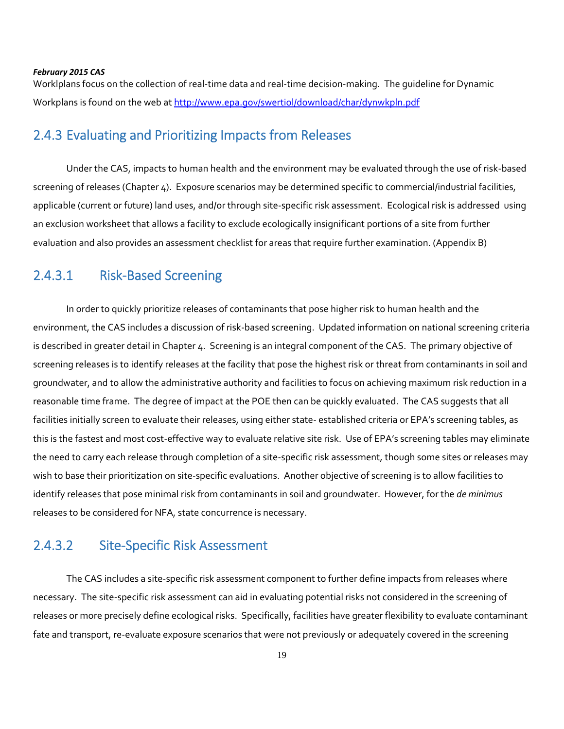Worklplans focus on the collection of real-time data and real-time decision-making. The guideline for Dynamic Workplans is found on the web at http://www.epa.gov/swertiol/download/char/dynwkpln.pdf

## 2.4.3 Evaluating and Prioritizing Impacts from Releases

Under the CAS, impacts to human health and the environment may be evaluated through the use of risk-based screening of releases (Chapter 4). Exposure scenarios may be determined specific to commercial/industrial facilities, applicable (current or future) land uses, and/or through site-specific risk assessment. Ecological risk is addressed using an exclusion worksheet that allows a facility to exclude ecologically insignificant portions of a site from further evaluation and also provides an assessment checklist for areas that require further examination. (Appendix B)

### 2.4.3.1 Risk-Based Screening

In order to quickly prioritize releases of contaminants that pose higher risk to human health and the environment, the CAS includes a discussion of risk-based screening. Updated information on national screening criteria is described in greater detail in Chapter 4. Screening is an integral component of the CAS. The primary objective of screening releases is to identify releases at the facility that pose the highest risk or threat from contaminants in soil and groundwater, and to allow the administrative authority and facilities to focus on achieving maximum risk reduction in a reasonable time frame. The degree of impact at the POE then can be quickly evaluated. The CAS suggests that all facilities initially screen to evaluate their releases, using either state- established criteria or EPA's screening tables, as this is the fastest and most cost-effective way to evaluate relative site risk. Use of EPA's screening tables may eliminate the need to carry each release through completion of a site-specific risk assessment, though some sites or releases may wish to base their prioritization on site-specific evaluations. Another objective of screening is to allow facilities to identify releases that pose minimal risk from contaminants in soil and groundwater. However, for the *de minimus* releases to be considered for NFA, state concurrence is necessary.

### 2.4.3.2 Site-Specific Risk Assessment

The CAS includes a site-specific risk assessment component to further define impacts from releases where necessary. The site-specific risk assessment can aid in evaluating potential risks not considered in the screening of releases or more precisely define ecological risks. Specifically, facilities have greater flexibility to evaluate contaminant fate and transport, re-evaluate exposure scenarios that were not previously or adequately covered in the screening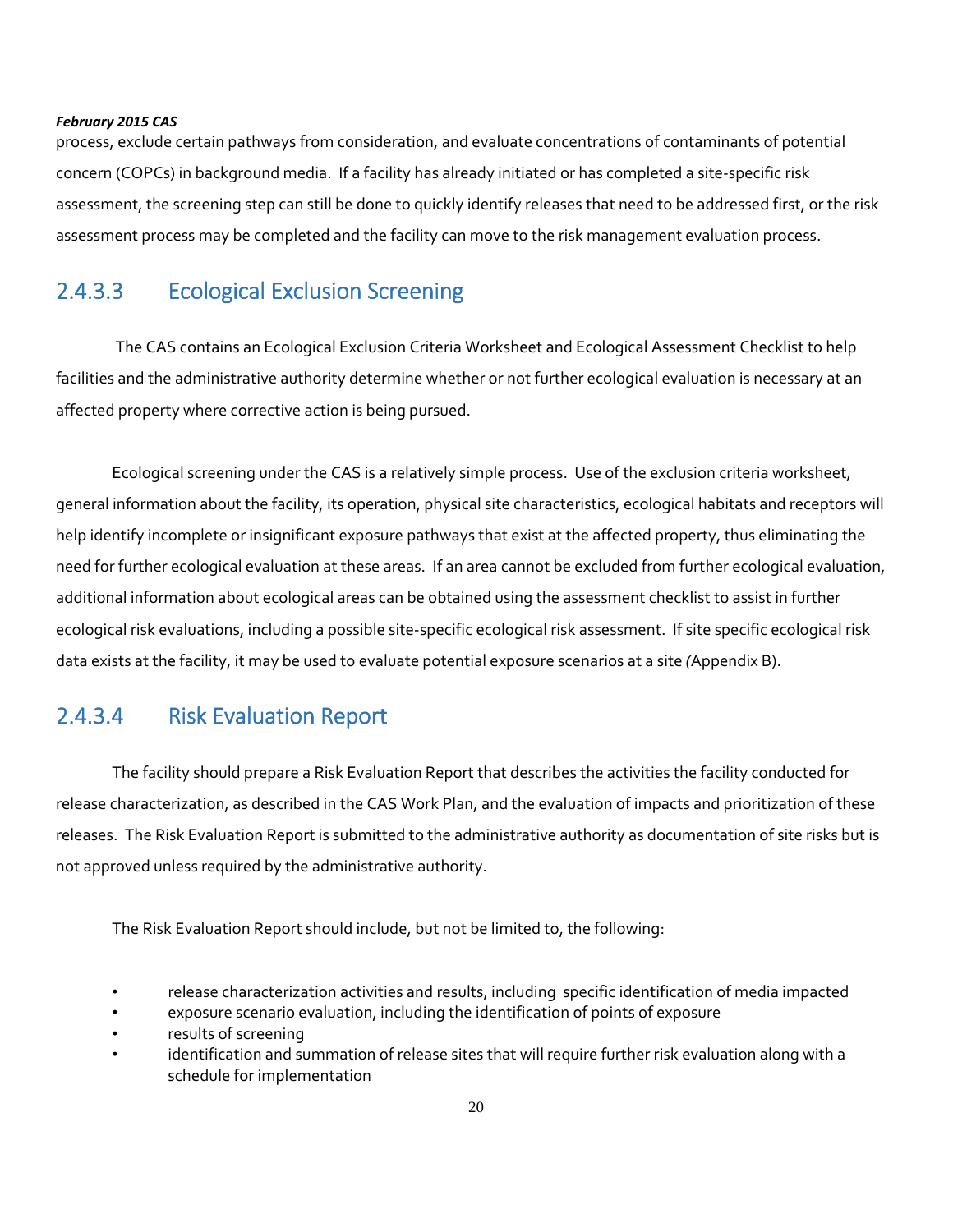process, exclude certain pathways from consideration, and evaluate concentrations of contaminants of potential concern (COPCs) in background media. If a facility has already initiated or has completed a site-specific risk assessment, the screening step can still be done to quickly identify releases that need to be addressed first, or the risk assessment process may be completed and the facility can move to the risk management evaluation process.

### 2.4.3.3 Ecological Exclusion Screening

The CAS contains an Ecological Exclusion Criteria Worksheet and Ecological Assessment Checklist to help facilities and the administrative authority determine whether or not further ecological evaluation is necessary at an affected property where corrective action is being pursued.

Ecological screening under the CAS is a relatively simple process. Use of the exclusion criteria worksheet, general information about the facility, its operation, physical site characteristics, ecological habitats and receptors will help identify incomplete or insignificant exposure pathways that exist at the affected property, thus eliminating the need for further ecological evaluation at these areas. If an area cannot be excluded from further ecological evaluation, additional information about ecological areas can be obtained using the assessment checklist to assist in further ecological risk evaluations, including a possible site-specific ecological risk assessment. If site specific ecological risk data exists at the facility, it may be used to evaluate potential exposure scenarios at a site (Appendix B).

### 2.4.3.4 Risk Evaluation Report

The facility should prepare a Risk Evaluation Report that describes the activities the facility conducted for release characterization, as described in the CAS Work Plan, and the evaluation of impacts and prioritization of these releases. The Risk Evaluation Report is submitted to the administrative authority as documentation of site risks but is not approved unless required by the administrative authority.

The Risk Evaluation Report should include, but not be limited to, the following:

- release characterization activities and results, including specific identification of media impacted
- exposure scenario evaluation, including the identification of points of exposure
- results of screening
- identification and summation of release sites that will require further risk evaluation along with a schedule for implementation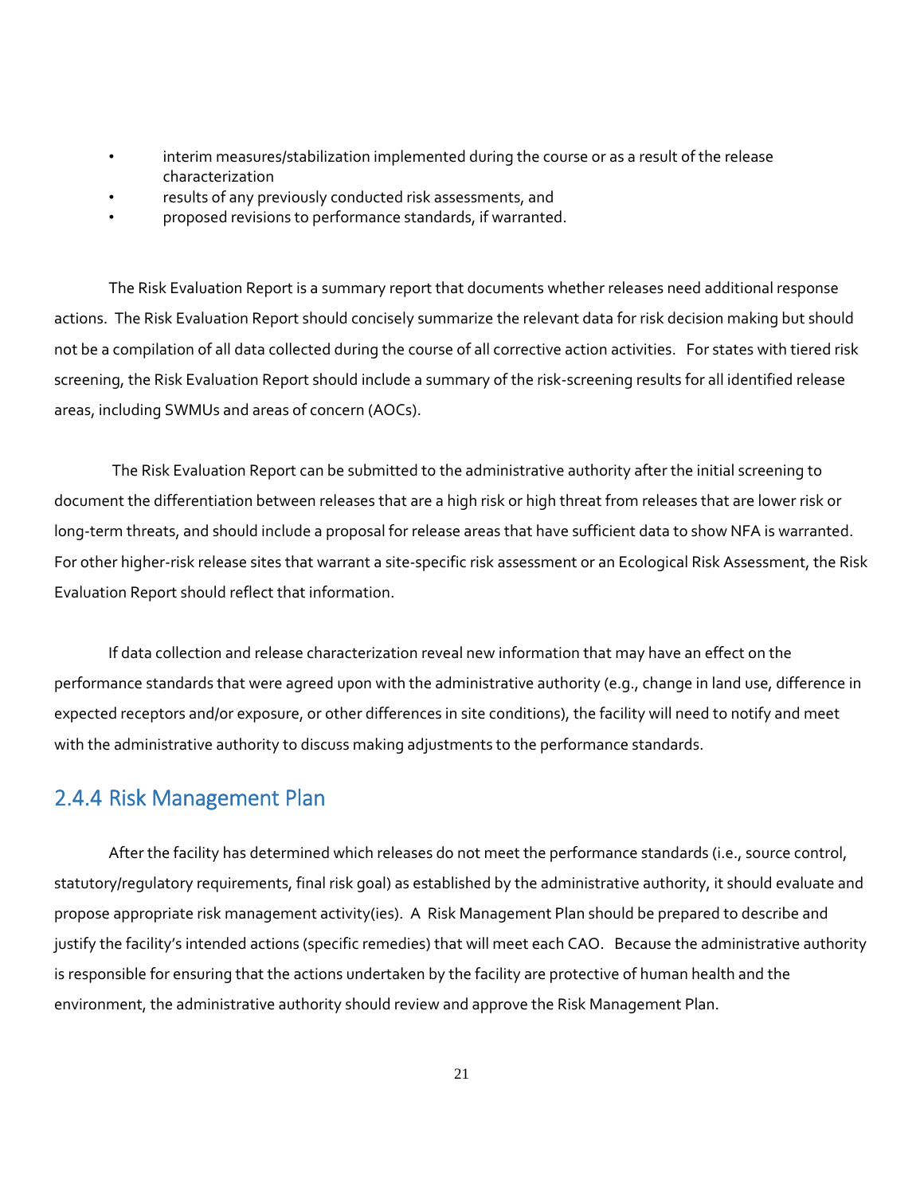- interim measures/stabilization implemented during the course or as a result of the release characterization
- results of any previously conducted risk assessments, and
- proposed revisions to performance standards, if warranted.

The Risk Evaluation Report is a summary report that documents whether releases need additional response actions. The Risk Evaluation Report should concisely summarize the relevant data for risk decision making but should not be a compilation of all data collected during the course of all corrective action activities. For states with tiered risk screening, the Risk Evaluation Report should include a summary of the risk-screening results for all identified release areas, including SWMUs and areas of concern (AOCs).

The Risk Evaluation Report can be submitted to the administrative authority after the initial screening to document the differentiation between releases that are a high risk or high threat from releases that are lower risk or long-term threats, and should include a proposal for release areas that have sufficient data to show NFA is warranted. For other higher-risk release sites that warrant a site-specific risk assessment or an Ecological Risk Assessment, the Risk Evaluation Report should reflect that information.

If data collection and release characterization reveal new information that may have an effect on the performance standards that were agreed upon with the administrative authority (e.g., change in land use, difference in expected receptors and/or exposure, or other differences in site conditions), the facility will need to notify and meet with the administrative authority to discuss making adjustments to the performance standards.

### 2.4.4 Risk Management Plan

After the facility has determined which releases do not meet the performance standards (i.e., source control, statutory/regulatory requirements, final risk goal) as established by the administrative authority, it should evaluate and propose appropriate risk management activity(ies). A Risk Management Plan should be prepared to describe and justify the facility's intended actions (specific remedies) that will meet each CAO. Because the administrative authority is responsible for ensuring that the actions undertaken by the facility are protective of human health and the environment, the administrative authority should review and approve the Risk Management Plan.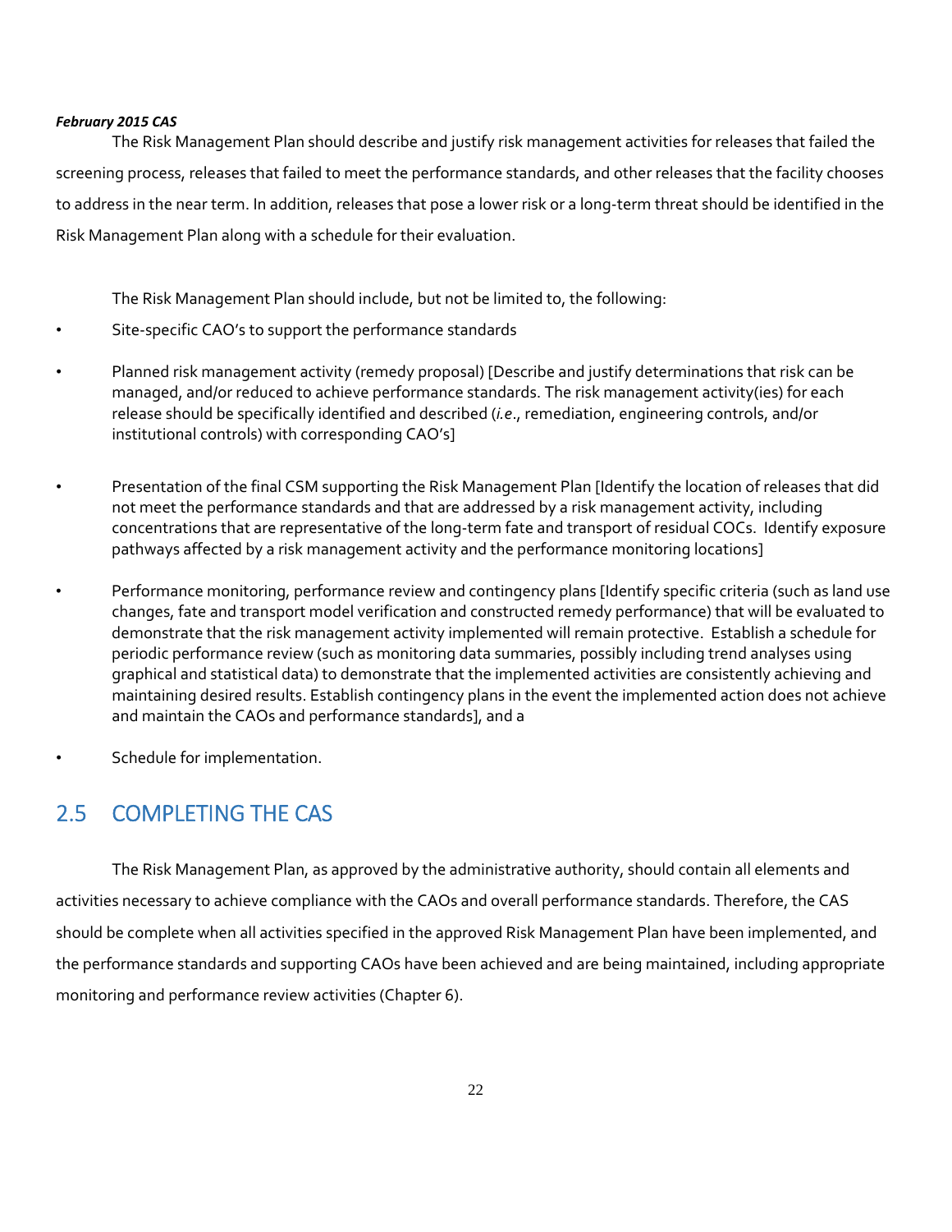*February 2015 CAS*

The Risk Management Plan should describe and justify risk management activities for releases that failed the screening process, releases that failed to meet the performance standards, and other releases that the facility chooses to address in the near term. In addition, releases that pose a lower risk or a long-term threat should be identified in the Risk Management Plan along with a schedule for their evaluation.

The Risk Management Plan should include, but not be limited to, the following:

- Site-specific CAO's to support the performance standards
- Planned risk management activity (remedy proposal) [Describe and justify determinations that risk can be managed, and/or reduced to achieve performance standards. The risk management activity(ies) for each release should be specifically identified and described (*i.e*., remediation, engineering controls, and/or institutional controls) with corresponding CAO's]
- Presentation of the final CSM supporting the Risk Management Plan [Identify the location of releases that did not meet the performance standards and that are addressed by a risk management activity, including concentrations that are representative of the long-term fate and transport of residual COCs. Identify exposure pathways affected by a risk management activity and the performance monitoring locations]
- Performance monitoring, performance review and contingency plans [Identify specific criteria (such as land use changes, fate and transport model verification and constructed remedy performance) that will be evaluated to demonstrate that the risk management activity implemented will remain protective. Establish a schedule for periodic performance review (such as monitoring data summaries, possibly including trend analyses using graphical and statistical data) to demonstrate that the implemented activities are consistently achieving and maintaining desired results. Establish contingency plans in the event the implemented action does not achieve and maintain the CAOs and performance standards], and a
- Schedule for implementation.

## 2.5 COMPLETING THE CAS

The Risk Management Plan, as approved by the administrative authority, should contain all elements and activities necessary to achieve compliance with the CAOs and overall performance standards. Therefore, the CAS should be complete when all activities specified in the approved Risk Management Plan have been implemented, and the performance standards and supporting CAOs have been achieved and are being maintained, including appropriate monitoring and performance review activities (Chapter 6).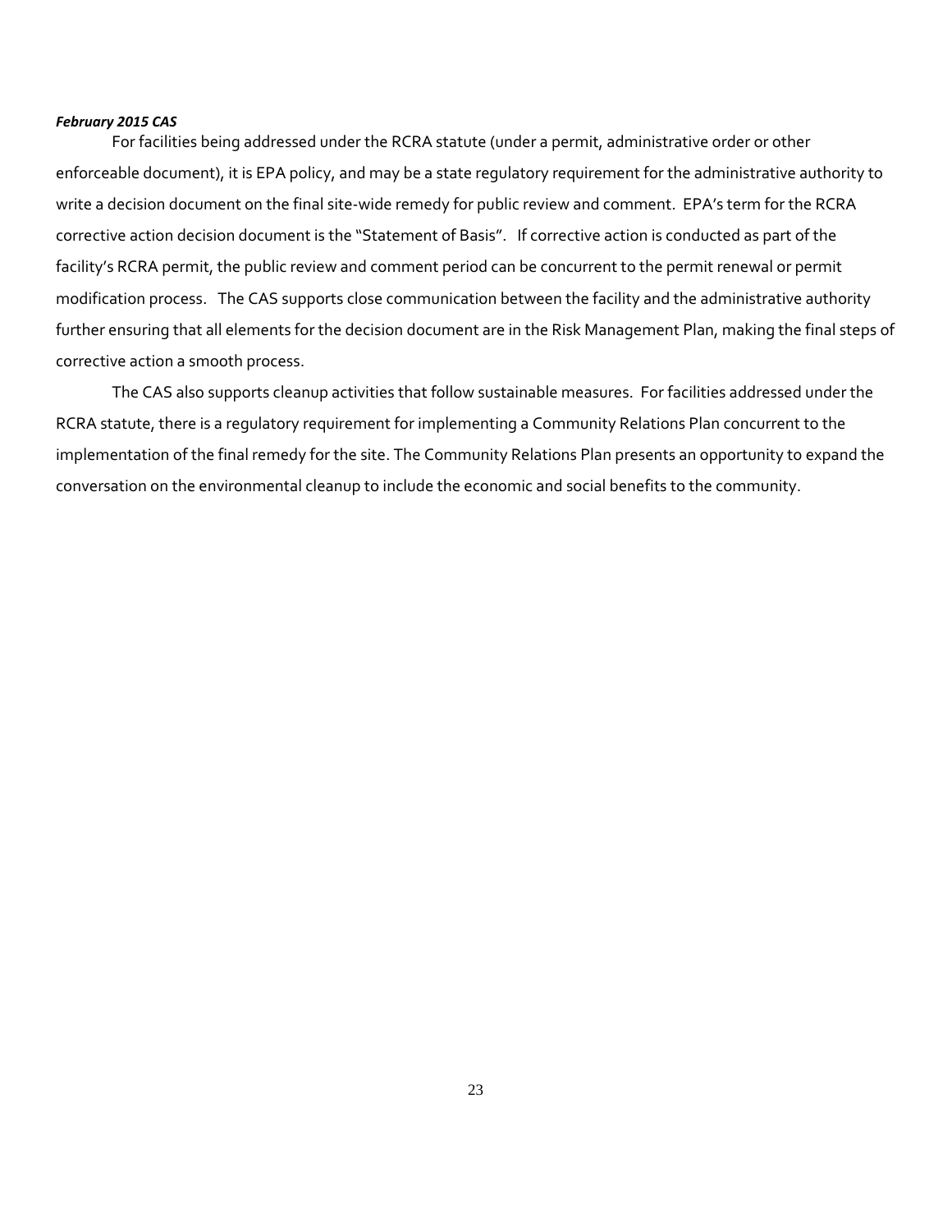***February 2015 CAS***

For facilities being addressed under the RCRA statute (under a permit, administrative order or other enforceable document), it is EPA policy, and may be a state regulatory requirement for the administrative authority to write a decision document on the final site-wide remedy for public review and comment. EPA's term for the RCRA corrective action decision document is the "Statement of Basis". If corrective action is conducted as part of the facility's RCRA permit, the public review and comment period can be concurrent to the permit renewal or permit modification process. The CAS supports close communication between the facility and the administrative authority further ensuring that all elements for the decision document are in the Risk Management Plan, making the final steps of corrective action a smooth process.

The CAS also supports cleanup activities that follow sustainable measures. For facilities addressed under the RCRA statute, there is a regulatory requirement for implementing a Community Relations Plan concurrent to the implementation of the final remedy for the site. The Community Relations Plan presents an opportunity to expand the conversation on the environmental cleanup to include the economic and social benefits to the community.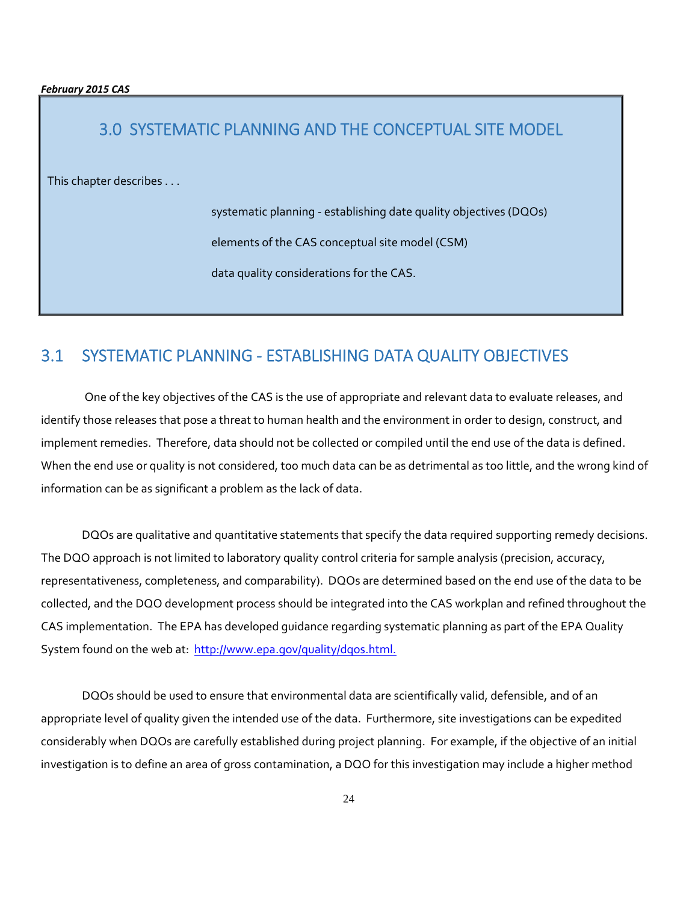*February 2015 CAS*

## 3.0 SYSTEMATIC PLANNING AND THE CONCEPTUAL SITE MODEL

This chapter describes . . .

- systematic planning - establishing date quality objectives (DQOs)
- elements of the CAS conceptual site model (CSM)
- data quality considerations for the CAS.

## 3.1 SYSTEMATIC PLANNING - ESTABLISHING DATA QUALITY OBJECTIVES

One of the key objectives of the CAS is the use of appropriate and relevant data to evaluate releases, and identify those releases that pose a threat to human health and the environment in order to design, construct, and implement remedies. Therefore, data should not be collected or compiled until the end use of the data is defined. When the end use or quality is not considered, too much data can be as detrimental as too little, and the wrong kind of information can be as significant a problem as the lack of data.

DQOs are qualitative and quantitative statements that specify the data required supporting remedy decisions. The DQO approach is not limited to laboratory quality control criteria for sample analysis (precision, accuracy, representativeness, completeness, and comparability). DQOs are determined based on the end use of the data to be collected, and the DQO development process should be integrated into the CAS workplan and refined throughout the CAS implementation. The EPA has developed guidance regarding systematic planning as part of the EPA Quality System found on the web at: http://www.epa.gov/quality/dqos.html.

DQOs should be used to ensure that environmental data are scientifically valid, defensible, and of an appropriate level of quality given the intended use of the data. Furthermore, site investigations can be expedited considerably when DQOs are carefully established during project planning. For example, if the objective of an initial investigation is to define an area of gross contamination, a DQO for this investigation may include a higher method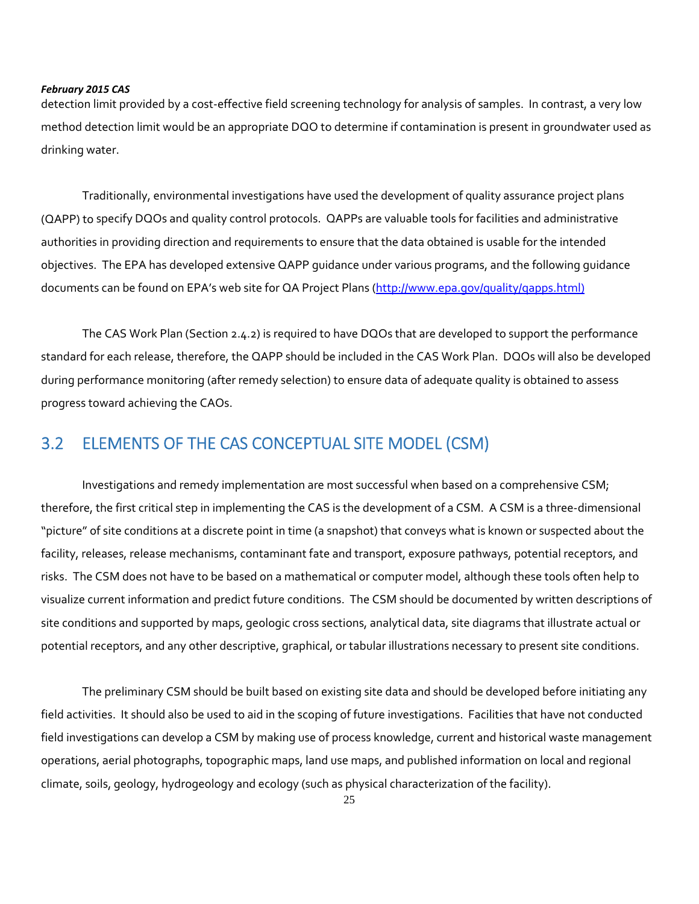detection limit provided by a cost-effective field screening technology for analysis of samples. In contrast, a very low method detection limit would be an appropriate DQO to determine if contamination is present in groundwater used as drinking water.

Traditionally, environmental investigations have used the development of quality assurance project plans (QAPP) to specify DQOs and quality control protocols. QAPPs are valuable tools for facilities and administrative authorities in providing direction and requirements to ensure that the data obtained is usable for the intended objectives. The EPA has developed extensive QAPP guidance under various programs, and the following guidance documents can be found on EPA's web site for QA Project Plans (http://www.epa.gov/quality/qapps.html)

The CAS Work Plan (Section 2.4.2) is required to have DQOs that are developed to support the performance standard for each release, therefore, the QAPP should be included in the CAS Work Plan. DQOs will also be developed during performance monitoring (after remedy selection) to ensure data of adequate quality is obtained to assess progress toward achieving the CAOs.

## 3.2 ELEMENTS OF THE CAS CONCEPTUAL SITE MODEL (CSM)

Investigations and remedy implementation are most successful when based on a comprehensive CSM; therefore, the first critical step in implementing the CAS is the development of a CSM. A CSM is a three-dimensional "picture" of site conditions at a discrete point in time (a snapshot) that conveys what is known or suspected about the facility, releases, release mechanisms, contaminant fate and transport, exposure pathways, potential receptors, and risks. The CSM does not have to be based on a mathematical or computer model, although these tools often help to visualize current information and predict future conditions. The CSM should be documented by written descriptions of site conditions and supported by maps, geologic cross sections, analytical data, site diagrams that illustrate actual or potential receptors, and any other descriptive, graphical, or tabular illustrations necessary to present site conditions.

The preliminary CSM should be built based on existing site data and should be developed before initiating any field activities. It should also be used to aid in the scoping of future investigations. Facilities that have not conducted field investigations can develop a CSM by making use of process knowledge, current and historical waste management operations, aerial photographs, topographic maps, land use maps, and published information on local and regional climate, soils, geology, hydrogeology and ecology (such as physical characterization of the facility).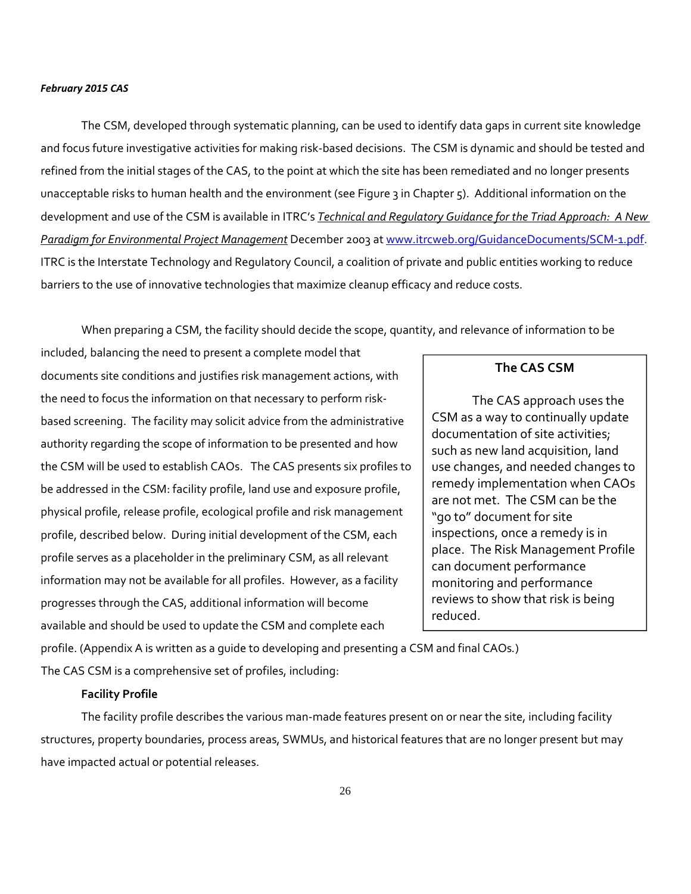*February 2015 CAS*

The CSM, developed through systematic planning, can be used to identify data gaps in current site knowledge and focus future investigative activities for making risk-based decisions. The CSM is dynamic and should be tested and refined from the initial stages of the CAS, to the point at which the site has been remediated and no longer presents unacceptable risks to human health and the environment (see Figure 3 in Chapter 5). Additional information on the development and use of the CSM is available in ITRC's ***Technical and Regulatory Guidance for the Triad Approach: A New Paradigm for Environmental Project Management*** December 2003 at [www.itrcweb.org/GuidanceDocuments/SCM-1.pdf](www.itrcweb.org/GuidanceDocuments/SCM-1.pdf). ITRC is the Interstate Technology and Regulatory Council, a coalition of private and public entities working to reduce barriers to the use of innovative technologies that maximize cleanup efficacy and reduce costs.

When preparing a CSM, the facility should decide the scope, quantity, and relevance of information to be included, balancing the need to present a complete model that documents site conditions and justifies risk management actions, with the need to focus the information on that necessary to perform risk-based screening. The facility may solicit advice from the administrative authority regarding the scope of information to be presented and how the CSM will be used to establish CAOs. The CAS presents six profiles to be addressed in the CSM: facility profile, land use and exposure profile, physical profile, release profile, ecological profile and risk management profile, described below. During initial development of the CSM, each profile serves as a placeholder in the preliminary CSM, as all relevant information may not be available for all profiles. However, as a facility progresses through the CAS, additional information will become available and should be used to update the CSM and complete each profile. (Appendix A is written as a guide to developing and presenting a CSM and final CAOs.)

> **The CAS CSM**
>
> The CAS approach uses the CSM as a way to continually update documentation of site activities; such as new land acquisition, land use changes, and needed changes to remedy implementation when CAOs are not met. The CSM can be the "go to" document for site inspections, once a remedy is in place. The Risk Management Profile can document performance monitoring and performance reviews to show that risk is being reduced.

The CAS CSM is a comprehensive set of profiles, including:

**Facility Profile**

The facility profile describes the various man-made features present on or near the site, including facility structures, property boundaries, process areas, SWMUs, and historical features that are no longer present but may have impacted actual or potential releases.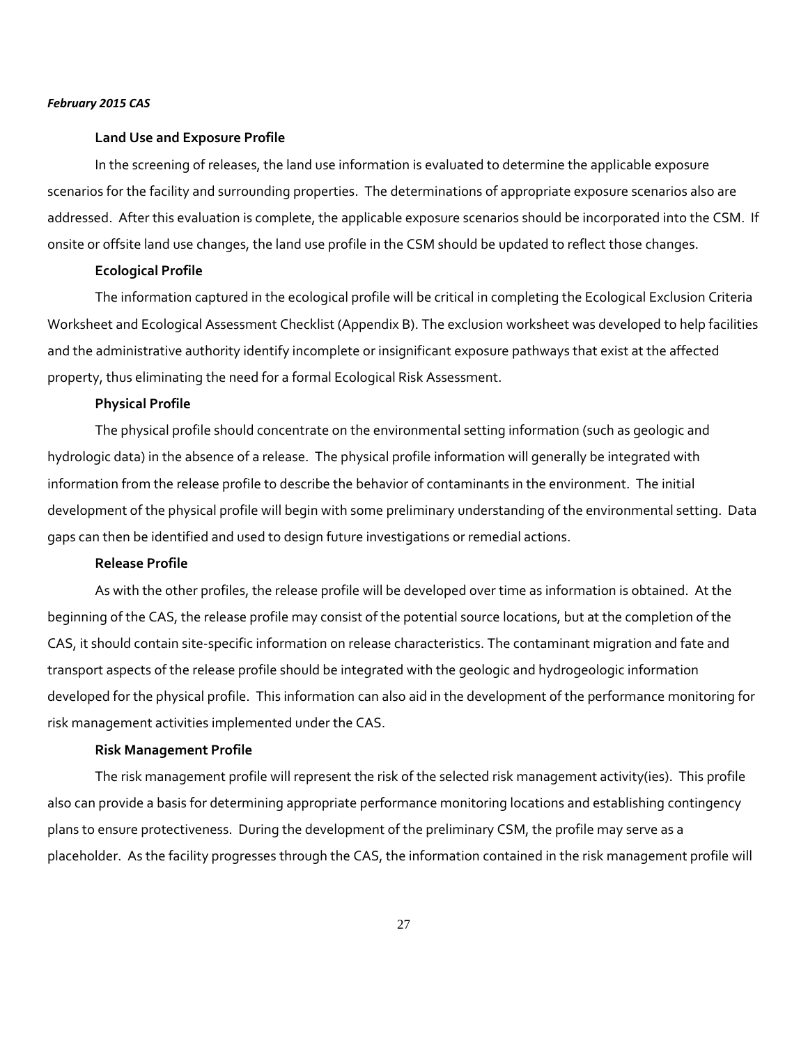**Land Use and Exposure Profile**

In the screening of releases, the land use information is evaluated to determine the applicable exposure scenarios for the facility and surrounding properties. The determinations of appropriate exposure scenarios also are addressed. After this evaluation is complete, the applicable exposure scenarios should be incorporated into the CSM. If onsite or offsite land use changes, the land use profile in the CSM should be updated to reflect those changes.

**Ecological Profile**

The information captured in the ecological profile will be critical in completing the Ecological Exclusion Criteria Worksheet and Ecological Assessment Checklist (Appendix B). The exclusion worksheet was developed to help facilities and the administrative authority identify incomplete or insignificant exposure pathways that exist at the affected property, thus eliminating the need for a formal Ecological Risk Assessment.

**Physical Profile**

The physical profile should concentrate on the environmental setting information (such as geologic and hydrologic data) in the absence of a release. The physical profile information will generally be integrated with information from the release profile to describe the behavior of contaminants in the environment. The initial development of the physical profile will begin with some preliminary understanding of the environmental setting. Data gaps can then be identified and used to design future investigations or remedial actions.

**Release Profile**

As with the other profiles, the release profile will be developed over time as information is obtained. At the beginning of the CAS, the release profile may consist of the potential source locations, but at the completion of the CAS, it should contain site-specific information on release characteristics. The contaminant migration and fate and transport aspects of the release profile should be integrated with the geologic and hydrogeologic information developed for the physical profile. This information can also aid in the development of the performance monitoring for risk management activities implemented under the CAS.

**Risk Management Profile**

The risk management profile will represent the risk of the selected risk management activity(ies). This profile also can provide a basis for determining appropriate performance monitoring locations and establishing contingency plans to ensure protectiveness. During the development of the preliminary CSM, the profile may serve as a placeholder. As the facility progresses through the CAS, the information contained in the risk management profile will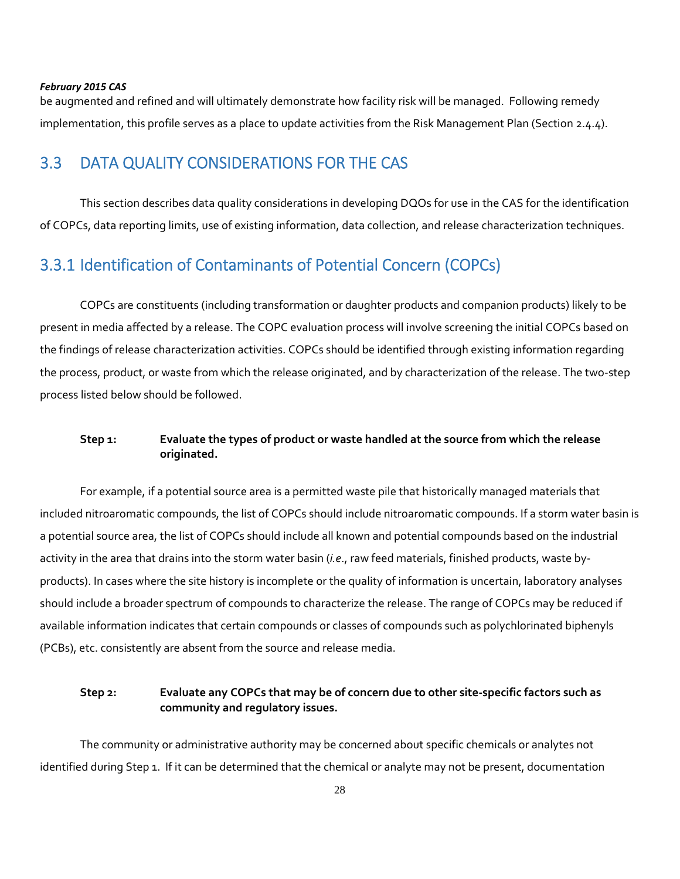be augmented and refined and will ultimately demonstrate how facility risk will be managed. Following remedy implementation, this profile serves as a place to update activities from the Risk Management Plan (Section 2.4.4).

## 3.3 DATA QUALITY CONSIDERATIONS FOR THE CAS

This section describes data quality considerations in developing DQOs for use in the CAS for the identification of COPCs, data reporting limits, use of existing information, data collection, and release characterization techniques.

### 3.3.1 Identification of Contaminants of Potential Concern (COPCs)

COPCs are constituents (including transformation or daughter products and companion products) likely to be present in media affected by a release. The COPC evaluation process will involve screening the initial COPCs based on the findings of release characterization activities. COPCs should be identified through existing information regarding the process, product, or waste from which the release originated, and by characterization of the release. The two-step process listed below should be followed.

**Step 1: Evaluate the types of product or waste handled at the source from which the release originated.**

For example, if a potential source area is a permitted waste pile that historically managed materials that included nitroaromatic compounds, the list of COPCs should include nitroaromatic compounds. If a storm water basin is a potential source area, the list of COPCs should include all known and potential compounds based on the industrial activity in the area that drains into the storm water basin (*i.e*., raw feed materials, finished products, waste by-products). In cases where the site history is incomplete or the quality of information is uncertain, laboratory analyses should include a broader spectrum of compounds to characterize the release. The range of COPCs may be reduced if available information indicates that certain compounds or classes of compounds such as polychlorinated biphenyls (PCBs), etc. consistently are absent from the source and release media.

**Step 2: Evaluate any COPCs that may be of concern due to other site-specific factors such as community and regulatory issues.**

The community or administrative authority may be concerned about specific chemicals or analytes not identified during Step 1. If it can be determined that the chemical or analyte may not be present, documentation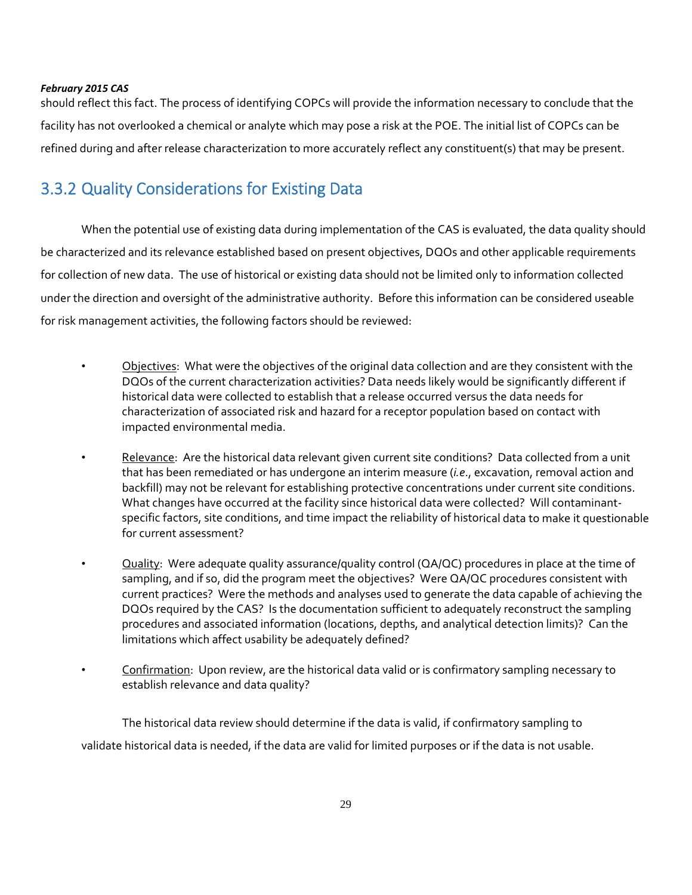should reflect this fact. The process of identifying COPCs will provide the information necessary to conclude that the facility has not overlooked a chemical or analyte which may pose a risk at the POE. The initial list of COPCs can be refined during and after release characterization to more accurately reflect any constituent(s) that may be present.

## 3.3.2 Quality Considerations for Existing Data

When the potential use of existing data during implementation of the CAS is evaluated, the data quality should be characterized and its relevance established based on present objectives, DQOs and other applicable requirements for collection of new data. The use of historical or existing data should not be limited only to information collected under the direction and oversight of the administrative authority. Before this information can be considered useable for risk management activities, the following factors should be reviewed:

- Objectives: What were the objectives of the original data collection and are they consistent with the DQOs of the current characterization activities? Data needs likely would be significantly different if historical data were collected to establish that a release occurred versus the data needs for characterization of associated risk and hazard for a receptor population based on contact with impacted environmental media.

- Relevance: Are the historical data relevant given current site conditions? Data collected from a unit that has been remediated or has undergone an interim measure (*i.e.*, excavation, removal action and backfill) may not be relevant for establishing protective concentrations under current site conditions. What changes have occurred at the facility since historical data were collected? Will contaminant-specific factors, site conditions, and time impact the reliability of historical data to make it questionable for current assessment?

- Quality: Were adequate quality assurance/quality control (QA/QC) procedures in place at the time of sampling, and if so, did the program meet the objectives? Were QA/QC procedures consistent with current practices? Were the methods and analyses used to generate the data capable of achieving the DQOs required by the CAS? Is the documentation sufficient to adequately reconstruct the sampling procedures and associated information (locations, depths, and analytical detection limits)? Can the limitations which affect usability be adequately defined?

- Confirmation: Upon review, are the historical data valid or is confirmatory sampling necessary to establish relevance and data quality?

The historical data review should determine if the data is valid, if confirmatory sampling to validate historical data is needed, if the data are valid for limited purposes or if the data is not usable.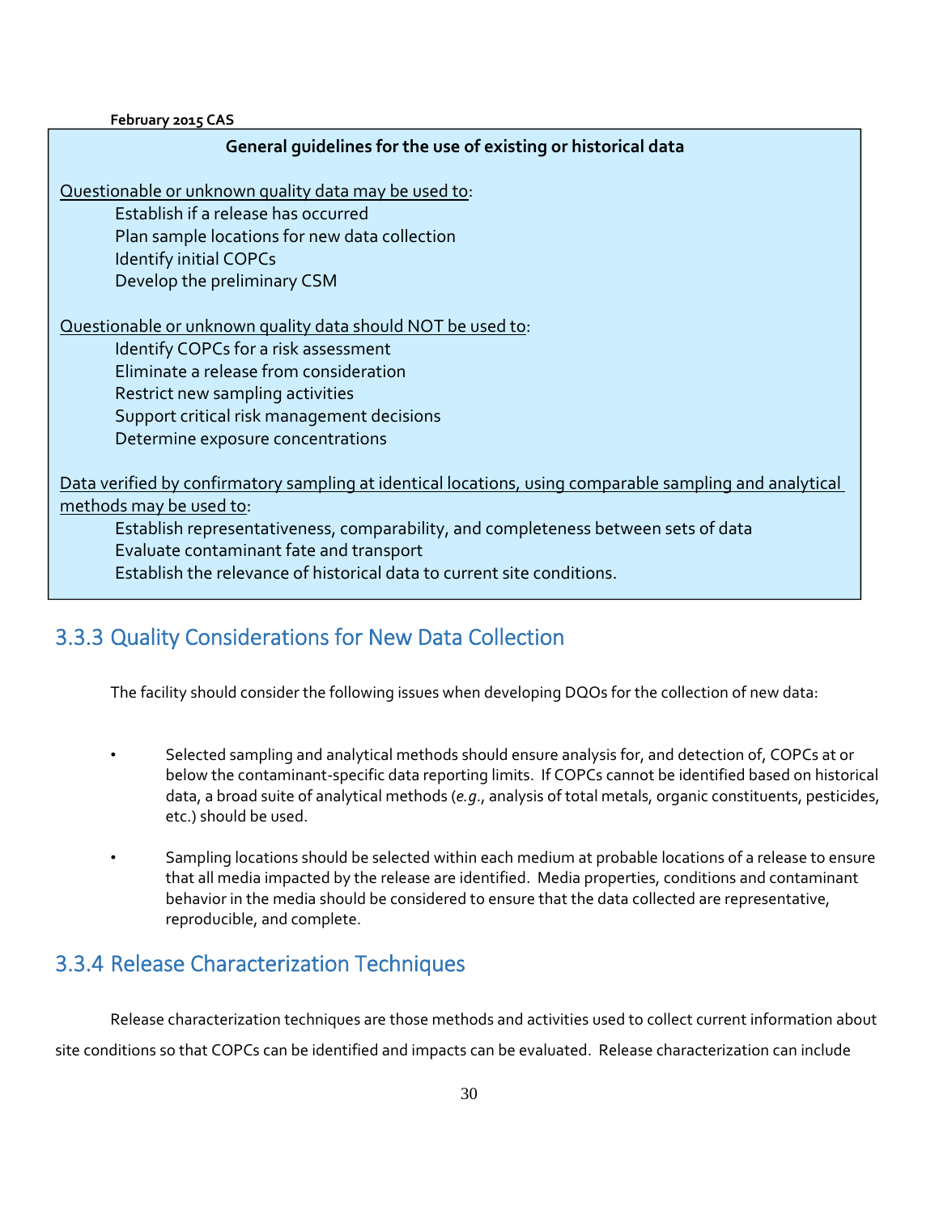February 2015 CAS

**General guidelines for the use of existing or historical data**

Questionable or unknown quality data may be used to:

- Establish if a release has occurred
- Plan sample locations for new data collection
- Identify initial COPCs
- Develop the preliminary CSM

Questionable or unknown quality data should NOT be used to:

- Identify COPCs for a risk assessment
- Eliminate a release from consideration
- Restrict new sampling activities
- Support critical risk management decisions
- Determine exposure concentrations

Data verified by confirmatory sampling at identical locations, using comparable sampling and analytical methods may be used to:

- Establish representativeness, comparability, and completeness between sets of data
- Evaluate contaminant fate and transport
- Establish the relevance of historical data to current site conditions.

## 3.3.3 Quality Considerations for New Data Collection

The facility should consider the following issues when developing DQOs for the collection of new data:

- Selected sampling and analytical methods should ensure analysis for, and detection of, COPCs at or below the contaminant-specific data reporting limits. If COPCs cannot be identified based on historical data, a broad suite of analytical methods (*e.g.*, analysis of total metals, organic constituents, pesticides, etc.) should be used.

- Sampling locations should be selected within each medium at probable locations of a release to ensure that all media impacted by the release are identified. Media properties, conditions and contaminant behavior in the media should be considered to ensure that the data collected are representative, reproducible, and complete.

## 3.3.4 Release Characterization Techniques

Release characterization techniques are those methods and activities used to collect current information about site conditions so that COPCs can be identified and impacts can be evaluated. Release characterization can include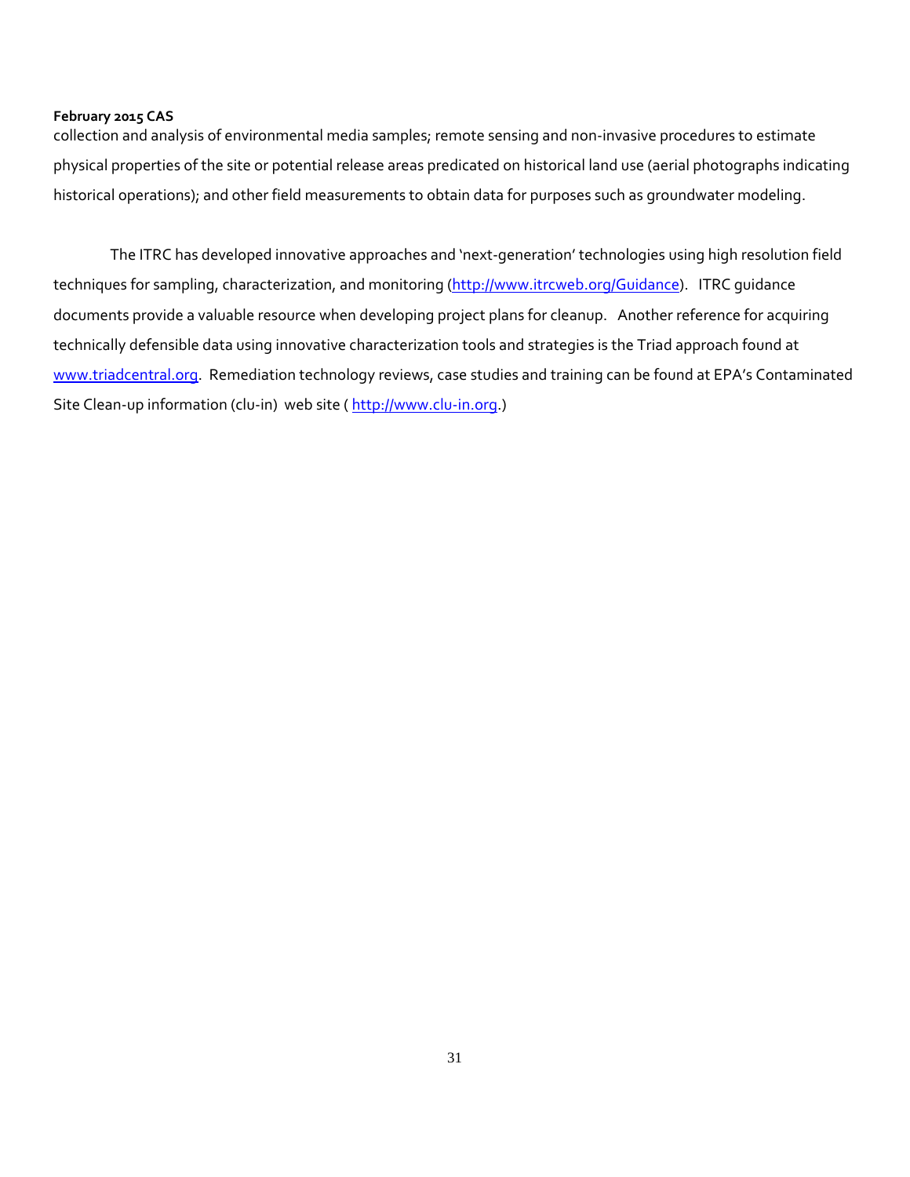collection and analysis of environmental media samples; remote sensing and non-invasive procedures to estimate physical properties of the site or potential release areas predicated on historical land use (aerial photographs indicating historical operations); and other field measurements to obtain data for purposes such as groundwater modeling.

The ITRC has developed innovative approaches and 'next-generation' technologies using high resolution field techniques for sampling, characterization, and monitoring (http://www.itrcweb.org/Guidance). ITRC guidance documents provide a valuable resource when developing project plans for cleanup. Another reference for acquiring technically defensible data using innovative characterization tools and strategies is the Triad approach found at www.triadcentral.org. Remediation technology reviews, case studies and training can be found at EPA's Contaminated Site Clean-up information (clu-in) web site ( http://www.clu-in.org.)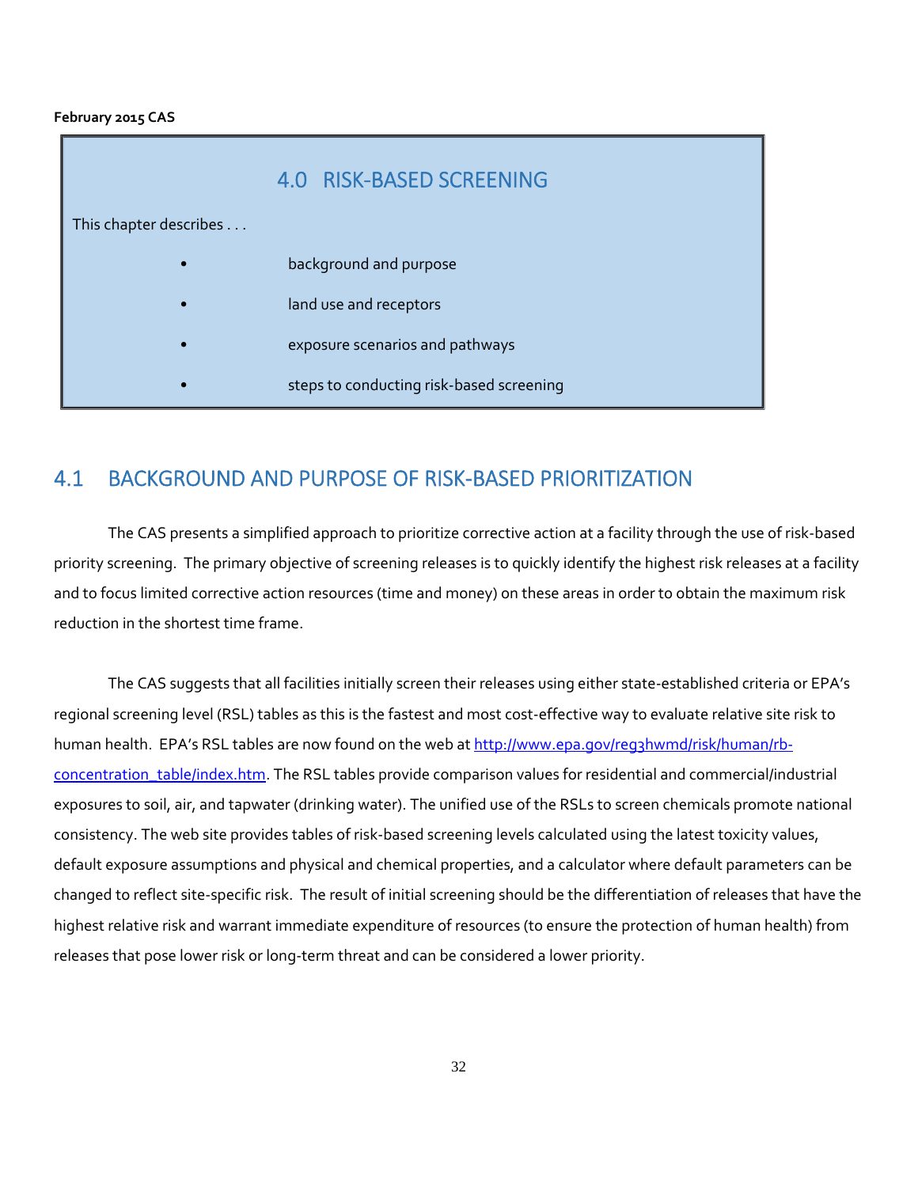# 4.0 RISK-BASED SCREENING

This chapter describes . . .

- background and purpose
- land use and receptors
- exposure scenarios and pathways
- steps to conducting risk-based screening

## 4.1 BACKGROUND AND PURPOSE OF RISK-BASED PRIORITIZATION

The CAS presents a simplified approach to prioritize corrective action at a facility through the use of risk-based priority screening. The primary objective of screening releases is to quickly identify the highest risk releases at a facility and to focus limited corrective action resources (time and money) on these areas in order to obtain the maximum risk reduction in the shortest time frame.

The CAS suggests that all facilities initially screen their releases using either state-established criteria or EPA's regional screening level (RSL) tables as this is the fastest and most cost-effective way to evaluate relative site risk to human health. EPA's RSL tables are now found on the web at [http://www.epa.gov/reg3hwmd/risk/human/rb-concentration_table/index.htm](http://www.epa.gov/reg3hwmd/risk/human/rb-concentration_table/index.htm). The RSL tables provide comparison values for residential and commercial/industrial exposures to soil, air, and tapwater (drinking water). The unified use of the RSLs to screen chemicals promote national consistency. The web site provides tables of risk-based screening levels calculated using the latest toxicity values, default exposure assumptions and physical and chemical properties, and a calculator where default parameters can be changed to reflect site-specific risk. The result of initial screening should be the differentiation of releases that have the highest relative risk and warrant immediate expenditure of resources (to ensure the protection of human health) from releases that pose lower risk or long-term threat and can be considered a lower priority.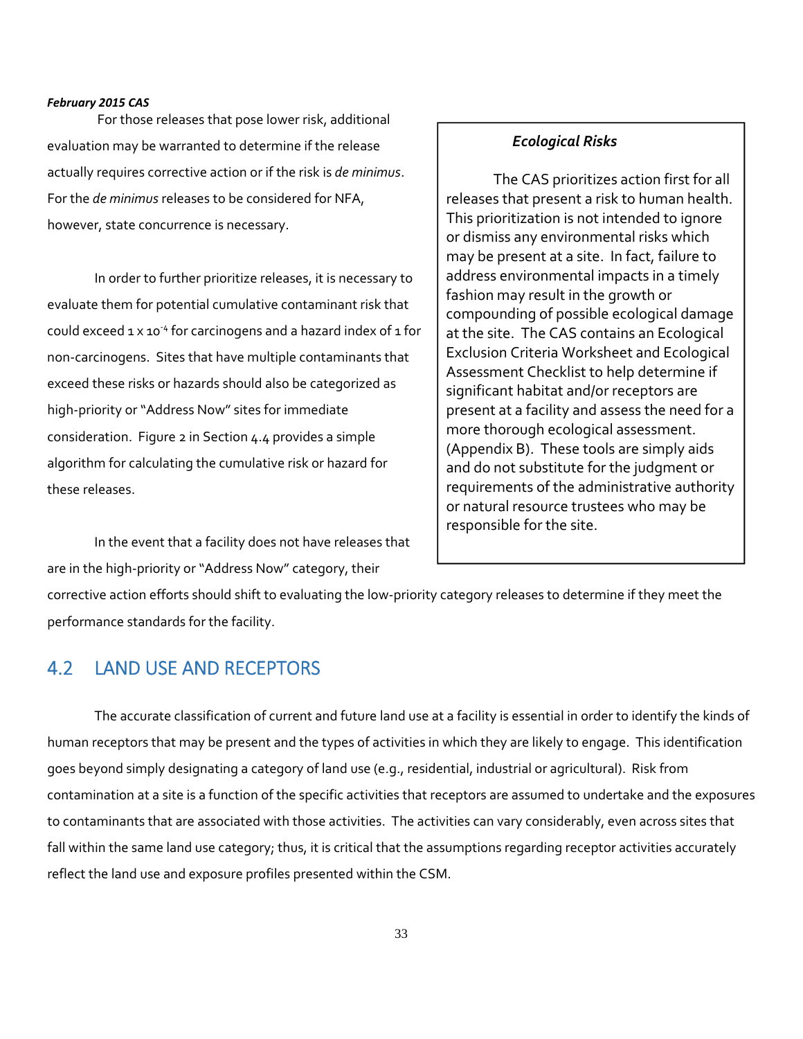*February 2015 CAS*

For those releases that pose lower risk, additional evaluation may be warranted to determine if the release actually requires corrective action or if the risk is *de minimus*. For the *de minimus* releases to be considered for NFA, however, state concurrence is necessary.

In order to further prioritize releases, it is necessary to evaluate them for potential cumulative contaminant risk that could exceed $1 \times 10^{-4}$ for carcinogens and a hazard index of 1 for non-carcinogens. Sites that have multiple contaminants that exceed these risks or hazards should also be categorized as high-priority or "Address Now" sites for immediate consideration. Figure 2 in Section 4.4 provides a simple algorithm for calculating the cumulative risk or hazard for these releases.

In the event that a facility does not have releases that are in the high-priority or "Address Now" category, their corrective action efforts should shift to evaluating the low-priority category releases to determine if they meet the performance standards for the facility.

> ***Ecological Risks***
>
> The CAS prioritizes action first for all releases that present a risk to human health. This prioritization is not intended to ignore or dismiss any environmental risks which may be present at a site. In fact, failure to address environmental impacts in a timely fashion may result in the growth or compounding of possible ecological damage at the site. The CAS contains an Ecological Exclusion Criteria Worksheet and Ecological Assessment Checklist to help determine if significant habitat and/or receptors are present at a facility and assess the need for a more thorough ecological assessment. (Appendix B). These tools are simply aids and do not substitute for the judgment or requirements of the administrative authority or natural resource trustees who may be responsible for the site.

## 4.2 LAND USE AND RECEPTORS

The accurate classification of current and future land use at a facility is essential in order to identify the kinds of human receptors that may be present and the types of activities in which they are likely to engage. This identification goes beyond simply designating a category of land use (e.g., residential, industrial or agricultural). Risk from contamination at a site is a function of the specific activities that receptors are assumed to undertake and the exposures to contaminants that are associated with those activities. The activities can vary considerably, even across sites that fall within the same land use category; thus, it is critical that the assumptions regarding receptor activities accurately reflect the land use and exposure profiles presented within the CSM.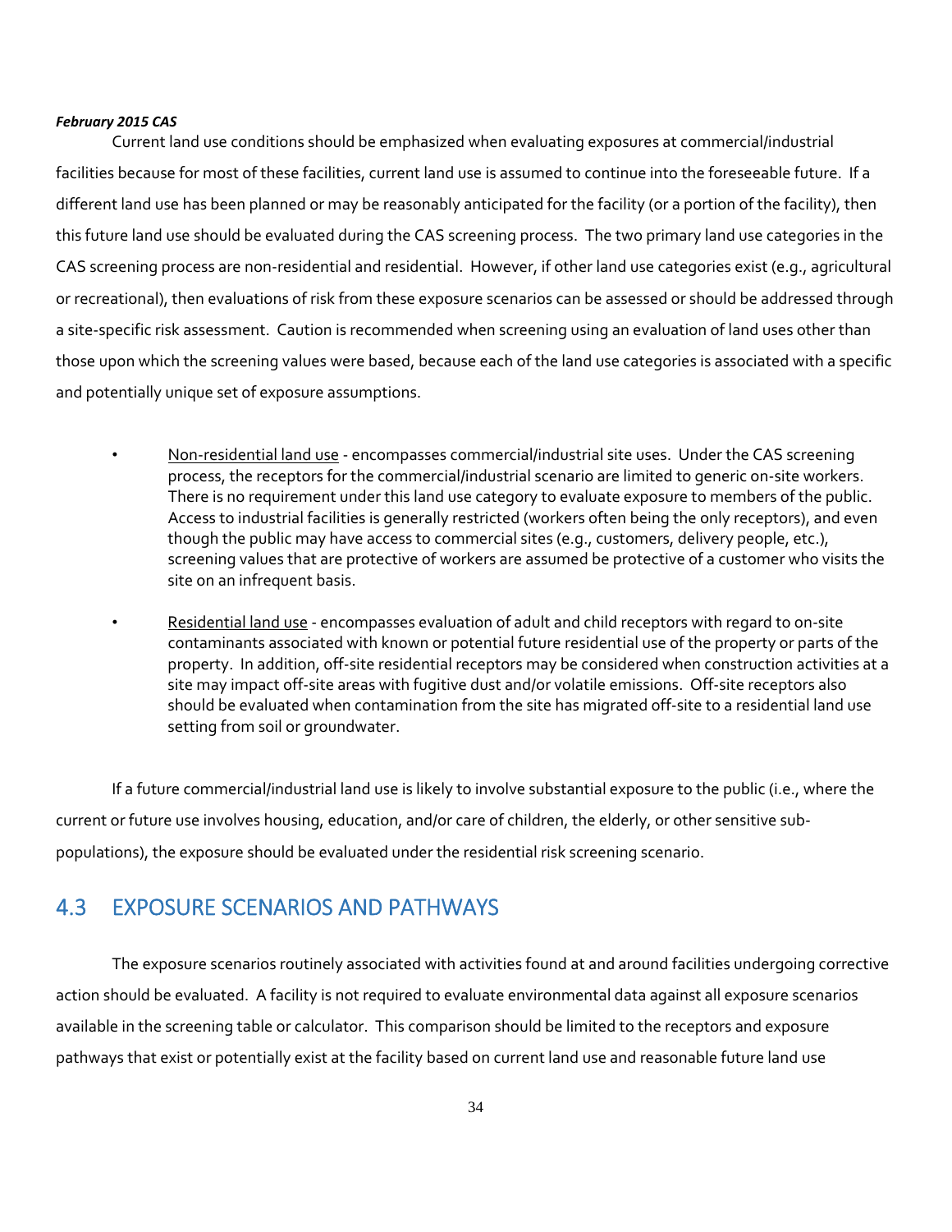***February 2015 CAS***

Current land use conditions should be emphasized when evaluating exposures at commercial/industrial facilities because for most of these facilities, current land use is assumed to continue into the foreseeable future. If a different land use has been planned or may be reasonably anticipated for the facility (or a portion of the facility), then this future land use should be evaluated during the CAS screening process. The two primary land use categories in the CAS screening process are non-residential and residential. However, if other land use categories exist (e.g., agricultural or recreational), then evaluations of risk from these exposure scenarios can be assessed or should be addressed through a site-specific risk assessment. Caution is recommended when screening using an evaluation of land uses other than those upon which the screening values were based, because each of the land use categories is associated with a specific and potentially unique set of exposure assumptions.

- Non-residential land use - encompasses commercial/industrial site uses. Under the CAS screening process, the receptors for the commercial/industrial scenario are limited to generic on-site workers. There is no requirement under this land use category to evaluate exposure to members of the public. Access to industrial facilities is generally restricted (workers often being the only receptors), and even though the public may have access to commercial sites (e.g., customers, delivery people, etc.), screening values that are protective of workers are assumed be protective of a customer who visits the site on an infrequent basis.
- Residential land use - encompasses evaluation of adult and child receptors with regard to on-site contaminants associated with known or potential future residential use of the property or parts of the property. In addition, off-site residential receptors may be considered when construction activities at a site may impact off-site areas with fugitive dust and/or volatile emissions. Off-site receptors also should be evaluated when contamination from the site has migrated off-site to a residential land use setting from soil or groundwater.

If a future commercial/industrial land use is likely to involve substantial exposure to the public (i.e., where the current or future use involves housing, education, and/or care of children, the elderly, or other sensitive sub-populations), the exposure should be evaluated under the residential risk screening scenario.

## 4.3 EXPOSURE SCENARIOS AND PATHWAYS

The exposure scenarios routinely associated with activities found at and around facilities undergoing corrective action should be evaluated. A facility is not required to evaluate environmental data against all exposure scenarios available in the screening table or calculator. This comparison should be limited to the receptors and exposure pathways that exist or potentially exist at the facility based on current land use and reasonable future land use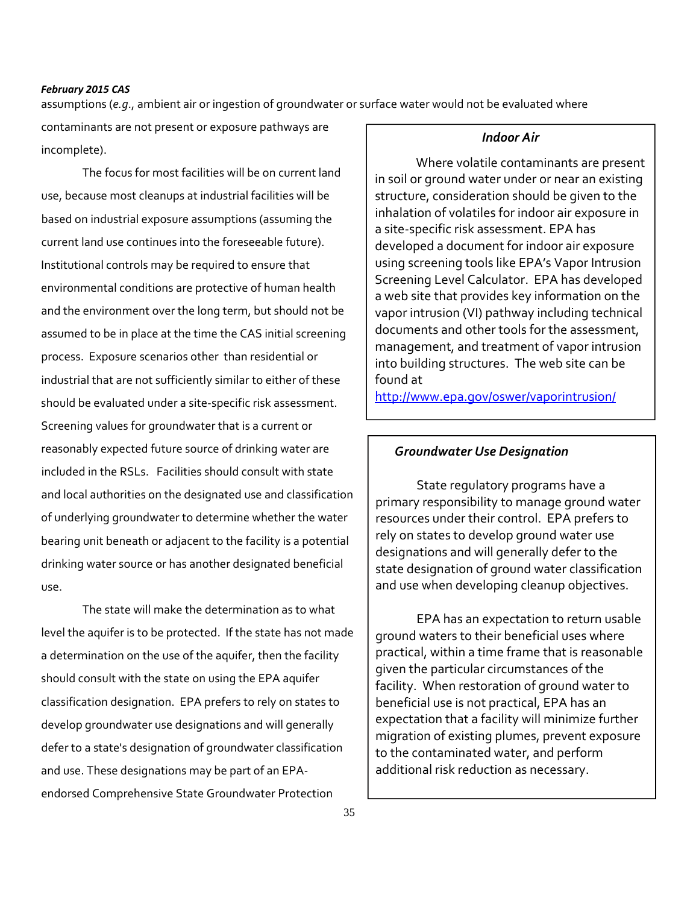assumptions (*e.g*., ambient air or ingestion of groundwater or surface water would not be evaluated where contaminants are not present or exposure pathways are incomplete).

The focus for most facilities will be on current land use, because most cleanups at industrial facilities will be based on industrial exposure assumptions (assuming the current land use continues into the foreseeable future). Institutional controls may be required to ensure that environmental conditions are protective of human health and the environment over the long term, but should not be assumed to be in place at the time the CAS initial screening process. Exposure scenarios other than residential or industrial that are not sufficiently similar to either of these should be evaluated under a site-specific risk assessment. Screening values for groundwater that is a current or reasonably expected future source of drinking water are included in the RSLs. Facilities should consult with state and local authorities on the designated use and classification of underlying groundwater to determine whether the water bearing unit beneath or adjacent to the facility is a potential drinking water source or has another designated beneficial use.

The state will make the determination as to what level the aquifer is to be protected. If the state has not made a determination on the use of the aquifer, then the facility should consult with the state on using the EPA aquifer classification designation. EPA prefers to rely on states to develop groundwater use designations and will generally defer to a state's designation of groundwater classification and use. These designations may be part of an EPA-endorsed Comprehensive State Groundwater Protection

> ***Indoor Air***
>
> Where volatile contaminants are present in soil or ground water under or near an existing structure, consideration should be given to the inhalation of volatiles for indoor air exposure in a site-specific risk assessment. EPA has developed a document for indoor air exposure using screening tools like EPA's Vapor Intrusion Screening Level Calculator. EPA has developed a web site that provides key information on the vapor intrusion (VI) pathway including technical documents and other tools for the assessment, management, and treatment of vapor intrusion into building structures. The web site can be found at http://www.epa.gov/oswer/vaporintrusion/

> ***Groundwater Use Designation***
>
> State regulatory programs have a primary responsibility to manage ground water resources under their control. EPA prefers to rely on states to develop ground water use designations and will generally defer to the state designation of ground water classification and use when developing cleanup objectives.
>
> EPA has an expectation to return usable ground waters to their beneficial uses where practical, within a time frame that is reasonable given the particular circumstances of the facility. When restoration of ground water to beneficial use is not practical, EPA has an expectation that a facility will minimize further migration of existing plumes, prevent exposure to the contaminated water, and perform additional risk reduction as necessary.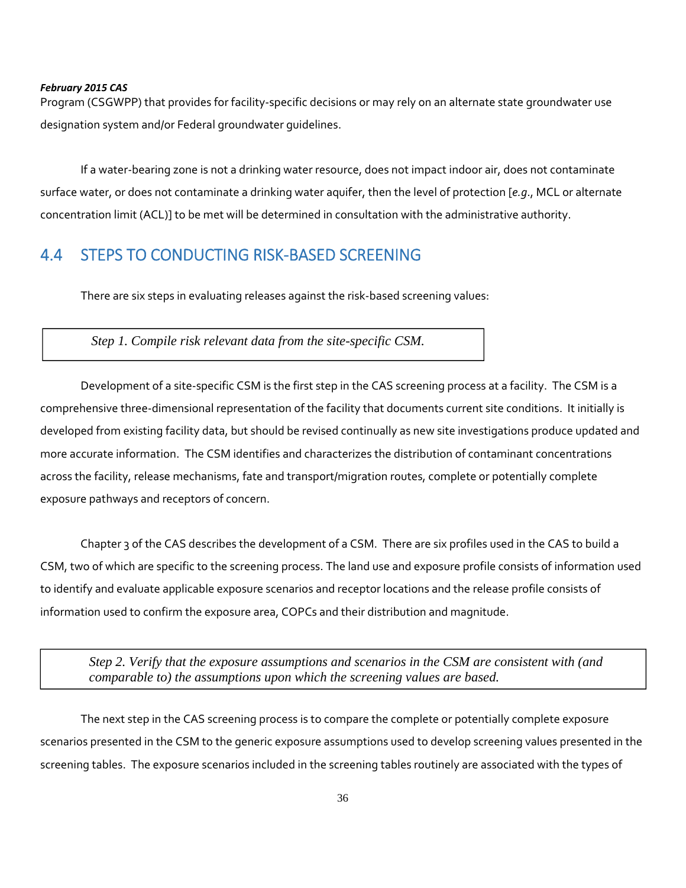Program (CSGWPP) that provides for facility-specific decisions or may rely on an alternate state groundwater use designation system and/or Federal groundwater guidelines.

If a water-bearing zone is not a drinking water resource, does not impact indoor air, does not contaminate surface water, or does not contaminate a drinking water aquifer, then the level of protection [*e.g*., MCL or alternate concentration limit (ACL)] to be met will be determined in consultation with the administrative authority.

## 4.4 STEPS TO CONDUCTING RISK-BASED SCREENING

There are six steps in evaluating releases against the risk-based screening values:

*Step 1. Compile risk relevant data from the site-specific CSM.*

Development of a site-specific CSM is the first step in the CAS screening process at a facility. The CSM is a comprehensive three-dimensional representation of the facility that documents current site conditions. It initially is developed from existing facility data, but should be revised continually as new site investigations produce updated and more accurate information. The CSM identifies and characterizes the distribution of contaminant concentrations across the facility, release mechanisms, fate and transport/migration routes, complete or potentially complete exposure pathways and receptors of concern.

Chapter 3 of the CAS describes the development of a CSM. There are six profiles used in the CAS to build a CSM, two of which are specific to the screening process. The land use and exposure profile consists of information used to identify and evaluate applicable exposure scenarios and receptor locations and the release profile consists of information used to confirm the exposure area, COPCs and their distribution and magnitude.

*Step 2. Verify that the exposure assumptions and scenarios in the CSM are consistent with (and comparable to) the assumptions upon which the screening values are based.*

The next step in the CAS screening process is to compare the complete or potentially complete exposure scenarios presented in the CSM to the generic exposure assumptions used to develop screening values presented in the screening tables. The exposure scenarios included in the screening tables routinely are associated with the types of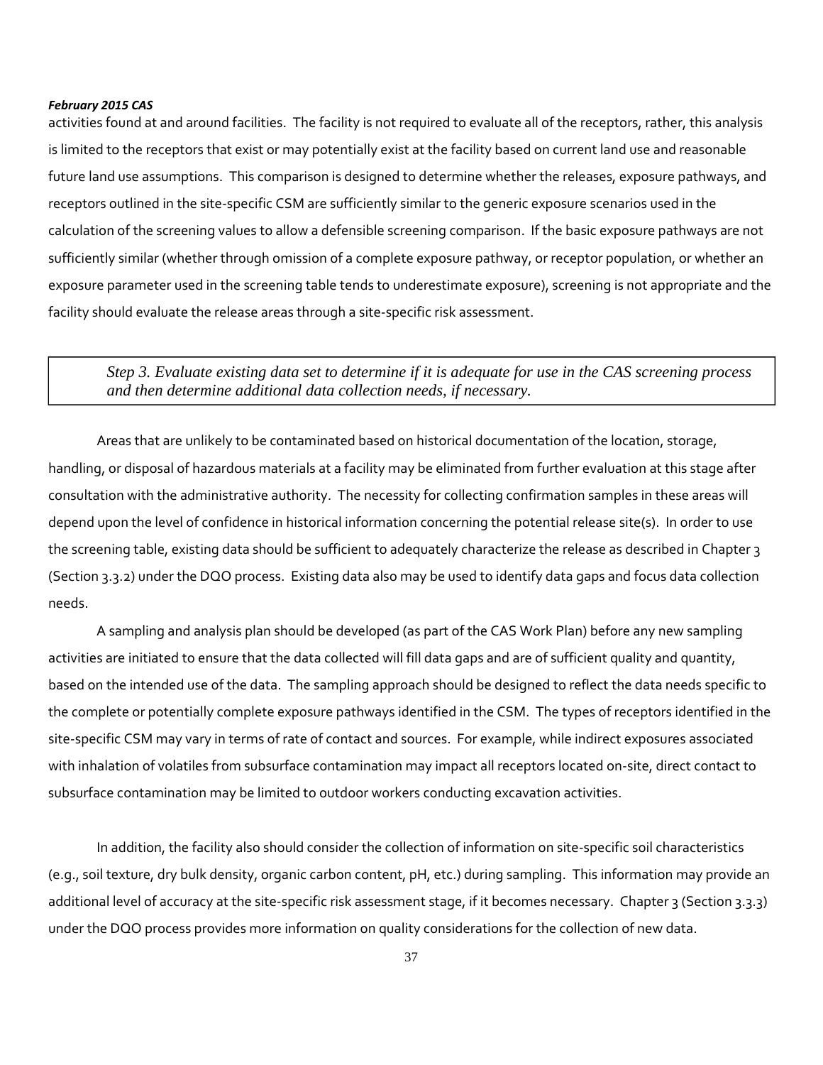activities found at and around facilities. The facility is not required to evaluate all of the receptors, rather, this analysis is limited to the receptors that exist or may potentially exist at the facility based on current land use and reasonable future land use assumptions. This comparison is designed to determine whether the releases, exposure pathways, and receptors outlined in the site-specific CSM are sufficiently similar to the generic exposure scenarios used in the calculation of the screening values to allow a defensible screening comparison. If the basic exposure pathways are not sufficiently similar (whether through omission of a complete exposure pathway, or receptor population, or whether an exposure parameter used in the screening table tends to underestimate exposure), screening is not appropriate and the facility should evaluate the release areas through a site-specific risk assessment.

*Step 3. Evaluate existing data set to determine if it is adequate for use in the CAS screening process and then determine additional data collection needs, if necessary.*

Areas that are unlikely to be contaminated based on historical documentation of the location, storage, handling, or disposal of hazardous materials at a facility may be eliminated from further evaluation at this stage after consultation with the administrative authority. The necessity for collecting confirmation samples in these areas will depend upon the level of confidence in historical information concerning the potential release site(s). In order to use the screening table, existing data should be sufficient to adequately characterize the release as described in Chapter 3 (Section 3.3.2) under the DQO process. Existing data also may be used to identify data gaps and focus data collection needs.

A sampling and analysis plan should be developed (as part of the CAS Work Plan) before any new sampling activities are initiated to ensure that the data collected will fill data gaps and are of sufficient quality and quantity, based on the intended use of the data. The sampling approach should be designed to reflect the data needs specific to the complete or potentially complete exposure pathways identified in the CSM. The types of receptors identified in the site-specific CSM may vary in terms of rate of contact and sources. For example, while indirect exposures associated with inhalation of volatiles from subsurface contamination may impact all receptors located on-site, direct contact to subsurface contamination may be limited to outdoor workers conducting excavation activities.

In addition, the facility also should consider the collection of information on site-specific soil characteristics (e.g., soil texture, dry bulk density, organic carbon content, pH, etc.) during sampling. This information may provide an additional level of accuracy at the site-specific risk assessment stage, if it becomes necessary. Chapter 3 (Section 3.3.3) under the DQO process provides more information on quality considerations for the collection of new data.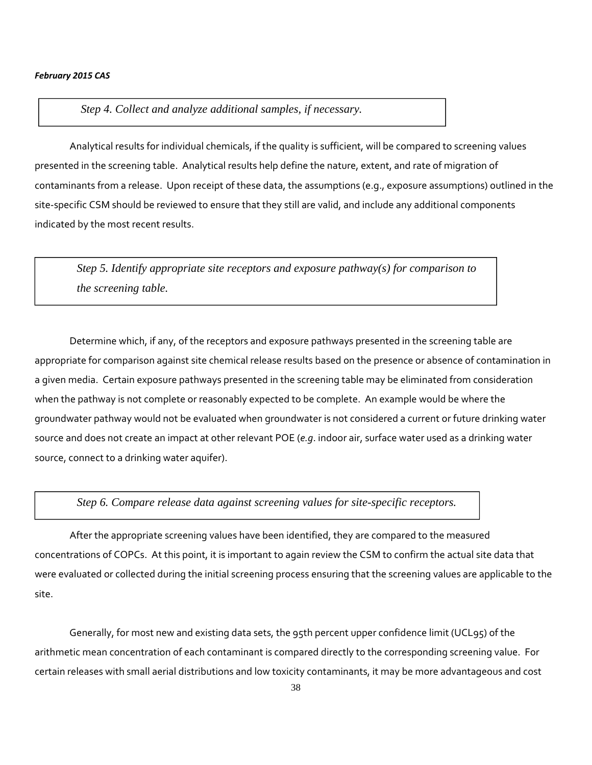*Step 4. Collect and analyze additional samples, if necessary.*

Analytical results for individual chemicals, if the quality is sufficient, will be compared to screening values presented in the screening table. Analytical results help define the nature, extent, and rate of migration of contaminants from a release. Upon receipt of these data, the assumptions (e.g., exposure assumptions) outlined in the site-specific CSM should be reviewed to ensure that they still are valid, and include any additional components indicated by the most recent results.

*Step 5. Identify appropriate site receptors and exposure pathway(s) for comparison to the screening table.*

Determine which, if any, of the receptors and exposure pathways presented in the screening table are appropriate for comparison against site chemical release results based on the presence or absence of contamination in a given media. Certain exposure pathways presented in the screening table may be eliminated from consideration when the pathway is not complete or reasonably expected to be complete. An example would be where the groundwater pathway would not be evaluated when groundwater is not considered a current or future drinking water source and does not create an impact at other relevant POE (*e.g*. indoor air, surface water used as a drinking water source, connect to a drinking water aquifer).

*Step 6. Compare release data against screening values for site-specific receptors.*

After the appropriate screening values have been identified, they are compared to the measured concentrations of COPCs. At this point, it is important to again review the CSM to confirm the actual site data that were evaluated or collected during the initial screening process ensuring that the screening values are applicable to the site.

Generally, for most new and existing data sets, the 95th percent upper confidence limit (UCL95) of the arithmetic mean concentration of each contaminant is compared directly to the corresponding screening value. For certain releases with small aerial distributions and low toxicity contaminants, it may be more advantageous and cost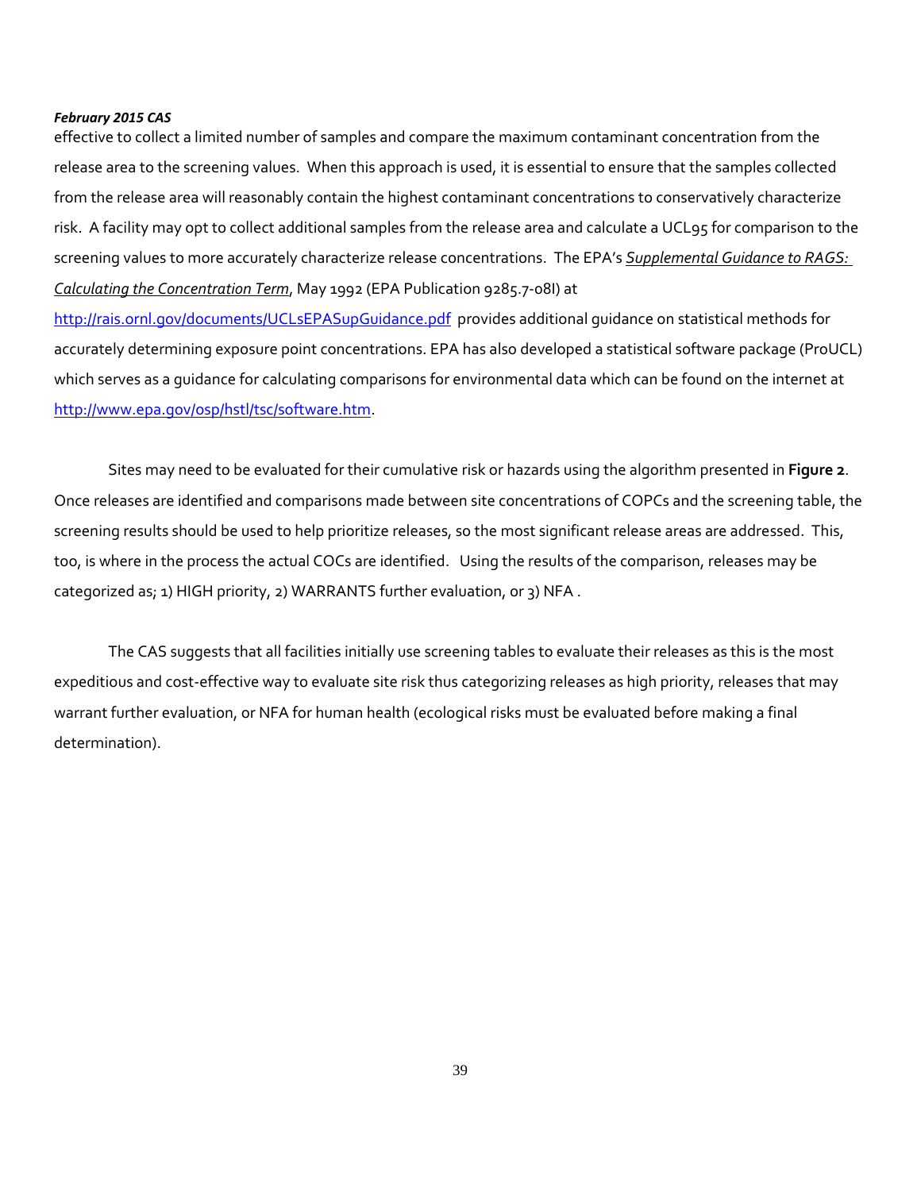effective to collect a limited number of samples and compare the maximum contaminant concentration from the release area to the screening values. When this approach is used, it is essential to ensure that the samples collected from the release area will reasonably contain the highest contaminant concentrations to conservatively characterize risk. A facility may opt to collect additional samples from the release area and calculate a UCL95 for comparison to the screening values to more accurately characterize release concentrations. The EPA's *Supplemental Guidance to RAGS: Calculating the Concentration Term*, May 1992 (EPA Publication 9285.7-08I) at http://rais.ornl.gov/documents/UCLsEPASupGuidance.pdf provides additional guidance on statistical methods for accurately determining exposure point concentrations. EPA has also developed a statistical software package (ProUCL) which serves as a guidance for calculating comparisons for environmental data which can be found on the internet at http://www.epa.gov/osp/hstl/tsc/software.htm.

Sites may need to be evaluated for their cumulative risk or hazards using the algorithm presented in **Figure 2**. Once releases are identified and comparisons made between site concentrations of COPCs and the screening table, the screening results should be used to help prioritize releases, so the most significant release areas are addressed. This, too, is where in the process the actual COCs are identified. Using the results of the comparison, releases may be categorized as; 1) HIGH priority, 2) WARRANTS further evaluation, or 3) NFA .

The CAS suggests that all facilities initially use screening tables to evaluate their releases as this is the most expeditious and cost-effective way to evaluate site risk thus categorizing releases as high priority, releases that may warrant further evaluation, or NFA for human health (ecological risks must be evaluated before making a final determination).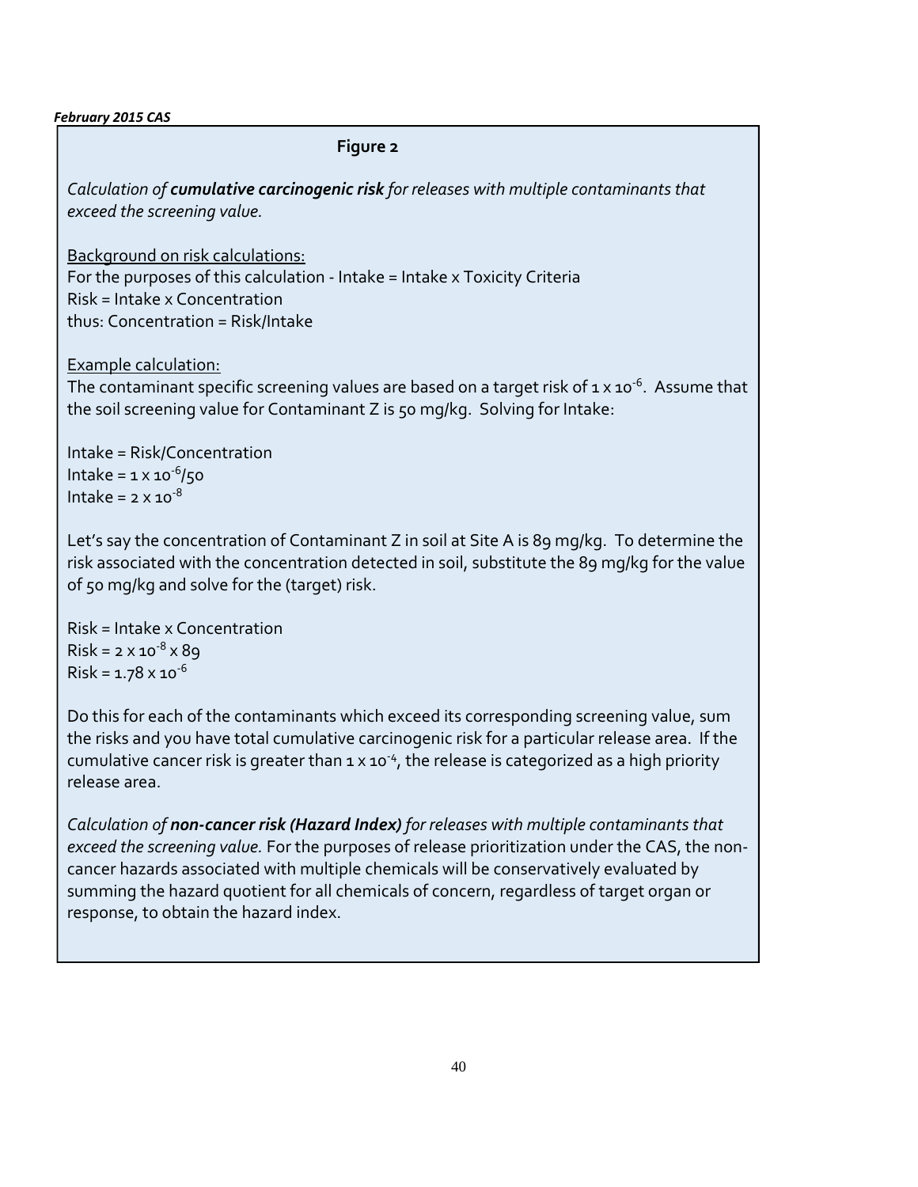*February 2015 CAS*

**Figure 2**

*Calculation of **cumulative carcinogenic risk** for releases with multiple contaminants that exceed the screening value.*

Background on risk calculations:

For the purposes of this calculation - Intake = Intake x Toxicity Criteria
Risk = Intake x Concentration
thus: Concentration = Risk/Intake

Example calculation:

The contaminant specific screening values are based on a target risk of $1 \times 10^{-6}$. Assume that the soil screening value for Contaminant Z is 50 mg/kg. Solving for Intake:

Intake = Risk/Concentration
Intake = $1 \times 10^{-6}/50$
Intake = $2 \times 10^{-8}$

Let's say the concentration of Contaminant Z in soil at Site A is 89 mg/kg. To determine the risk associated with the concentration detected in soil, substitute the 89 mg/kg for the value of 50 mg/kg and solve for the (target) risk.

Risk = Intake x Concentration
Risk = $2 \times 10^{-8} \times 89$
Risk = $1.78 \times 10^{-6}$

Do this for each of the contaminants which exceed its corresponding screening value, sum the risks and you have total cumulative carcinogenic risk for a particular release area. If the cumulative cancer risk is greater than $1 \times 10^{-4}$, the release is categorized as a high priority release area.

*Calculation of **non-cancer risk (Hazard Index)** for releases with multiple contaminants that exceed the screening value.* For the purposes of release prioritization under the CAS, the non-cancer hazards associated with multiple chemicals will be conservatively evaluated by summing the hazard quotient for all chemicals of concern, regardless of target organ or response, to obtain the hazard index.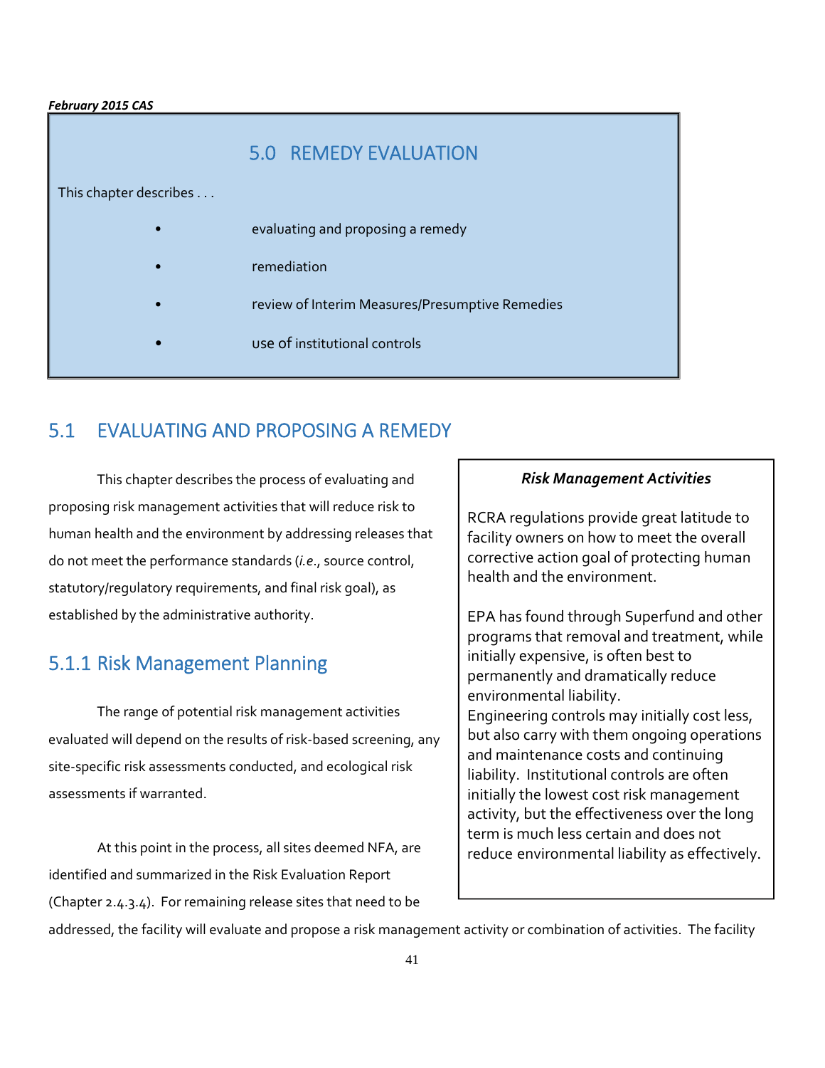*February 2015 CAS*

# 5.0 REMEDY EVALUATION

This chapter describes . . .

- evaluating and proposing a remedy
- remediation
- review of Interim Measures/Presumptive Remedies
- use of institutional controls

## 5.1 EVALUATING AND PROPOSING A REMEDY

This chapter describes the process of evaluating and proposing risk management activities that will reduce risk to human health and the environment by addressing releases that do not meet the performance standards (*i.e.*, source control, statutory/regulatory requirements, and final risk goal), as established by the administrative authority.

> ***Risk Management Activities***
>
> RCRA regulations provide great latitude to facility owners on how to meet the overall corrective action goal of protecting human health and the environment.
>
> EPA has found through Superfund and other programs that removal and treatment, while initially expensive, is often best to permanently and dramatically reduce environmental liability.
> Engineering controls may initially cost less, but also carry with them ongoing operations and maintenance costs and continuing liability. Institutional controls are often initially the lowest cost risk management activity, but the effectiveness over the long term is much less certain and does not reduce environmental liability as effectively.

### 5.1.1 Risk Management Planning

The range of potential risk management activities evaluated will depend on the results of risk-based screening, any site-specific risk assessments conducted, and ecological risk assessments if warranted.

At this point in the process, all sites deemed NFA, are identified and summarized in the Risk Evaluation Report (Chapter 2.4.3.4). For remaining release sites that need to be addressed, the facility will evaluate and propose a risk management activity or combination of activities. The facility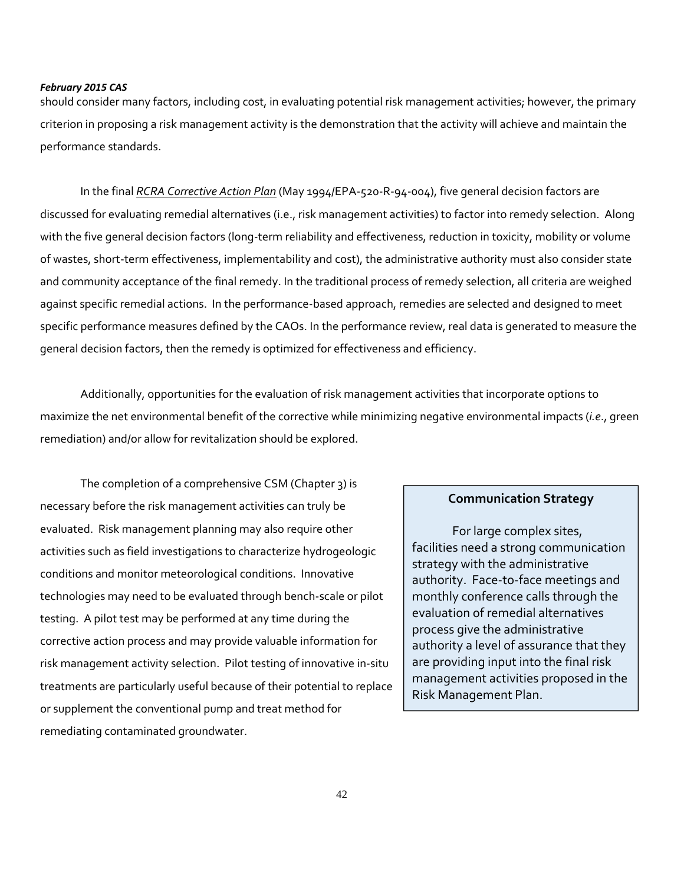should consider many factors, including cost, in evaluating potential risk management activities; however, the primary criterion in proposing a risk management activity is the demonstration that the activity will achieve and maintain the performance standards.

In the final *RCRA Corrective Action Plan* (May 1994/EPA-520-R-94-004), five general decision factors are discussed for evaluating remedial alternatives (i.e., risk management activities) to factor into remedy selection. Along with the five general decision factors (long-term reliability and effectiveness, reduction in toxicity, mobility or volume of wastes, short-term effectiveness, implementability and cost), the administrative authority must also consider state and community acceptance of the final remedy. In the traditional process of remedy selection, all criteria are weighed against specific remedial actions. In the performance-based approach, remedies are selected and designed to meet specific performance measures defined by the CAOs. In the performance review, real data is generated to measure the general decision factors, then the remedy is optimized for effectiveness and efficiency.

Additionally, opportunities for the evaluation of risk management activities that incorporate options to maximize the net environmental benefit of the corrective while minimizing negative environmental impacts (*i.e*., green remediation) and/or allow for revitalization should be explored.

The completion of a comprehensive CSM (Chapter 3) is necessary before the risk management activities can truly be evaluated. Risk management planning may also require other activities such as field investigations to characterize hydrogeologic conditions and monitor meteorological conditions. Innovative technologies may need to be evaluated through bench-scale or pilot testing. A pilot test may be performed at any time during the corrective action process and may provide valuable information for risk management activity selection. Pilot testing of innovative in-situ treatments are particularly useful because of their potential to replace or supplement the conventional pump and treat method for remediating contaminated groundwater.

**Communication Strategy**

For large complex sites, facilities need a strong communication strategy with the administrative authority. Face-to-face meetings and monthly conference calls through the evaluation of remedial alternatives process give the administrative authority a level of assurance that they are providing input into the final risk management activities proposed in the Risk Management Plan.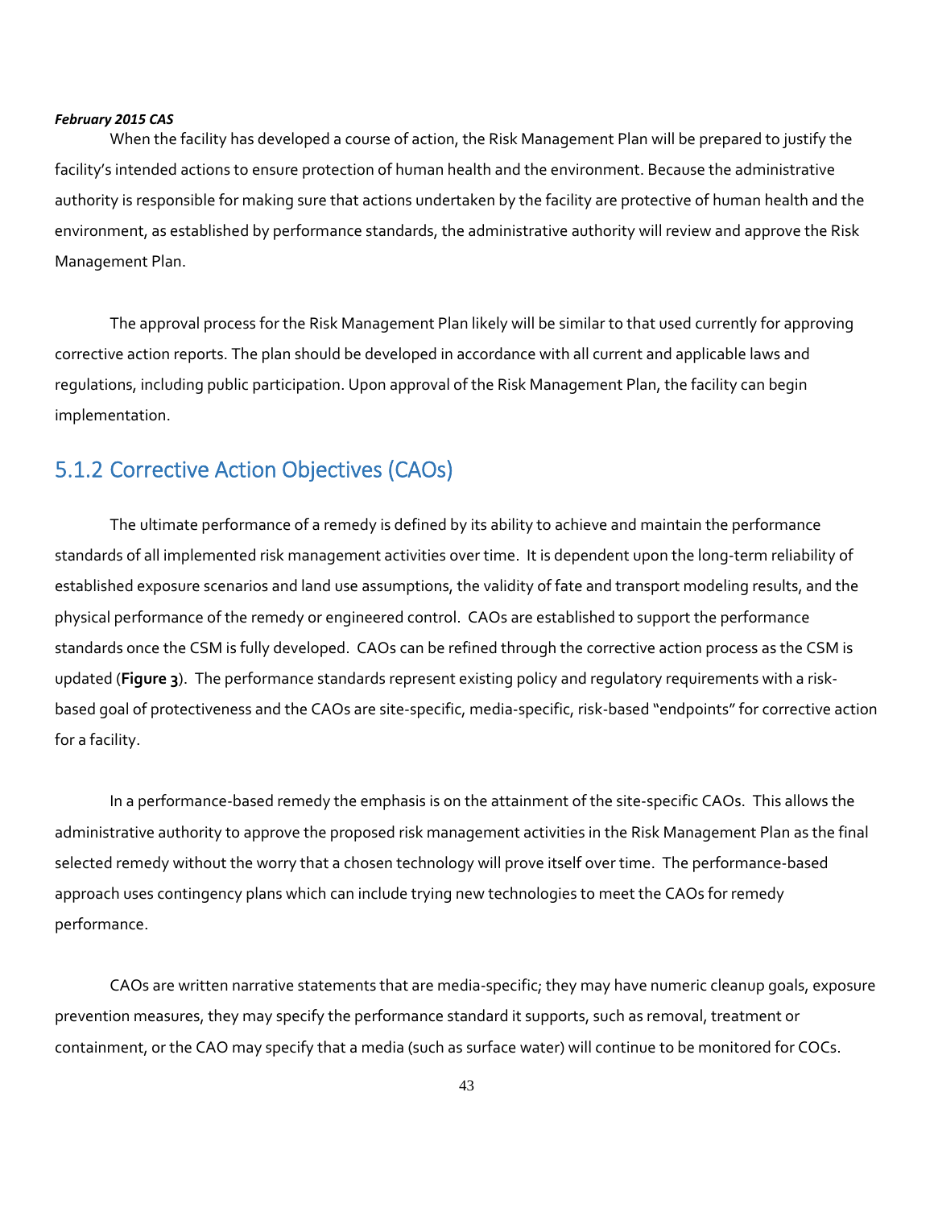*February 2015 CAS*

When the facility has developed a course of action, the Risk Management Plan will be prepared to justify the facility's intended actions to ensure protection of human health and the environment. Because the administrative authority is responsible for making sure that actions undertaken by the facility are protective of human health and the environment, as established by performance standards, the administrative authority will review and approve the Risk Management Plan.

The approval process for the Risk Management Plan likely will be similar to that used currently for approving corrective action reports. The plan should be developed in accordance with all current and applicable laws and regulations, including public participation. Upon approval of the Risk Management Plan, the facility can begin implementation.

## 5.1.2 Corrective Action Objectives (CAOs)

The ultimate performance of a remedy is defined by its ability to achieve and maintain the performance standards of all implemented risk management activities over time. It is dependent upon the long-term reliability of established exposure scenarios and land use assumptions, the validity of fate and transport modeling results, and the physical performance of the remedy or engineered control. CAOs are established to support the performance standards once the CSM is fully developed. CAOs can be refined through the corrective action process as the CSM is updated (**Figure 3**). The performance standards represent existing policy and regulatory requirements with a risk-based goal of protectiveness and the CAOs are site-specific, media-specific, risk-based "endpoints" for corrective action for a facility.

In a performance-based remedy the emphasis is on the attainment of the site-specific CAOs. This allows the administrative authority to approve the proposed risk management activities in the Risk Management Plan as the final selected remedy without the worry that a chosen technology will prove itself over time. The performance-based approach uses contingency plans which can include trying new technologies to meet the CAOs for remedy performance.

CAOs are written narrative statements that are media-specific; they may have numeric cleanup goals, exposure prevention measures, they may specify the performance standard it supports, such as removal, treatment or containment, or the CAO may specify that a media (such as surface water) will continue to be monitored for COCs.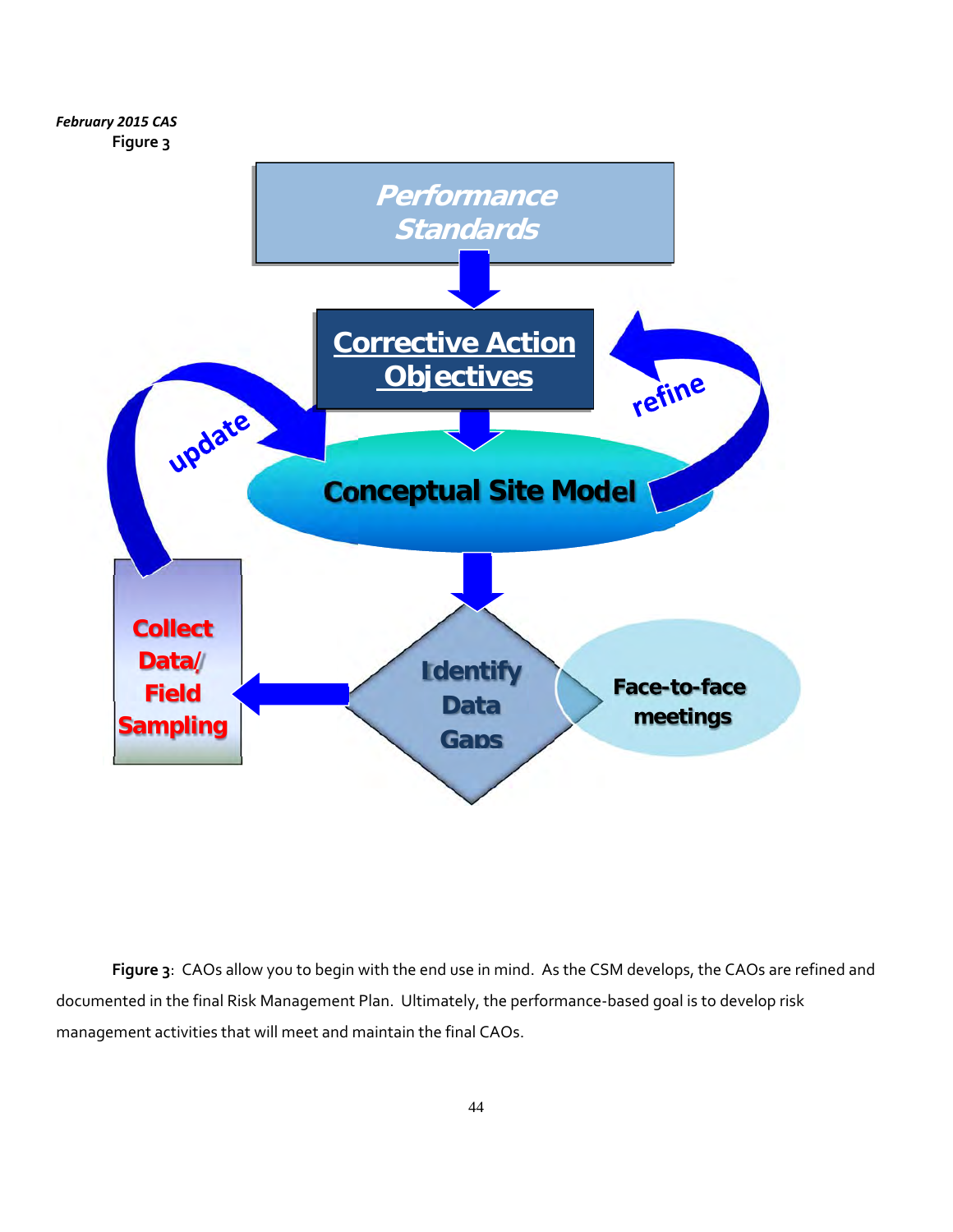*February 2015 CAS*

Figure 3

Performance Standards

Corrective Action Objectives

update

refine

Conceptual Site Model

Collect Data/ Field Sampling

Identify Data Gaps

Face-to-face meetings

**Figure 3**: CAOs allow you to begin with the end use in mind. As the CSM develops, the CAOs are refined and documented in the final Risk Management Plan. Ultimately, the performance-based goal is to develop risk management activities that will meet and maintain the final CAOs.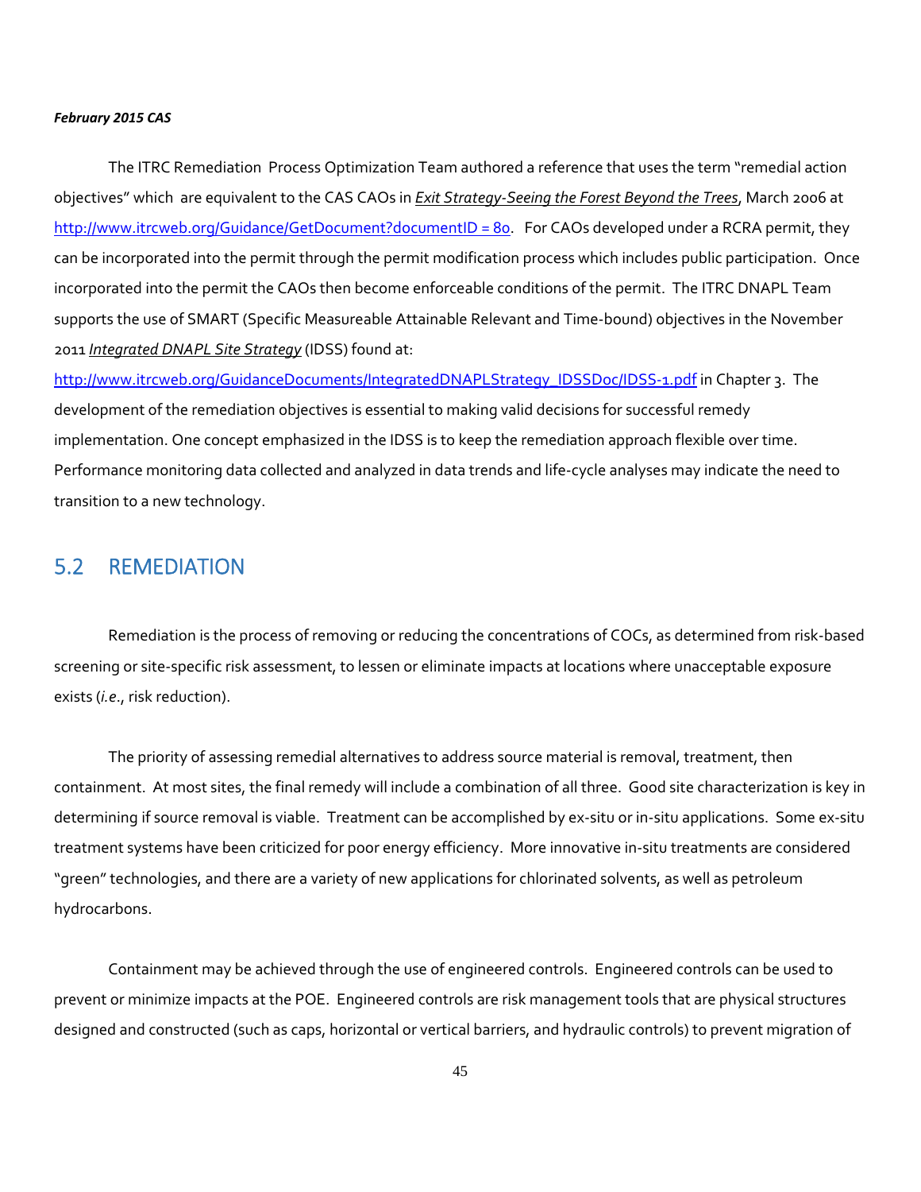*February 2015 CAS*

The ITRC Remediation Process Optimization Team authored a reference that uses the term "remedial action objectives" which are equivalent to the CAS CAOs in *Exit Strategy-Seeing the Forest Beyond the Trees*, March 2006 at http://www.itrcweb.org/Guidance/GetDocument?documentID = 80. For CAOs developed under a RCRA permit, they can be incorporated into the permit through the permit modification process which includes public participation. Once incorporated into the permit the CAOs then become enforceable conditions of the permit. The ITRC DNAPL Team supports the use of SMART (Specific Measureable Attainable Relevant and Time-bound) objectives in the November 2011 *Integrated DNAPL Site Strategy* (IDSS) found at: http://www.itrcweb.org/GuidanceDocuments/IntegratedDNAPLStrategy_IDSSDoc/IDSS-1.pdf in Chapter 3. The development of the remediation objectives is essential to making valid decisions for successful remedy implementation. One concept emphasized in the IDSS is to keep the remediation approach flexible over time. Performance monitoring data collected and analyzed in data trends and life-cycle analyses may indicate the need to transition to a new technology.

## 5.2 REMEDIATION

Remediation is the process of removing or reducing the concentrations of COCs, as determined from risk-based screening or site-specific risk assessment, to lessen or eliminate impacts at locations where unacceptable exposure exists (*i.e*., risk reduction).

The priority of assessing remedial alternatives to address source material is removal, treatment, then containment. At most sites, the final remedy will include a combination of all three. Good site characterization is key in determining if source removal is viable. Treatment can be accomplished by ex-situ or in-situ applications. Some ex-situ treatment systems have been criticized for poor energy efficiency. More innovative in-situ treatments are considered "green" technologies, and there are a variety of new applications for chlorinated solvents, as well as petroleum hydrocarbons.

Containment may be achieved through the use of engineered controls. Engineered controls can be used to prevent or minimize impacts at the POE. Engineered controls are risk management tools that are physical structures designed and constructed (such as caps, horizontal or vertical barriers, and hydraulic controls) to prevent migration of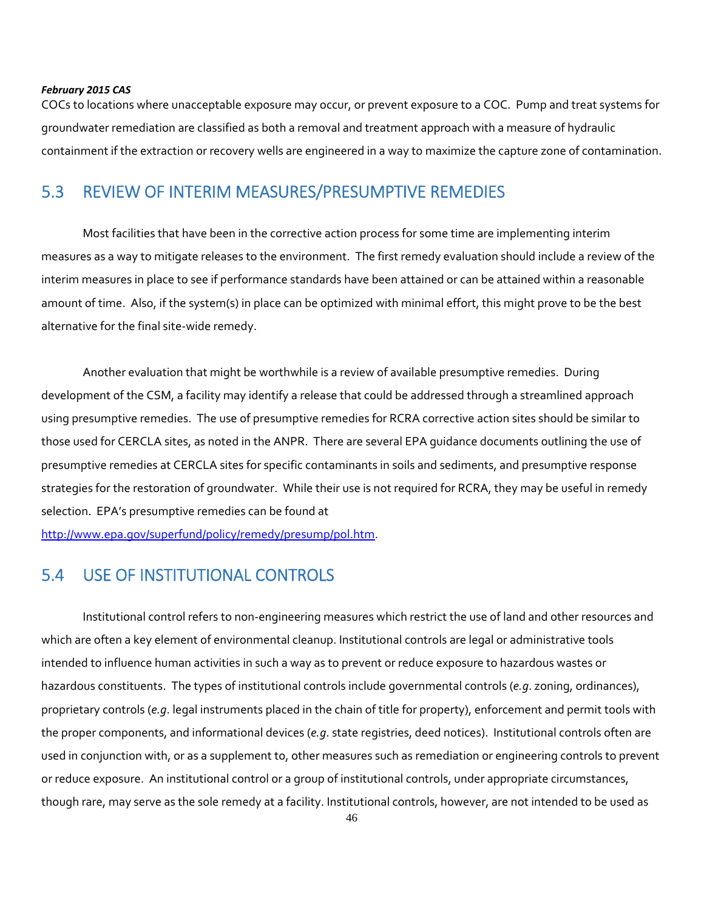COCs to locations where unacceptable exposure may occur, or prevent exposure to a COC. Pump and treat systems for groundwater remediation are classified as both a removal and treatment approach with a measure of hydraulic containment if the extraction or recovery wells are engineered in a way to maximize the capture zone of contamination.

## 5.3 REVIEW OF INTERIM MEASURES/PRESUMPTIVE REMEDIES

Most facilities that have been in the corrective action process for some time are implementing interim measures as a way to mitigate releases to the environment. The first remedy evaluation should include a review of the interim measures in place to see if performance standards have been attained or can be attained within a reasonable amount of time. Also, if the system(s) in place can be optimized with minimal effort, this might prove to be the best alternative for the final site-wide remedy.

Another evaluation that might be worthwhile is a review of available presumptive remedies. During development of the CSM, a facility may identify a release that could be addressed through a streamlined approach using presumptive remedies. The use of presumptive remedies for RCRA corrective action sites should be similar to those used for CERCLA sites, as noted in the ANPR. There are several EPA guidance documents outlining the use of presumptive remedies at CERCLA sites for specific contaminants in soils and sediments, and presumptive response strategies for the restoration of groundwater. While their use is not required for RCRA, they may be useful in remedy selection. EPA's presumptive remedies can be found at http://www.epa.gov/superfund/policy/remedy/presump/pol.htm.

## 5.4 USE OF INSTITUTIONAL CONTROLS

Institutional control refers to non-engineering measures which restrict the use of land and other resources and which are often a key element of environmental cleanup. Institutional controls are legal or administrative tools intended to influence human activities in such a way as to prevent or reduce exposure to hazardous wastes or hazardous constituents. The types of institutional controls include governmental controls (*e.g*. zoning, ordinances), proprietary controls (*e.g*. legal instruments placed in the chain of title for property), enforcement and permit tools with the proper components, and informational devices (*e.g*. state registries, deed notices). Institutional controls often are used in conjunction with, or as a supplement to, other measures such as remediation or engineering controls to prevent or reduce exposure. An institutional control or a group of institutional controls, under appropriate circumstances, though rare, may serve as the sole remedy at a facility. Institutional controls, however, are not intended to be used as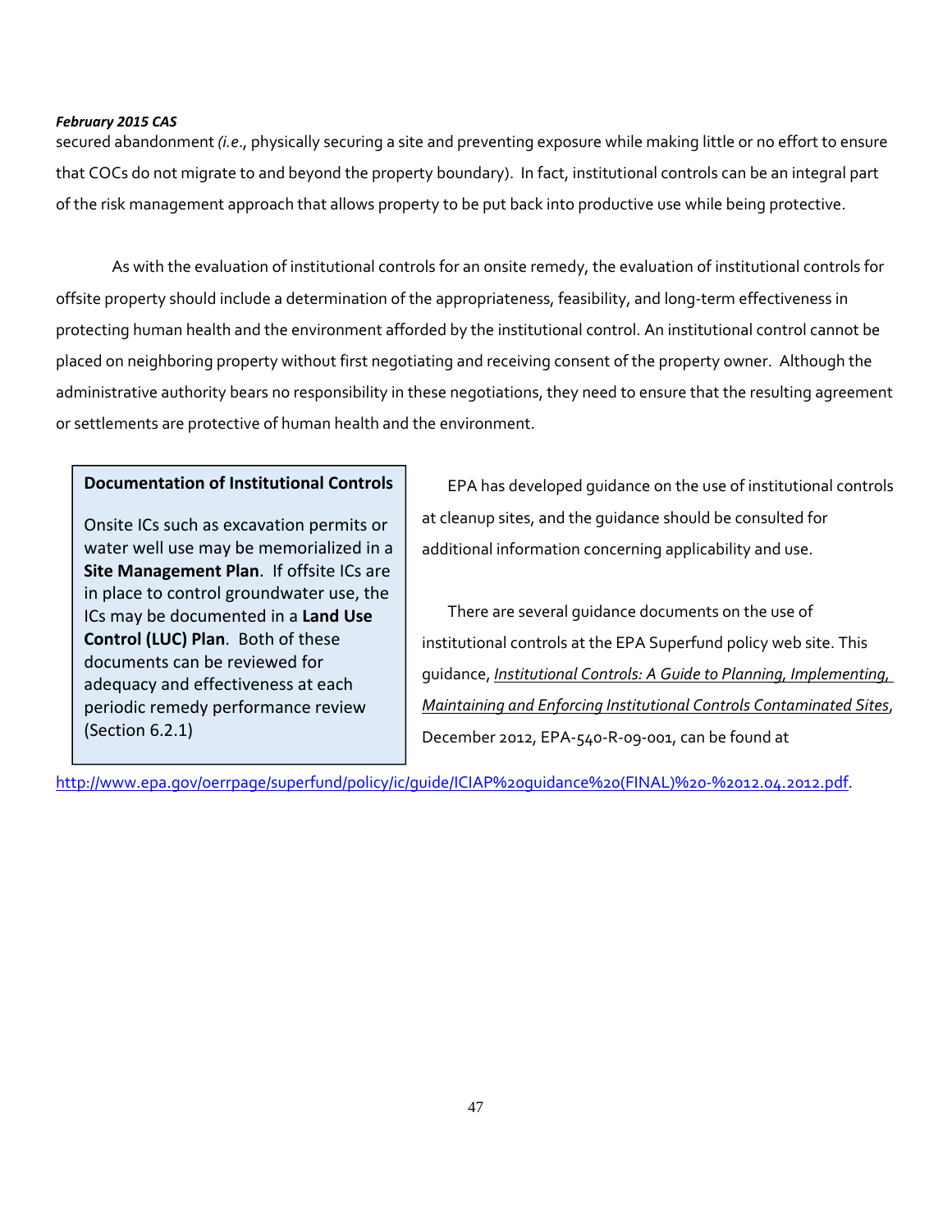secured abandonment (*i.e*., physically securing a site and preventing exposure while making little or no effort to ensure that COCs do not migrate to and beyond the property boundary). In fact, institutional controls can be an integral part of the risk management approach that allows property to be put back into productive use while being protective.

As with the evaluation of institutional controls for an onsite remedy, the evaluation of institutional controls for offsite property should include a determination of the appropriateness, feasibility, and long-term effectiveness in protecting human health and the environment afforded by the institutional control. An institutional control cannot be placed on neighboring property without first negotiating and receiving consent of the property owner. Although the administrative authority bears no responsibility in these negotiations, they need to ensure that the resulting agreement or settlements are protective of human health and the environment.

> **Documentation of Institutional Controls**
>
> Onsite ICs such as excavation permits or water well use may be memorialized in a **Site Management Plan**. If offsite ICs are in place to control groundwater use, the ICs may be documented in a **Land Use Control (LUC) Plan**. Both of these documents can be reviewed for adequacy and effectiveness at each periodic remedy performance review (Section 6.2.1)

EPA has developed guidance on the use of institutional controls at cleanup sites, and the guidance should be consulted for additional information concerning applicability and use.

There are several guidance documents on the use of institutional controls at the EPA Superfund policy web site. This guidance, *Institutional Controls: A Guide to Planning, Implementing, Maintaining and Enforcing Institutional Controls Contaminated Sites*, December 2012, EPA-540-R-09-001, can be found at http://www.epa.gov/oerrpage/superfund/policy/ic/guide/ICIAP%20guidance%20(FINAL)%20-%2012.04.2012.pdf.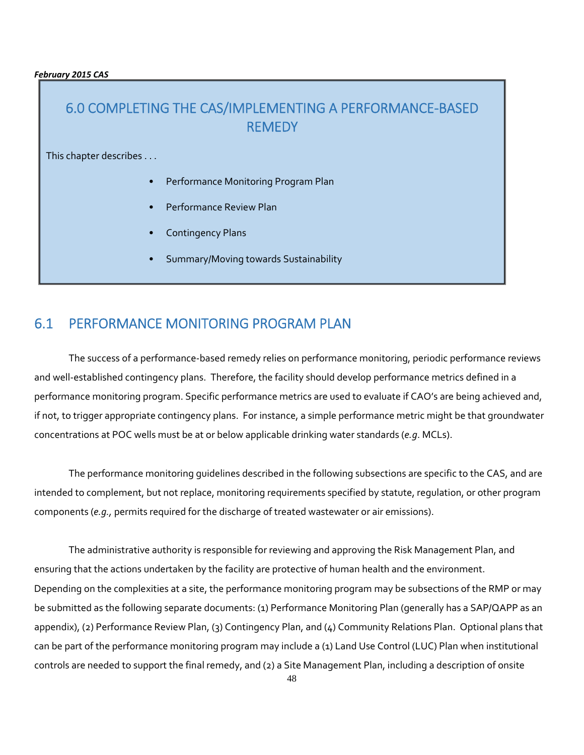# 6.0 COMPLETING THE CAS/IMPLEMENTING A PERFORMANCE-BASED REMEDY

This chapter describes . . .

- Performance Monitoring Program Plan
- Performance Review Plan
- Contingency Plans
- Summary/Moving towards Sustainability

## 6.1 PERFORMANCE MONITORING PROGRAM PLAN

The success of a performance-based remedy relies on performance monitoring, periodic performance reviews and well-established contingency plans. Therefore, the facility should develop performance metrics defined in a performance monitoring program. Specific performance metrics are used to evaluate if CAO's are being achieved and, if not, to trigger appropriate contingency plans. For instance, a simple performance metric might be that groundwater concentrations at POC wells must be at or below applicable drinking water standards (*e.g*. MCLs).

The performance monitoring guidelines described in the following subsections are specific to the CAS, and are intended to complement, but not replace, monitoring requirements specified by statute, regulation, or other program components (*e.g.*, permits required for the discharge of treated wastewater or air emissions).

The administrative authority is responsible for reviewing and approving the Risk Management Plan, and ensuring that the actions undertaken by the facility are protective of human health and the environment. Depending on the complexities at a site, the performance monitoring program may be subsections of the RMP or may be submitted as the following separate documents: (1) Performance Monitoring Plan (generally has a SAP/QAPP as an appendix), (2) Performance Review Plan, (3) Contingency Plan, and (4) Community Relations Plan. Optional plans that can be part of the performance monitoring program may include a (1) Land Use Control (LUC) Plan when institutional controls are needed to support the final remedy, and (2) a Site Management Plan, including a description of onsite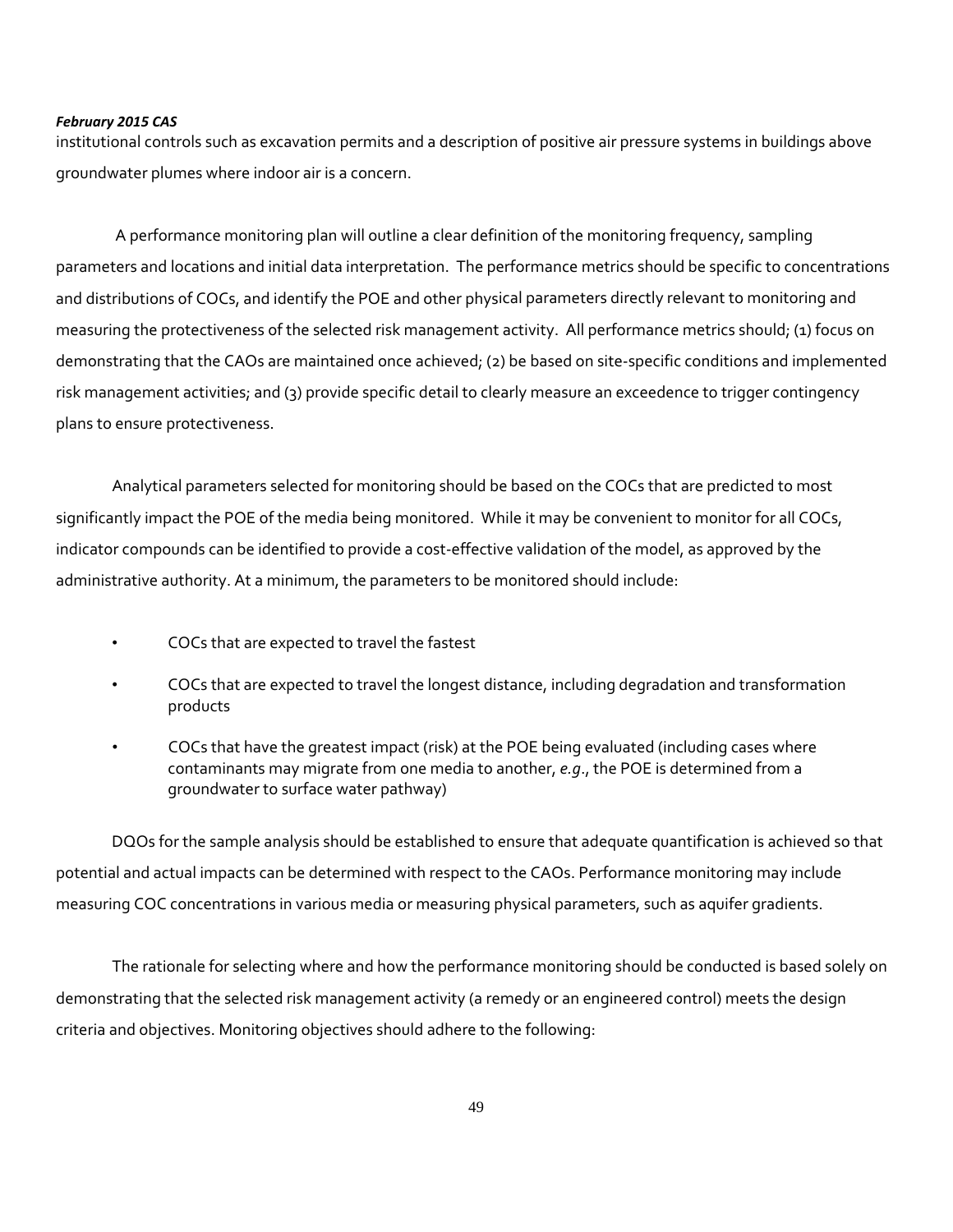institutional controls such as excavation permits and a description of positive air pressure systems in buildings above groundwater plumes where indoor air is a concern.

A performance monitoring plan will outline a clear definition of the monitoring frequency, sampling parameters and locations and initial data interpretation. The performance metrics should be specific to concentrations and distributions of COCs, and identify the POE and other physical parameters directly relevant to monitoring and measuring the protectiveness of the selected risk management activity. All performance metrics should; (1) focus on demonstrating that the CAOs are maintained once achieved; (2) be based on site-specific conditions and implemented risk management activities; and (3) provide specific detail to clearly measure an exceedence to trigger contingency plans to ensure protectiveness.

Analytical parameters selected for monitoring should be based on the COCs that are predicted to most significantly impact the POE of the media being monitored. While it may be convenient to monitor for all COCs, indicator compounds can be identified to provide a cost-effective validation of the model, as approved by the administrative authority. At a minimum, the parameters to be monitored should include:

- COCs that are expected to travel the fastest
- COCs that are expected to travel the longest distance, including degradation and transformation products
- COCs that have the greatest impact (risk) at the POE being evaluated (including cases where contaminants may migrate from one media to another, *e.g.*, the POE is determined from a groundwater to surface water pathway)

DQOs for the sample analysis should be established to ensure that adequate quantification is achieved so that potential and actual impacts can be determined with respect to the CAOs. Performance monitoring may include measuring COC concentrations in various media or measuring physical parameters, such as aquifer gradients.

The rationale for selecting where and how the performance monitoring should be conducted is based solely on demonstrating that the selected risk management activity (a remedy or an engineered control) meets the design criteria and objectives. Monitoring objectives should adhere to the following: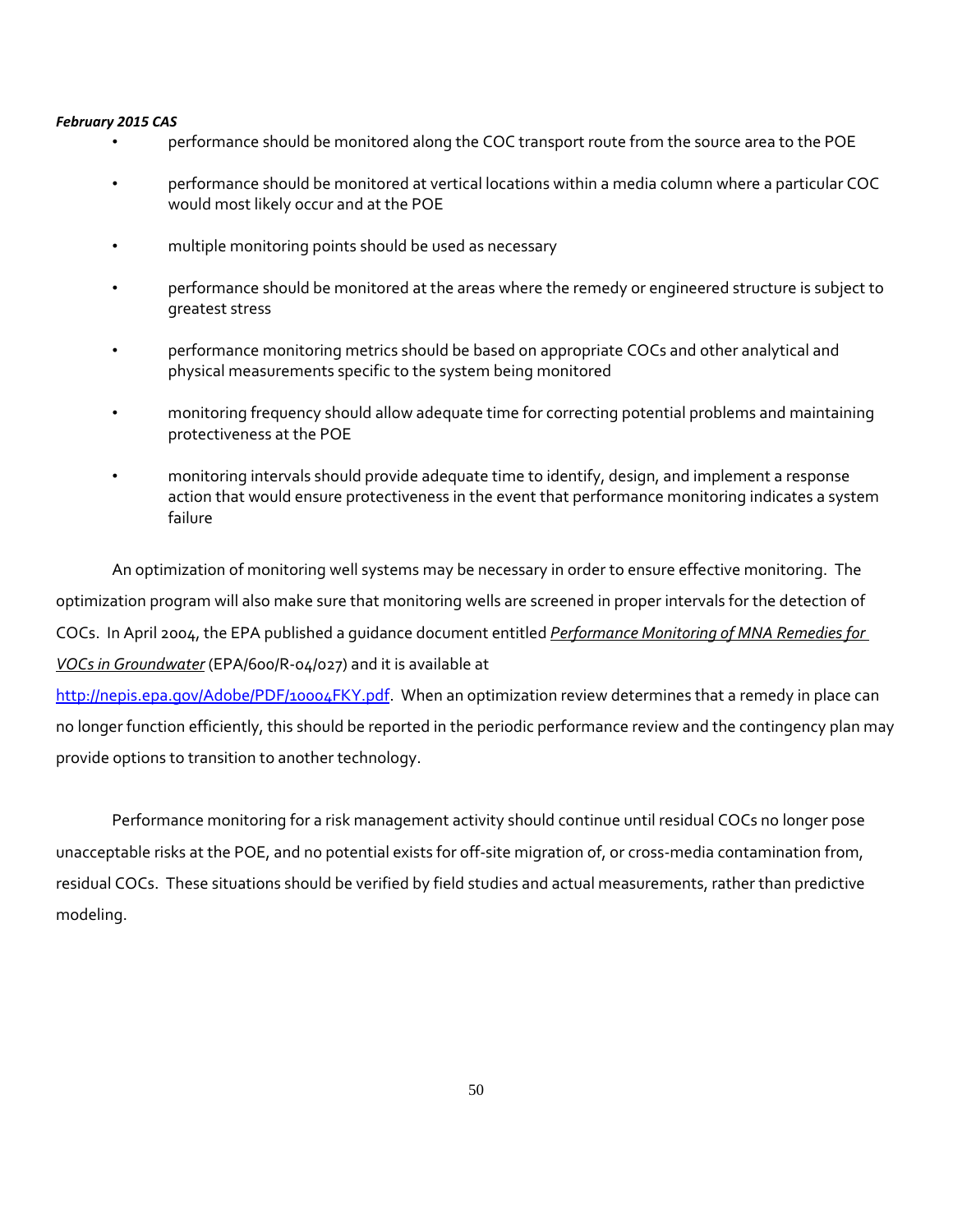- performance should be monitored along the COC transport route from the source area to the POE

- performance should be monitored at vertical locations within a media column where a particular COC would most likely occur and at the POE

- multiple monitoring points should be used as necessary

- performance should be monitored at the areas where the remedy or engineered structure is subject to greatest stress

- performance monitoring metrics should be based on appropriate COCs and other analytical and physical measurements specific to the system being monitored

- monitoring frequency should allow adequate time for correcting potential problems and maintaining protectiveness at the POE

- monitoring intervals should provide adequate time to identify, design, and implement a response action that would ensure protectiveness in the event that performance monitoring indicates a system failure

An optimization of monitoring well systems may be necessary in order to ensure effective monitoring. The optimization program will also make sure that monitoring wells are screened in proper intervals for the detection of COCs. In April 2004, the EPA published a guidance document entitled ***Performance Monitoring of MNA Remedies for VOCs in Groundwater*** (EPA/600/R-04/027) and it is available at http://nepis.epa.gov/Adobe/PDF/10004FKY.pdf. When an optimization review determines that a remedy in place can no longer function efficiently, this should be reported in the periodic performance review and the contingency plan may provide options to transition to another technology.

Performance monitoring for a risk management activity should continue until residual COCs no longer pose unacceptable risks at the POE, and no potential exists for off-site migration of, or cross-media contamination from, residual COCs. These situations should be verified by field studies and actual measurements, rather than predictive modeling.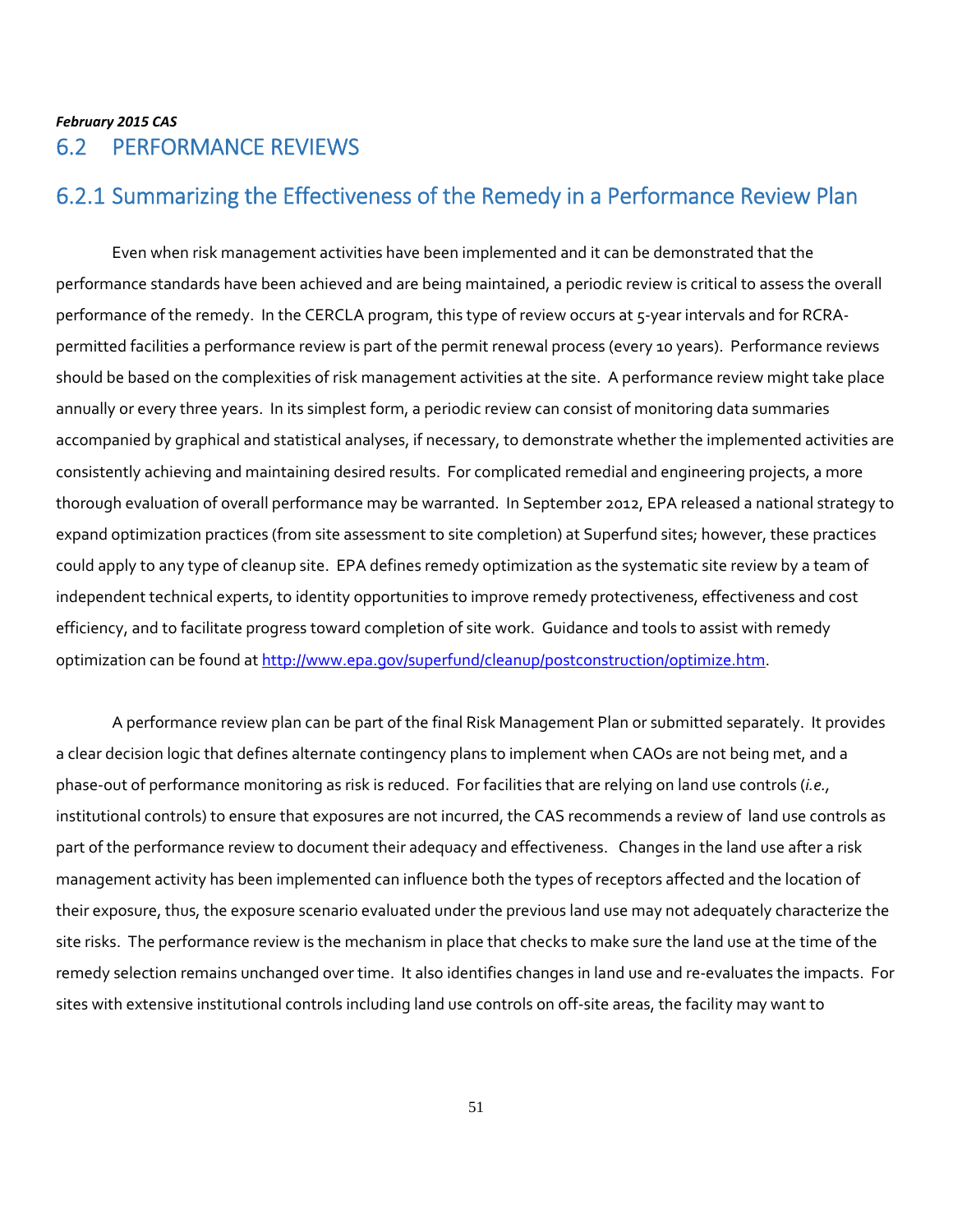*February 2015 CAS*

## 6.2 PERFORMANCE REVIEWS

### 6.2.1 Summarizing the Effectiveness of the Remedy in a Performance Review Plan

Even when risk management activities have been implemented and it can be demonstrated that the performance standards have been achieved and are being maintained, a periodic review is critical to assess the overall performance of the remedy. In the CERCLA program, this type of review occurs at 5-year intervals and for RCRA-permitted facilities a performance review is part of the permit renewal process (every 10 years). Performance reviews should be based on the complexities of risk management activities at the site. A performance review might take place annually or every three years. In its simplest form, a periodic review can consist of monitoring data summaries accompanied by graphical and statistical analyses, if necessary, to demonstrate whether the implemented activities are consistently achieving and maintaining desired results. For complicated remedial and engineering projects, a more thorough evaluation of overall performance may be warranted. In September 2012, EPA released a national strategy to expand optimization practices (from site assessment to site completion) at Superfund sites; however, these practices could apply to any type of cleanup site. EPA defines remedy optimization as the systematic site review by a team of independent technical experts, to identity opportunities to improve remedy protectiveness, effectiveness and cost efficiency, and to facilitate progress toward completion of site work. Guidance and tools to assist with remedy optimization can be found at [http://www.epa.gov/superfund/cleanup/postconstruction/optimize.htm](http://www.epa.gov/superfund/cleanup/postconstruction/optimize.htm).

A performance review plan can be part of the final Risk Management Plan or submitted separately. It provides a clear decision logic that defines alternate contingency plans to implement when CAOs are not being met, and a phase-out of performance monitoring as risk is reduced. For facilities that are relying on land use controls (*i.e.*, institutional controls) to ensure that exposures are not incurred, the CAS recommends a review of land use controls as part of the performance review to document their adequacy and effectiveness. Changes in the land use after a risk management activity has been implemented can influence both the types of receptors affected and the location of their exposure, thus, the exposure scenario evaluated under the previous land use may not adequately characterize the site risks. The performance review is the mechanism in place that checks to make sure the land use at the time of the remedy selection remains unchanged over time. It also identifies changes in land use and re-evaluates the impacts. For sites with extensive institutional controls including land use controls on off-site areas, the facility may want to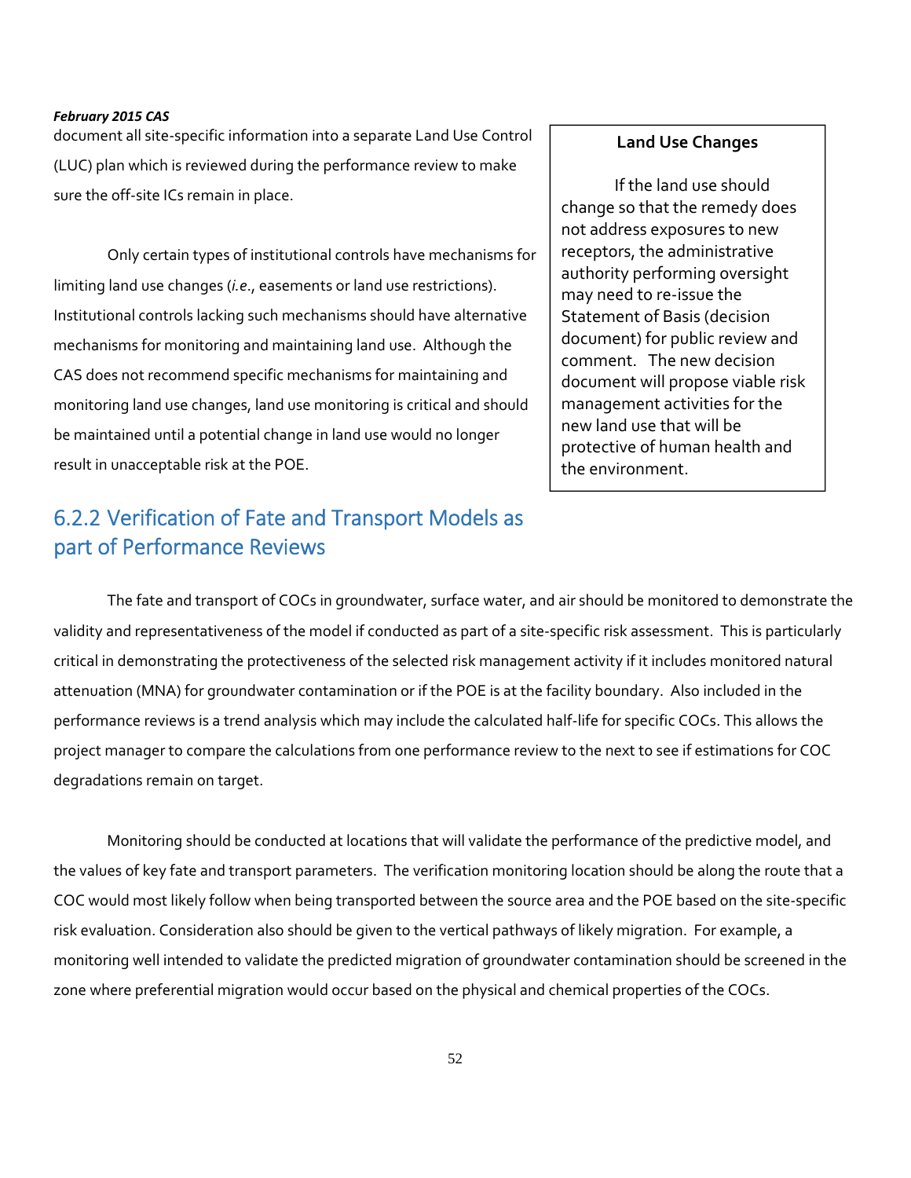document all site-specific information into a separate Land Use Control (LUC) plan which is reviewed during the performance review to make sure the off-site ICs remain in place.

Only certain types of institutional controls have mechanisms for limiting land use changes (*i.e.*, easements or land use restrictions). Institutional controls lacking such mechanisms should have alternative mechanisms for monitoring and maintaining land use. Although the CAS does not recommend specific mechanisms for maintaining and monitoring land use changes, land use monitoring is critical and should be maintained until a potential change in land use would no longer result in unacceptable risk at the POE.

**Land Use Changes**

If the land use should change so that the remedy does not address exposures to new receptors, the administrative authority performing oversight may need to re-issue the Statement of Basis (decision document) for public review and comment. The new decision document will propose viable risk management activities for the new land use that will be protective of human health and the environment.

## 6.2.2 Verification of Fate and Transport Models as part of Performance Reviews

The fate and transport of COCs in groundwater, surface water, and air should be monitored to demonstrate the validity and representativeness of the model if conducted as part of a site-specific risk assessment. This is particularly critical in demonstrating the protectiveness of the selected risk management activity if it includes monitored natural attenuation (MNA) for groundwater contamination or if the POE is at the facility boundary. Also included in the performance reviews is a trend analysis which may include the calculated half-life for specific COCs. This allows the project manager to compare the calculations from one performance review to the next to see if estimations for COC degradations remain on target.

Monitoring should be conducted at locations that will validate the performance of the predictive model, and the values of key fate and transport parameters. The verification monitoring location should be along the route that a COC would most likely follow when being transported between the source area and the POE based on the site-specific risk evaluation. Consideration also should be given to the vertical pathways of likely migration. For example, a monitoring well intended to validate the predicted migration of groundwater contamination should be screened in the zone where preferential migration would occur based on the physical and chemical properties of the COCs.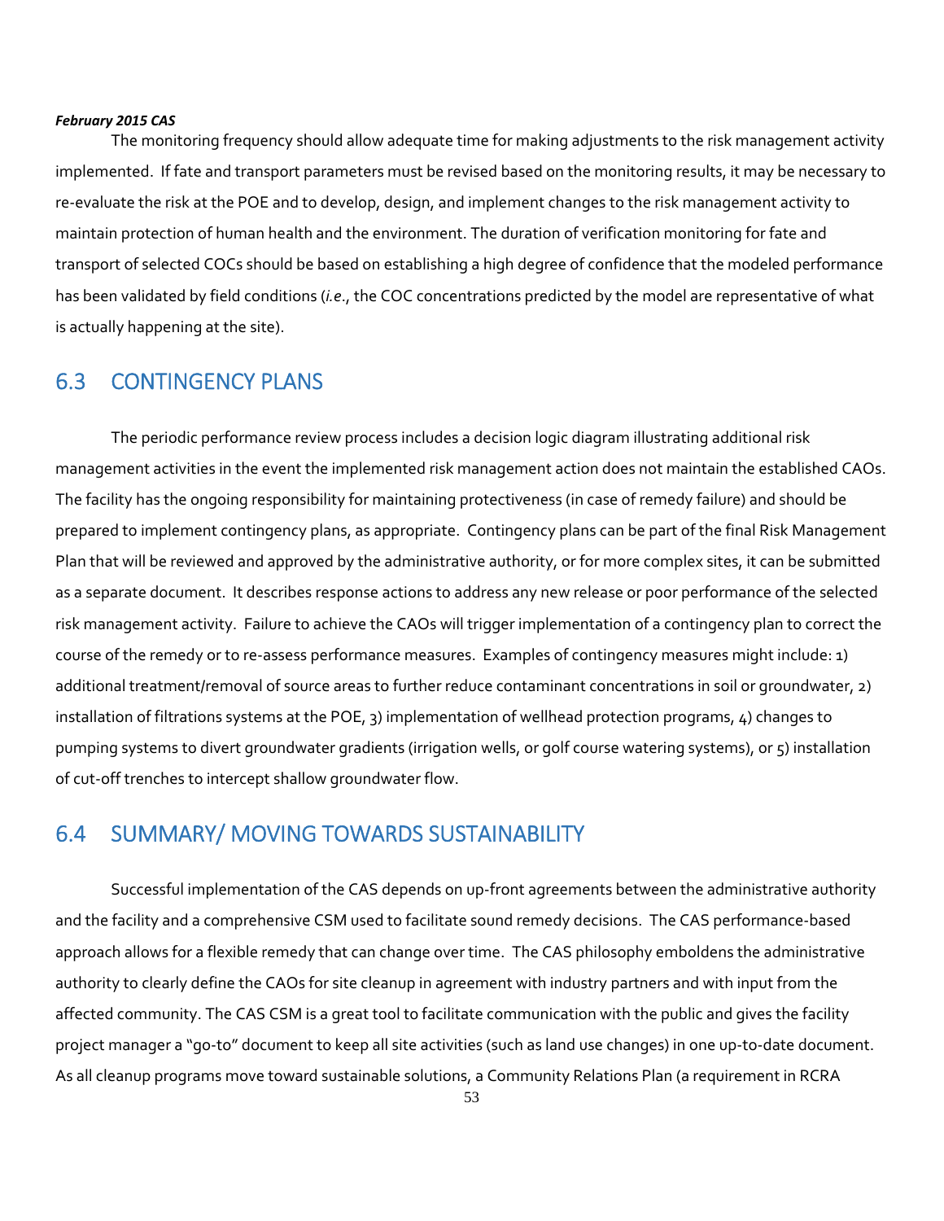*February 2015 CAS*

The monitoring frequency should allow adequate time for making adjustments to the risk management activity implemented. If fate and transport parameters must be revised based on the monitoring results, it may be necessary to re-evaluate the risk at the POE and to develop, design, and implement changes to the risk management activity to maintain protection of human health and the environment. The duration of verification monitoring for fate and transport of selected COCs should be based on establishing a high degree of confidence that the modeled performance has been validated by field conditions (*i.e*., the COC concentrations predicted by the model are representative of what is actually happening at the site).

## 6.3 CONTINGENCY PLANS

The periodic performance review process includes a decision logic diagram illustrating additional risk management activities in the event the implemented risk management action does not maintain the established CAOs. The facility has the ongoing responsibility for maintaining protectiveness (in case of remedy failure) and should be prepared to implement contingency plans, as appropriate. Contingency plans can be part of the final Risk Management Plan that will be reviewed and approved by the administrative authority, or for more complex sites, it can be submitted as a separate document. It describes response actions to address any new release or poor performance of the selected risk management activity. Failure to achieve the CAOs will trigger implementation of a contingency plan to correct the course of the remedy or to re-assess performance measures. Examples of contingency measures might include: 1) additional treatment/removal of source areas to further reduce contaminant concentrations in soil or groundwater, 2) installation of filtrations systems at the POE, 3) implementation of wellhead protection programs, 4) changes to pumping systems to divert groundwater gradients (irrigation wells, or golf course watering systems), or 5) installation of cut-off trenches to intercept shallow groundwater flow.

## 6.4 SUMMARY/ MOVING TOWARDS SUSTAINABILITY

Successful implementation of the CAS depends on up-front agreements between the administrative authority and the facility and a comprehensive CSM used to facilitate sound remedy decisions. The CAS performance-based approach allows for a flexible remedy that can change over time. The CAS philosophy emboldens the administrative authority to clearly define the CAOs for site cleanup in agreement with industry partners and with input from the affected community. The CAS CSM is a great tool to facilitate communication with the public and gives the facility project manager a "go-to" document to keep all site activities (such as land use changes) in one up-to-date document. As all cleanup programs move toward sustainable solutions, a Community Relations Plan (a requirement in RCRA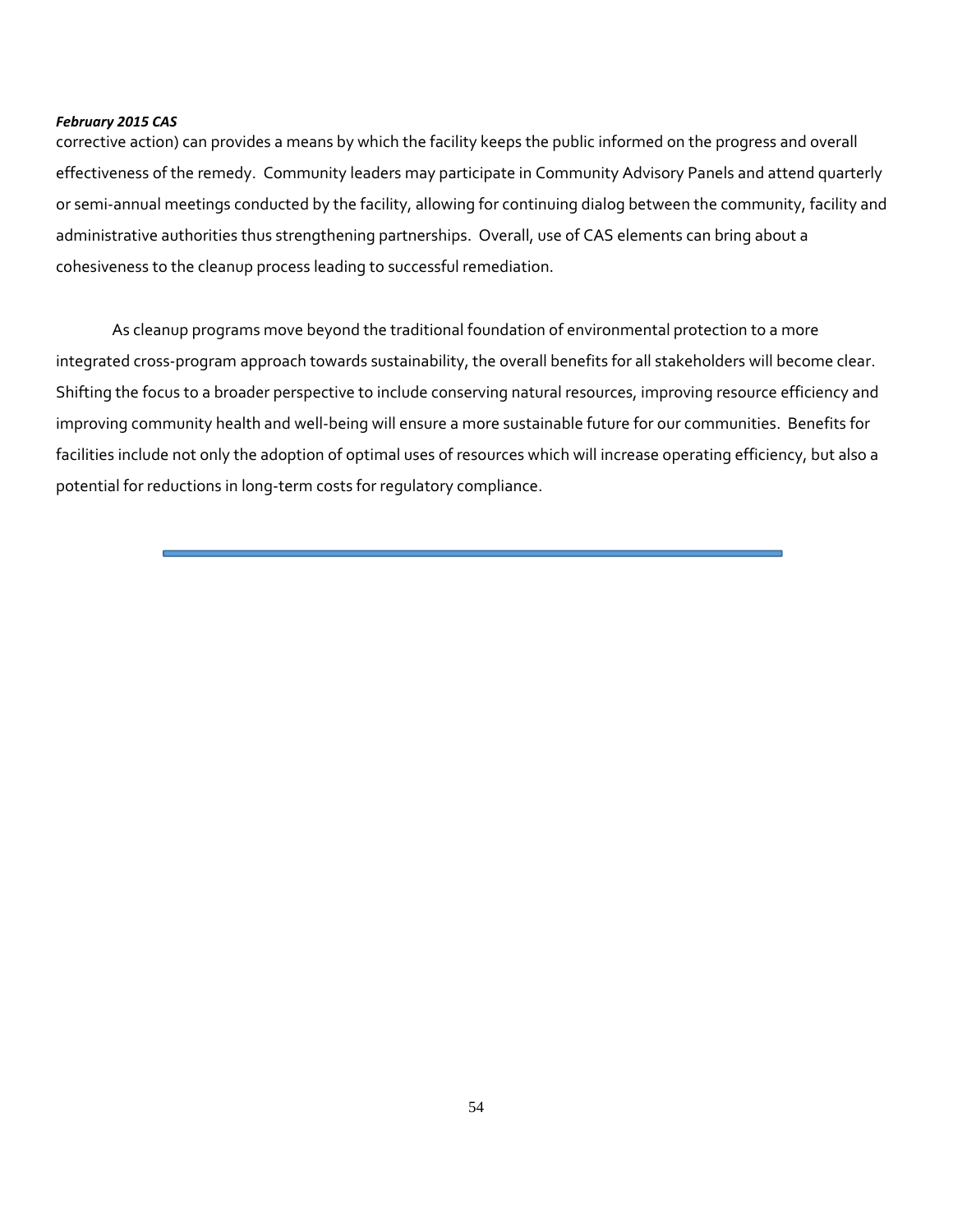corrective action) can provides a means by which the facility keeps the public informed on the progress and overall effectiveness of the remedy. Community leaders may participate in Community Advisory Panels and attend quarterly or semi-annual meetings conducted by the facility, allowing for continuing dialog between the community, facility and administrative authorities thus strengthening partnerships. Overall, use of CAS elements can bring about a cohesiveness to the cleanup process leading to successful remediation.

As cleanup programs move beyond the traditional foundation of environmental protection to a more integrated cross-program approach towards sustainability, the overall benefits for all stakeholders will become clear. Shifting the focus to a broader perspective to include conserving natural resources, improving resource efficiency and improving community health and well-being will ensure a more sustainable future for our communities. Benefits for facilities include not only the adoption of optimal uses of resources which will increase operating efficiency, but also a potential for reductions in long-term costs for regulatory compliance.

---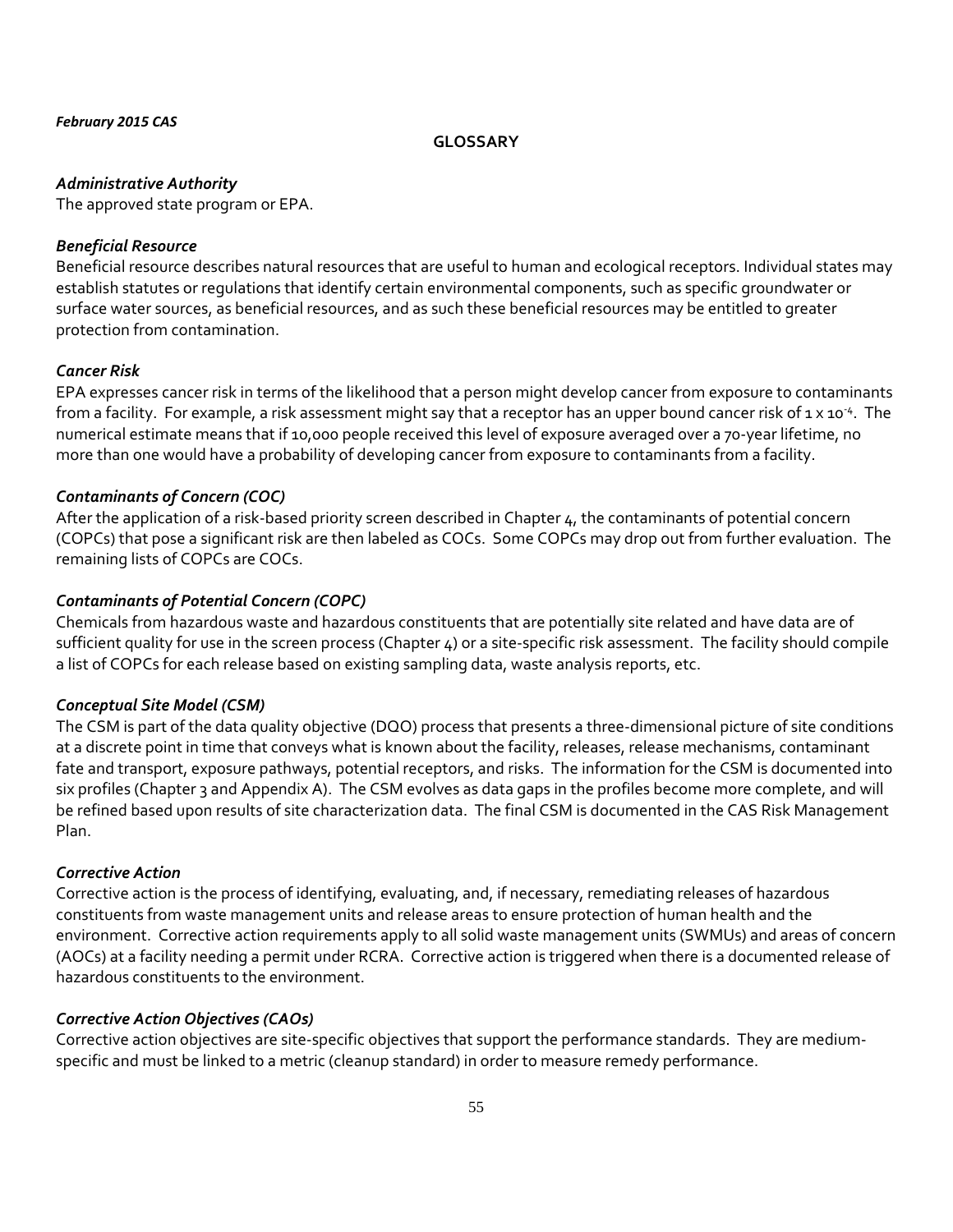*February 2015 CAS*

## GLOSSARY

***Administrative Authority***
The approved state program or EPA.

***Beneficial Resource***
Beneficial resource describes natural resources that are useful to human and ecological receptors. Individual states may establish statutes or regulations that identify certain environmental components, such as specific groundwater or surface water sources, as beneficial resources, and as such these beneficial resources may be entitled to greater protection from contamination.

***Cancer Risk***
EPA expresses cancer risk in terms of the likelihood that a person might develop cancer from exposure to contaminants from a facility. For example, a risk assessment might say that a receptor has an upper bound cancer risk of $1 \times 10^{-4}$. The numerical estimate means that if 10,000 people received this level of exposure averaged over a 70-year lifetime, no more than one would have a probability of developing cancer from exposure to contaminants from a facility.

***Contaminants of Concern (COC)***
After the application of a risk-based priority screen described in Chapter 4, the contaminants of potential concern (COPCs) that pose a significant risk are then labeled as COCs. Some COPCs may drop out from further evaluation. The remaining lists of COPCs are COCs.

***Contaminants of Potential Concern (COPC)***
Chemicals from hazardous waste and hazardous constituents that are potentially site related and have data are of sufficient quality for use in the screen process (Chapter 4) or a site-specific risk assessment. The facility should compile a list of COPCs for each release based on existing sampling data, waste analysis reports, etc.

***Conceptual Site Model (CSM)***
The CSM is part of the data quality objective (DQO) process that presents a three-dimensional picture of site conditions at a discrete point in time that conveys what is known about the facility, releases, release mechanisms, contaminant fate and transport, exposure pathways, potential receptors, and risks. The information for the CSM is documented into six profiles (Chapter 3 and Appendix A). The CSM evolves as data gaps in the profiles become more complete, and will be refined based upon results of site characterization data. The final CSM is documented in the CAS Risk Management Plan.

***Corrective Action***
Corrective action is the process of identifying, evaluating, and, if necessary, remediating releases of hazardous constituents from waste management units and release areas to ensure protection of human health and the environment. Corrective action requirements apply to all solid waste management units (SWMUs) and areas of concern (AOCs) at a facility needing a permit under RCRA. Corrective action is triggered when there is a documented release of hazardous constituents to the environment.

***Corrective Action Objectives (CAOs)***
Corrective action objectives are site-specific objectives that support the performance standards. They are medium-specific and must be linked to a metric (cleanup standard) in order to measure remedy performance.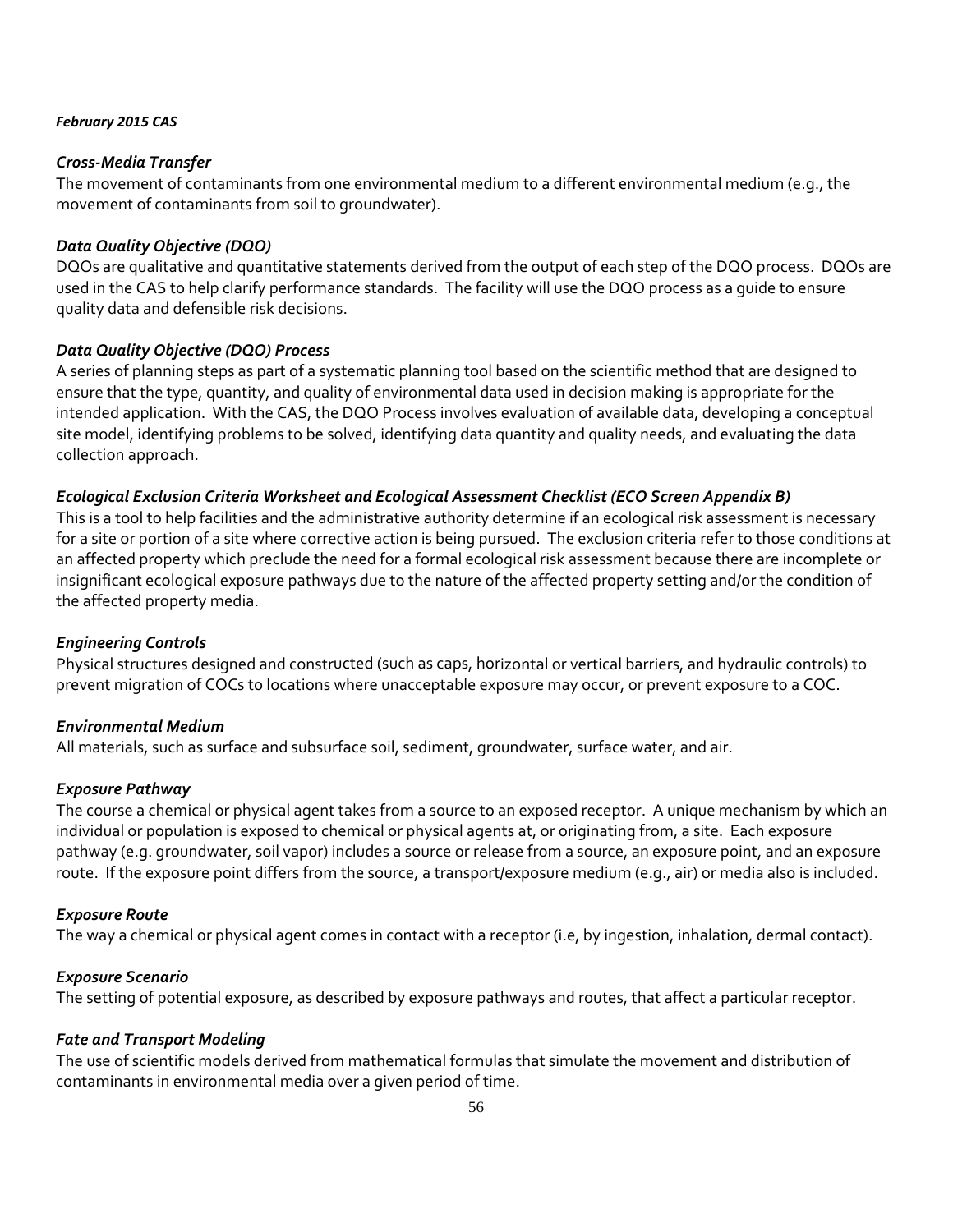*February 2015 CAS*

***Cross-Media Transfer***

The movement of contaminants from one environmental medium to a different environmental medium (e.g., the movement of contaminants from soil to groundwater).

***Data Quality Objective (DQO)***

DQOs are qualitative and quantitative statements derived from the output of each step of the DQO process. DQOs are used in the CAS to help clarify performance standards. The facility will use the DQO process as a guide to ensure quality data and defensible risk decisions.

***Data Quality Objective (DQO) Process***

A series of planning steps as part of a systematic planning tool based on the scientific method that are designed to ensure that the type, quantity, and quality of environmental data used in decision making is appropriate for the intended application. With the CAS, the DQO Process involves evaluation of available data, developing a conceptual site model, identifying problems to be solved, identifying data quantity and quality needs, and evaluating the data collection approach.

***Ecological Exclusion Criteria Worksheet and Ecological Assessment Checklist (ECO Screen Appendix B)***

This is a tool to help facilities and the administrative authority determine if an ecological risk assessment is necessary for a site or portion of a site where corrective action is being pursued. The exclusion criteria refer to those conditions at an affected property which preclude the need for a formal ecological risk assessment because there are incomplete or insignificant ecological exposure pathways due to the nature of the affected property setting and/or the condition of the affected property media.

***Engineering Controls***

Physical structures designed and constructed (such as caps, horizontal or vertical barriers, and hydraulic controls) to prevent migration of COCs to locations where unacceptable exposure may occur, or prevent exposure to a COC.

***Environmental Medium***

All materials, such as surface and subsurface soil, sediment, groundwater, surface water, and air.

***Exposure Pathway***

The course a chemical or physical agent takes from a source to an exposed receptor. A unique mechanism by which an individual or population is exposed to chemical or physical agents at, or originating from, a site. Each exposure pathway (e.g. groundwater, soil vapor) includes a source or release from a source, an exposure point, and an exposure route. If the exposure point differs from the source, a transport/exposure medium (e.g., air) or media also is included.

***Exposure Route***

The way a chemical or physical agent comes in contact with a receptor (i.e, by ingestion, inhalation, dermal contact).

***Exposure Scenario***

The setting of potential exposure, as described by exposure pathways and routes, that affect a particular receptor.

***Fate and Transport Modeling***

The use of scientific models derived from mathematical formulas that simulate the movement and distribution of contaminants in environmental media over a given period of time.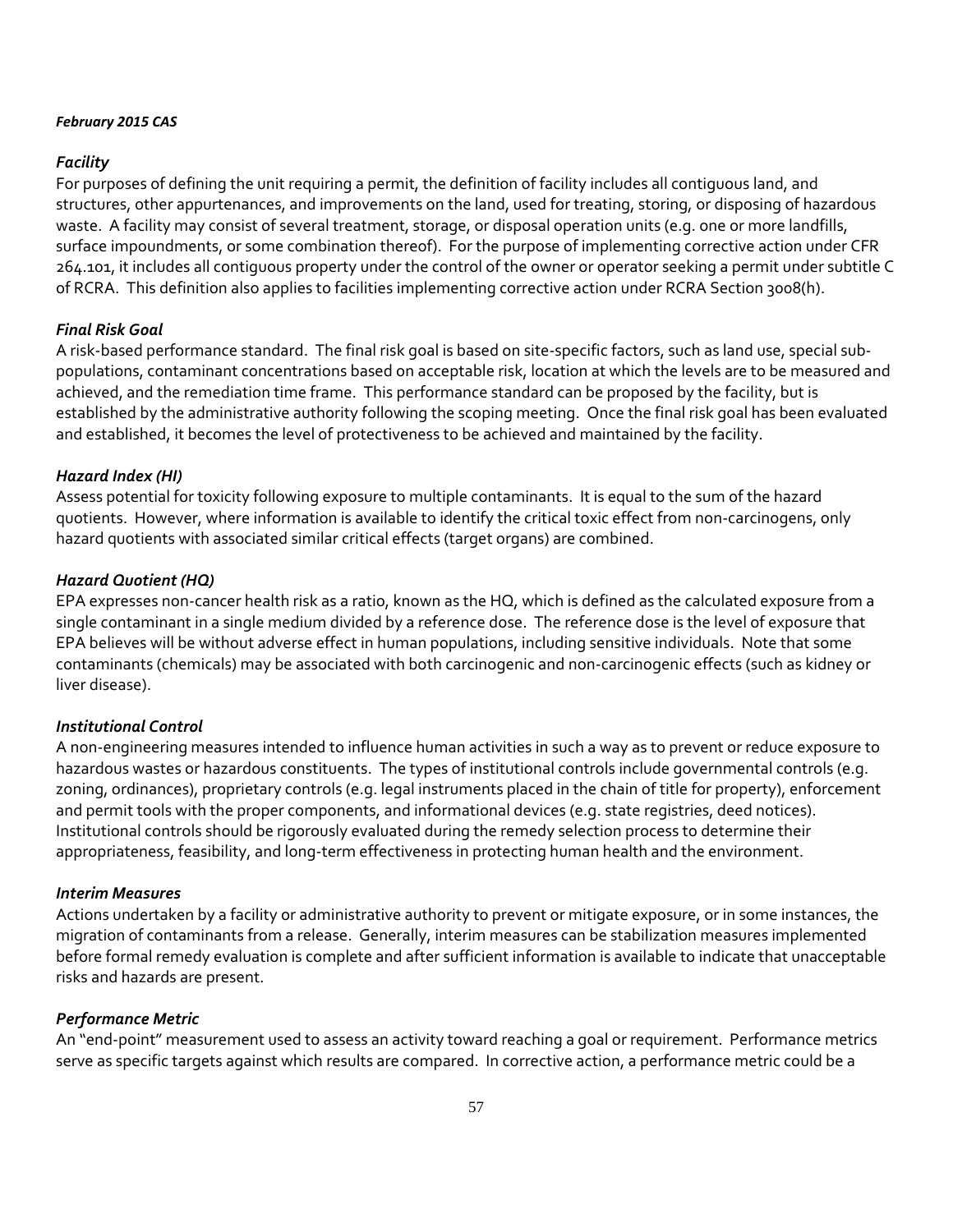*February 2015 CAS*

### *Facility*

For purposes of defining the unit requiring a permit, the definition of facility includes all contiguous land, and structures, other appurtenances, and improvements on the land, used for treating, storing, or disposing of hazardous waste. A facility may consist of several treatment, storage, or disposal operation units (e.g. one or more landfills, surface impoundments, or some combination thereof). For the purpose of implementing corrective action under CFR 264.101, it includes all contiguous property under the control of the owner or operator seeking a permit under subtitle C of RCRA. This definition also applies to facilities implementing corrective action under RCRA Section 3008(h).

### *Final Risk Goal*

A risk-based performance standard. The final risk goal is based on site-specific factors, such as land use, special sub-populations, contaminant concentrations based on acceptable risk, location at which the levels are to be measured and achieved, and the remediation time frame. This performance standard can be proposed by the facility, but is established by the administrative authority following the scoping meeting. Once the final risk goal has been evaluated and established, it becomes the level of protectiveness to be achieved and maintained by the facility.

### *Hazard Index (HI)*

Assess potential for toxicity following exposure to multiple contaminants. It is equal to the sum of the hazard quotients. However, where information is available to identify the critical toxic effect from non-carcinogens, only hazard quotients with associated similar critical effects (target organs) are combined.

### *Hazard Quotient (HQ)*

EPA expresses non-cancer health risk as a ratio, known as the HQ, which is defined as the calculated exposure from a single contaminant in a single medium divided by a reference dose. The reference dose is the level of exposure that EPA believes will be without adverse effect in human populations, including sensitive individuals. Note that some contaminants (chemicals) may be associated with both carcinogenic and non-carcinogenic effects (such as kidney or liver disease).

### *Institutional Control*

A non-engineering measures intended to influence human activities in such a way as to prevent or reduce exposure to hazardous wastes or hazardous constituents. The types of institutional controls include governmental controls (e.g. zoning, ordinances), proprietary controls (e.g. legal instruments placed in the chain of title for property), enforcement and permit tools with the proper components, and informational devices (e.g. state registries, deed notices). Institutional controls should be rigorously evaluated during the remedy selection process to determine their appropriateness, feasibility, and long-term effectiveness in protecting human health and the environment.

### *Interim Measures*

Actions undertaken by a facility or administrative authority to prevent or mitigate exposure, or in some instances, the migration of contaminants from a release. Generally, interim measures can be stabilization measures implemented before formal remedy evaluation is complete and after sufficient information is available to indicate that unacceptable risks and hazards are present.

### *Performance Metric*

An "end-point" measurement used to assess an activity toward reaching a goal or requirement. Performance metrics serve as specific targets against which results are compared. In corrective action, a performance metric could be a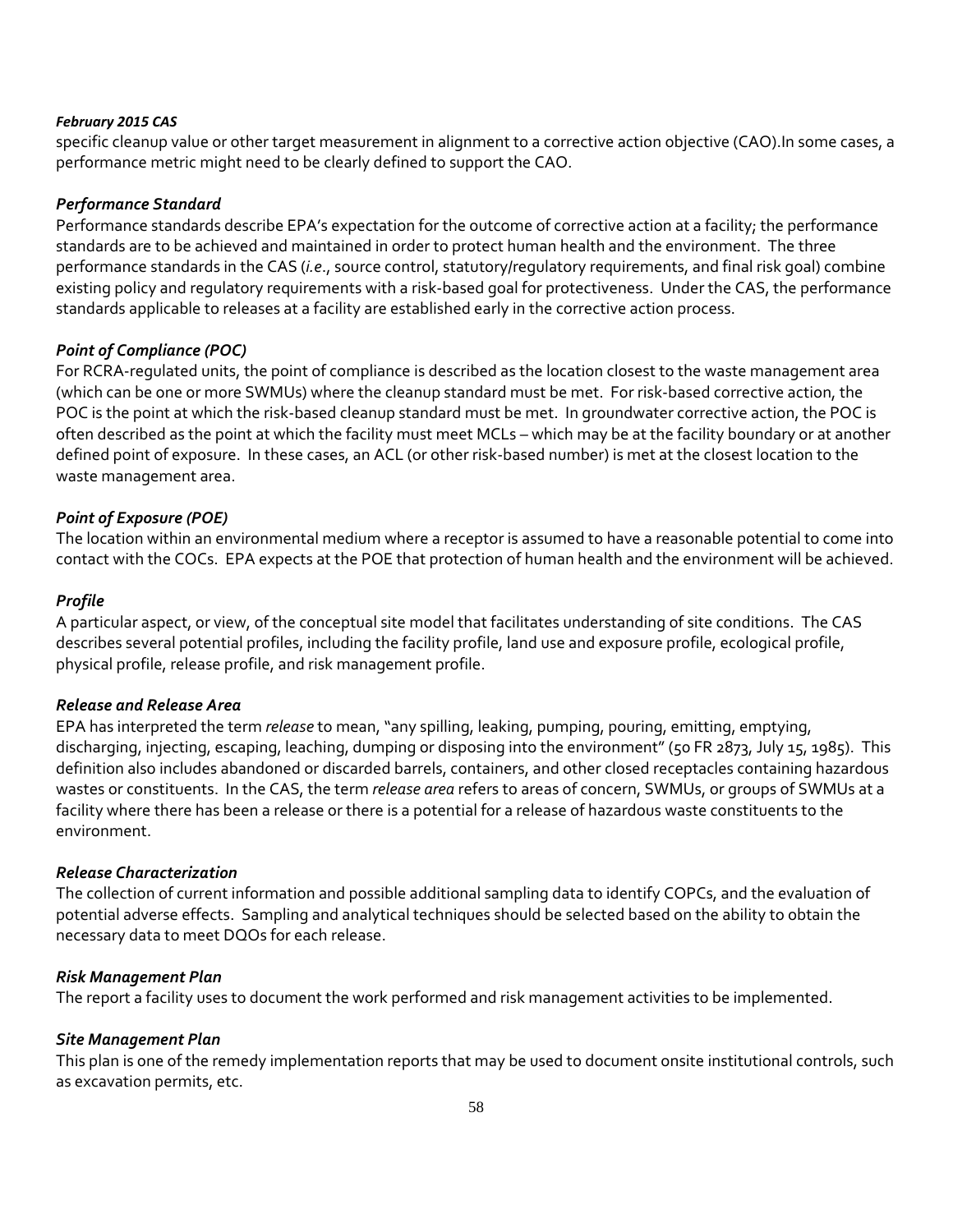specific cleanup value or other target measurement in alignment to a corrective action objective (CAO).In some cases, a performance metric might need to be clearly defined to support the CAO.

### *Performance Standard*

Performance standards describe EPA's expectation for the outcome of corrective action at a facility; the performance standards are to be achieved and maintained in order to protect human health and the environment. The three performance standards in the CAS (*i.e*., source control, statutory/regulatory requirements, and final risk goal) combine existing policy and regulatory requirements with a risk-based goal for protectiveness. Under the CAS, the performance standards applicable to releases at a facility are established early in the corrective action process.

### *Point of Compliance (POC)*

For RCRA-regulated units, the point of compliance is described as the location closest to the waste management area (which can be one or more SWMUs) where the cleanup standard must be met. For risk-based corrective action, the POC is the point at which the risk-based cleanup standard must be met. In groundwater corrective action, the POC is often described as the point at which the facility must meet MCLs – which may be at the facility boundary or at another defined point of exposure. In these cases, an ACL (or other risk-based number) is met at the closest location to the waste management area.

### *Point of Exposure (POE)*

The location within an environmental medium where a receptor is assumed to have a reasonable potential to come into contact with the COCs. EPA expects at the POE that protection of human health and the environment will be achieved.

### *Profile*

A particular aspect, or view, of the conceptual site model that facilitates understanding of site conditions. The CAS describes several potential profiles, including the facility profile, land use and exposure profile, ecological profile, physical profile, release profile, and risk management profile.

### *Release and Release Area*

EPA has interpreted the term *release* to mean, "any spilling, leaking, pumping, pouring, emitting, emptying, discharging, injecting, escaping, leaching, dumping or disposing into the environment" (50 FR 2873, July 15, 1985). This definition also includes abandoned or discarded barrels, containers, and other closed receptacles containing hazardous wastes or constituents. In the CAS, the term *release area* refers to areas of concern, SWMUs, or groups of SWMUs at a facility where there has been a release or there is a potential for a release of hazardous waste constituents to the environment.

### *Release Characterization*

The collection of current information and possible additional sampling data to identify COPCs, and the evaluation of potential adverse effects. Sampling and analytical techniques should be selected based on the ability to obtain the necessary data to meet DQOs for each release.

### *Risk Management Plan*

The report a facility uses to document the work performed and risk management activities to be implemented.

### *Site Management Plan*

This plan is one of the remedy implementation reports that may be used to document onsite institutional controls, such as excavation permits, etc.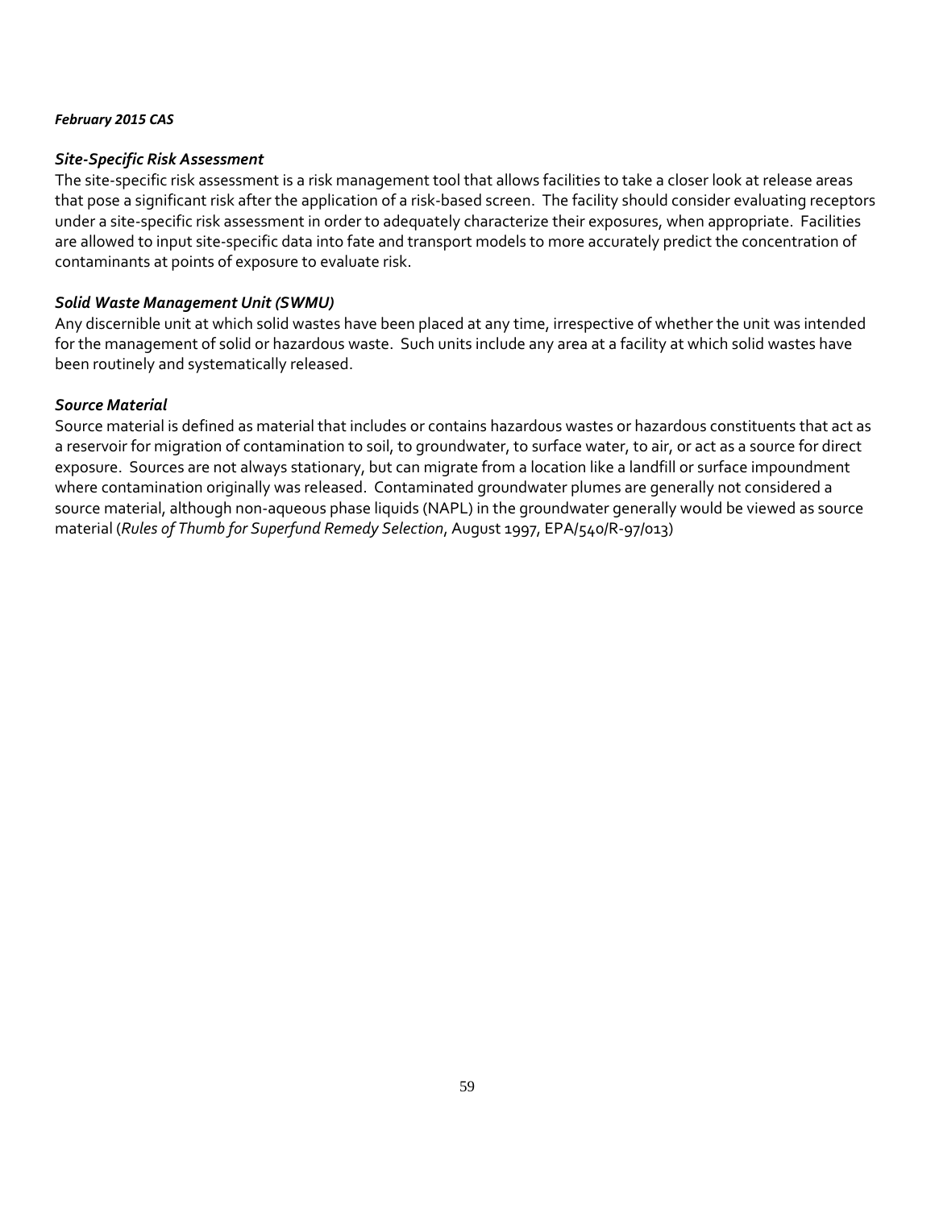***February 2015 CAS***

***Site-Specific Risk Assessment***

The site-specific risk assessment is a risk management tool that allows facilities to take a closer look at release areas that pose a significant risk after the application of a risk-based screen. The facility should consider evaluating receptors under a site-specific risk assessment in order to adequately characterize their exposures, when appropriate. Facilities are allowed to input site-specific data into fate and transport models to more accurately predict the concentration of contaminants at points of exposure to evaluate risk.

***Solid Waste Management Unit (SWMU)***

Any discernible unit at which solid wastes have been placed at any time, irrespective of whether the unit was intended for the management of solid or hazardous waste. Such units include any area at a facility at which solid wastes have been routinely and systematically released.

***Source Material***

Source material is defined as material that includes or contains hazardous wastes or hazardous constituents that act as a reservoir for migration of contamination to soil, to groundwater, to surface water, to air, or act as a source for direct exposure. Sources are not always stationary, but can migrate from a location like a landfill or surface impoundment where contamination originally was released. Contaminated groundwater plumes are generally not considered a source material, although non-aqueous phase liquids (NAPL) in the groundwater generally would be viewed as source material (*Rules of Thumb for Superfund Remedy Selection*, August 1997, EPA/540/R-97/013)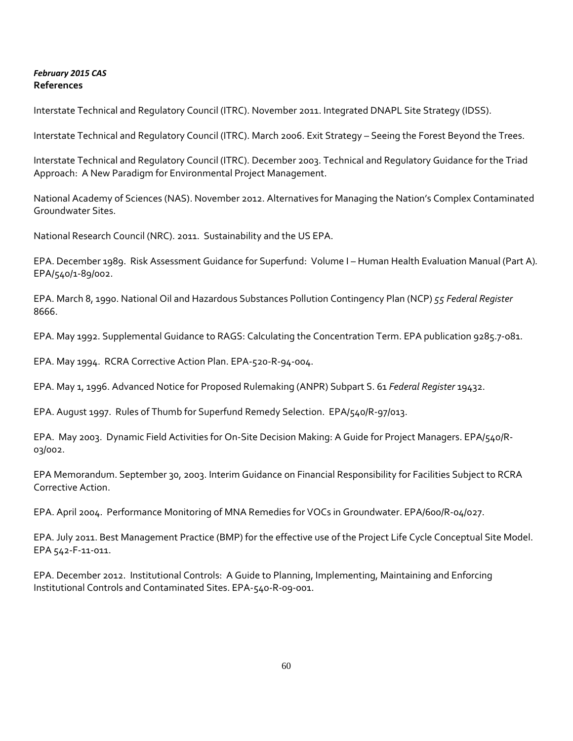*February 2015 CAS*

**References**

Interstate Technical and Regulatory Council (ITRC). November 2011. Integrated DNAPL Site Strategy (IDSS).

Interstate Technical and Regulatory Council (ITRC). March 2006. Exit Strategy – Seeing the Forest Beyond the Trees.

Interstate Technical and Regulatory Council (ITRC). December 2003. Technical and Regulatory Guidance for the Triad Approach: A New Paradigm for Environmental Project Management.

National Academy of Sciences (NAS). November 2012. Alternatives for Managing the Nation's Complex Contaminated Groundwater Sites.

National Research Council (NRC). 2011. Sustainability and the US EPA.

EPA. December 1989. Risk Assessment Guidance for Superfund: Volume I – Human Health Evaluation Manual (Part A). EPA/540/1-89/002.

EPA. March 8, 1990. National Oil and Hazardous Substances Pollution Contingency Plan (NCP) *55 Federal Register* 8666.

EPA. May 1992. Supplemental Guidance to RAGS: Calculating the Concentration Term. EPA publication 9285.7-081.

EPA. May 1994. RCRA Corrective Action Plan. EPA-520-R-94-004.

EPA. May 1, 1996. Advanced Notice for Proposed Rulemaking (ANPR) Subpart S. 61 *Federal Register* 19432.

EPA. August 1997. Rules of Thumb for Superfund Remedy Selection. EPA/540/R-97/013.

EPA. May 2003. Dynamic Field Activities for On-Site Decision Making: A Guide for Project Managers. EPA/540/R-03/002.

EPA Memorandum. September 30, 2003. Interim Guidance on Financial Responsibility for Facilities Subject to RCRA Corrective Action.

EPA. April 2004. Performance Monitoring of MNA Remedies for VOCs in Groundwater. EPA/600/R-04/027.

EPA. July 2011. Best Management Practice (BMP) for the effective use of the Project Life Cycle Conceptual Site Model. EPA 542-F-11-011.

EPA. December 2012. Institutional Controls: A Guide to Planning, Implementing, Maintaining and Enforcing Institutional Controls and Contaminated Sites. EPA-540-R-09-001.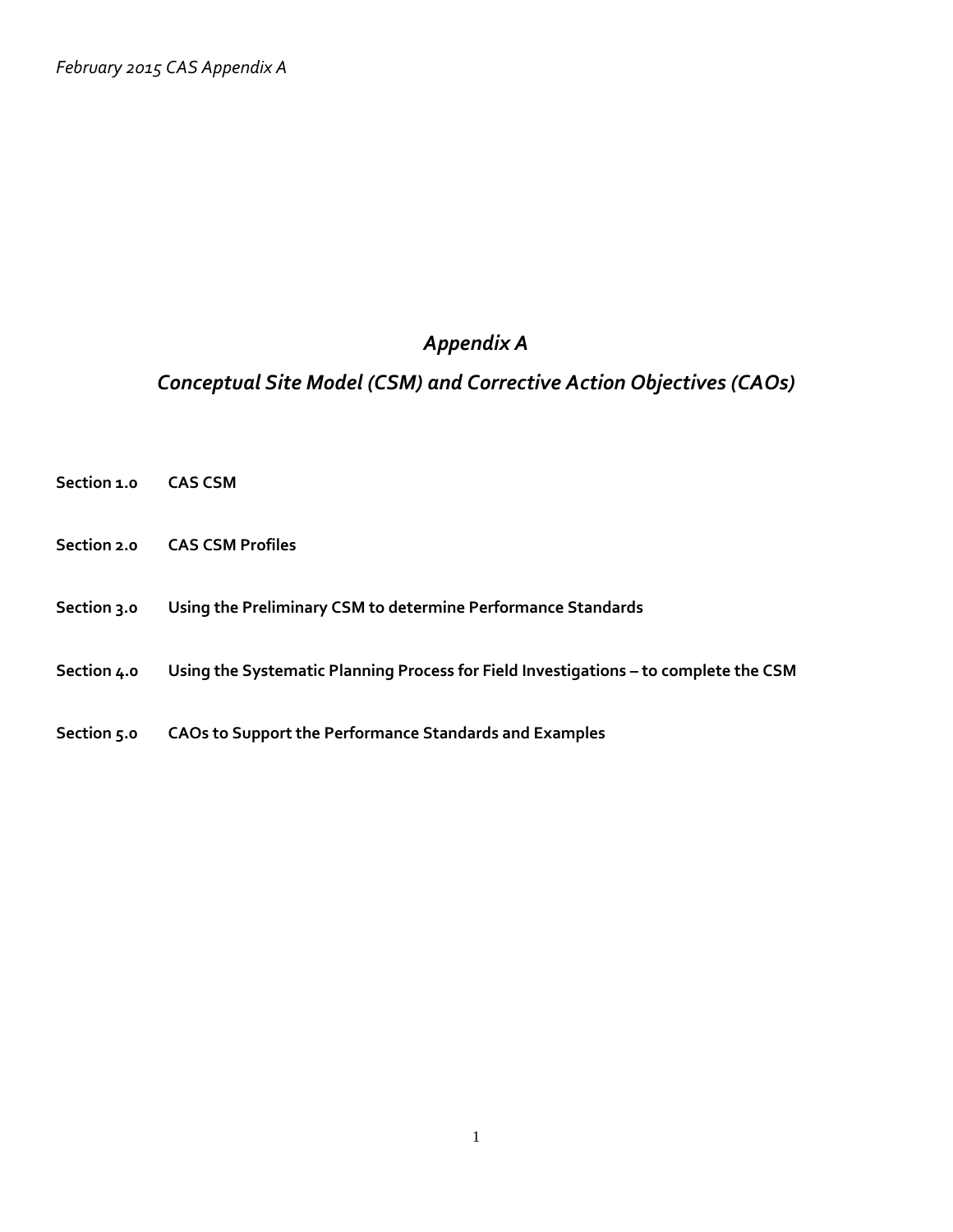# *Appendix A*

## *Conceptual Site Model (CSM) and Corrective Action Objectives (CAOs)*

**Section 1.0 CAS CSM**

**Section 2.0 CAS CSM Profiles**

**Section 3.0 Using the Preliminary CSM to determine Performance Standards**

**Section 4.0 Using the Systematic Planning Process for Field Investigations – to complete the CSM**

**Section 5.0 CAOs to Support the Performance Standards and Examples**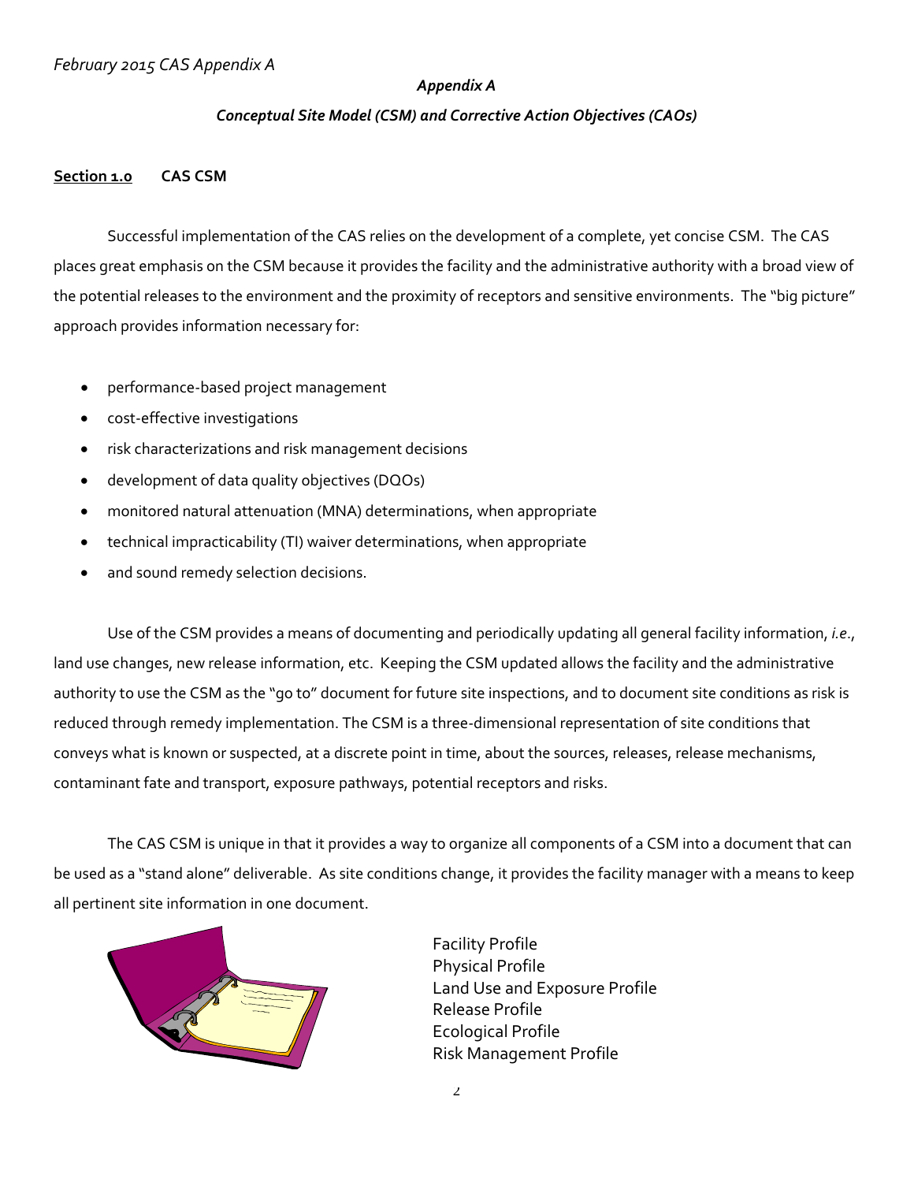*Appendix A*

*Conceptual Site Model (CSM) and Corrective Action Objectives (CAOs)*

**Section 1.0 CAS CSM**

Successful implementation of the CAS relies on the development of a complete, yet concise CSM. The CAS places great emphasis on the CSM because it provides the facility and the administrative authority with a broad view of the potential releases to the environment and the proximity of receptors and sensitive environments. The "big picture" approach provides information necessary for:

- performance-based project management
- cost-effective investigations
- risk characterizations and risk management decisions
- development of data quality objectives (DQOs)
- monitored natural attenuation (MNA) determinations, when appropriate
- technical impracticability (TI) waiver determinations, when appropriate
- and sound remedy selection decisions.

Use of the CSM provides a means of documenting and periodically updating all general facility information, *i.e*., land use changes, new release information, etc. Keeping the CSM updated allows the facility and the administrative authority to use the CSM as the "go to" document for future site inspections, and to document site conditions as risk is reduced through remedy implementation. The CSM is a three-dimensional representation of site conditions that conveys what is known or suspected, at a discrete point in time, about the sources, releases, release mechanisms, contaminant fate and transport, exposure pathways, potential receptors and risks.

The CAS CSM is unique in that it provides a way to organize all components of a CSM into a document that can be used as a "stand alone" deliverable. As site conditions change, it provides the facility manager with a means to keep all pertinent site information in one document.

Facility Profile
Physical Profile
Land Use and Exposure Profile
Release Profile
Ecological Profile
Risk Management Profile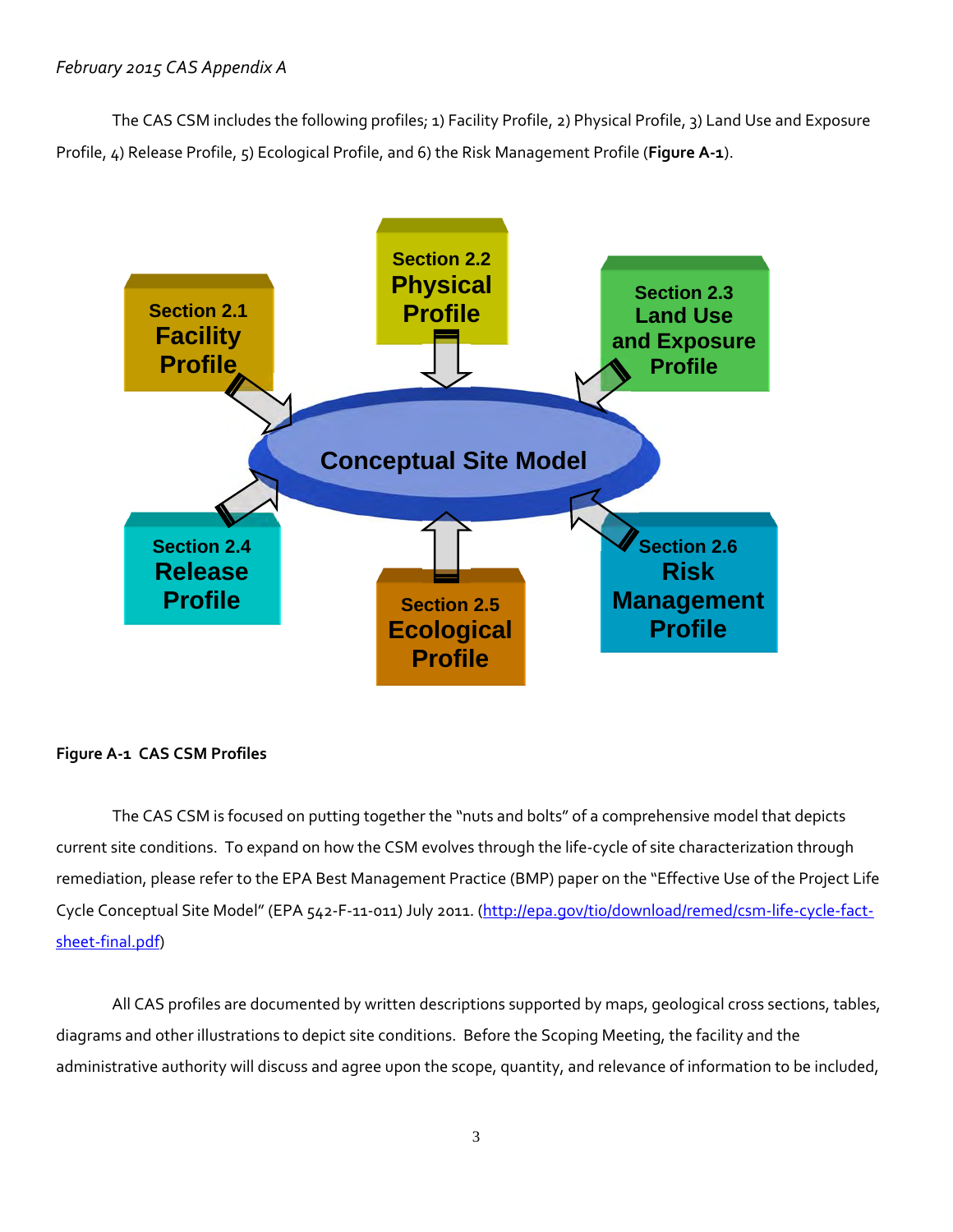*February 2015 CAS Appendix A*

The CAS CSM includes the following profiles; 1) Facility Profile, 2) Physical Profile, 3) Land Use and Exposure Profile, 4) Release Profile, 5) Ecological Profile, and 6) the Risk Management Profile (**Figure A-1**).

Section 2.1 Facility Profile

Section 2.2 Physical Profile

Section 2.3 Land Use and Exposure Profile

Conceptual Site Model

Section 2.4 Release Profile

Section 2.5 Ecological Profile

Section 2.6 Risk Management Profile

**Figure A-1 CAS CSM Profiles**

The CAS CSM is focused on putting together the "nuts and bolts" of a comprehensive model that depicts current site conditions. To expand on how the CSM evolves through the life-cycle of site characterization through remediation, please refer to the EPA Best Management Practice (BMP) paper on the "Effective Use of the Project Life Cycle Conceptual Site Model" (EPA 542-F-11-011) July 2011. (http://epa.gov/tio/download/remed/csm-life-cycle-fact-sheet-final.pdf)

All CAS profiles are documented by written descriptions supported by maps, geological cross sections, tables, diagrams and other illustrations to depict site conditions. Before the Scoping Meeting, the facility and the administrative authority will discuss and agree upon the scope, quantity, and relevance of information to be included,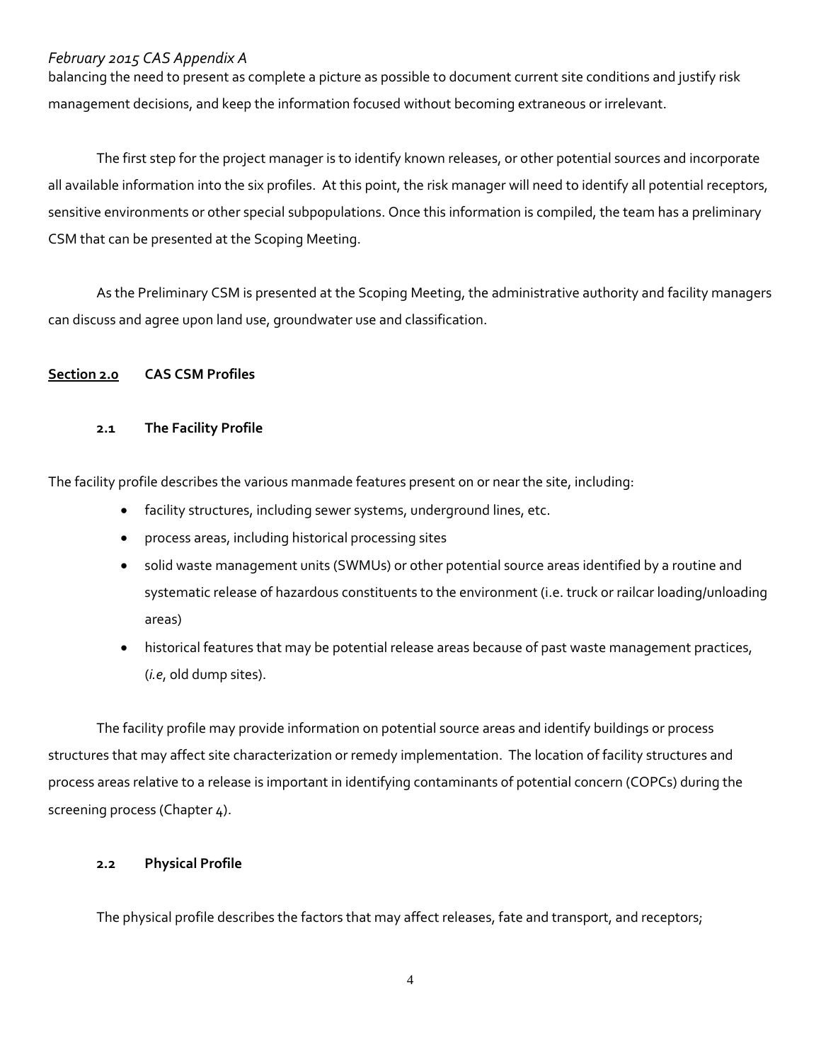balancing the need to present as complete a picture as possible to document current site conditions and justify risk management decisions, and keep the information focused without becoming extraneous or irrelevant.

The first step for the project manager is to identify known releases, or other potential sources and incorporate all available information into the six profiles. At this point, the risk manager will need to identify all potential receptors, sensitive environments or other special subpopulations. Once this information is compiled, the team has a preliminary CSM that can be presented at the Scoping Meeting.

As the Preliminary CSM is presented at the Scoping Meeting, the administrative authority and facility managers can discuss and agree upon land use, groundwater use and classification.

## <u>Section 2.0</u> CAS CSM Profiles

### 2.1 The Facility Profile

The facility profile describes the various manmade features present on or near the site, including:

- facility structures, including sewer systems, underground lines, etc.
- process areas, including historical processing sites
- solid waste management units (SWMUs) or other potential source areas identified by a routine and systematic release of hazardous constituents to the environment (i.e. truck or railcar loading/unloading areas)
- historical features that may be potential release areas because of past waste management practices, (*i.e*, old dump sites).

The facility profile may provide information on potential source areas and identify buildings or process structures that may affect site characterization or remedy implementation. The location of facility structures and process areas relative to a release is important in identifying contaminants of potential concern (COPCs) during the screening process (Chapter 4).

### 2.2 Physical Profile

The physical profile describes the factors that may affect releases, fate and transport, and receptors;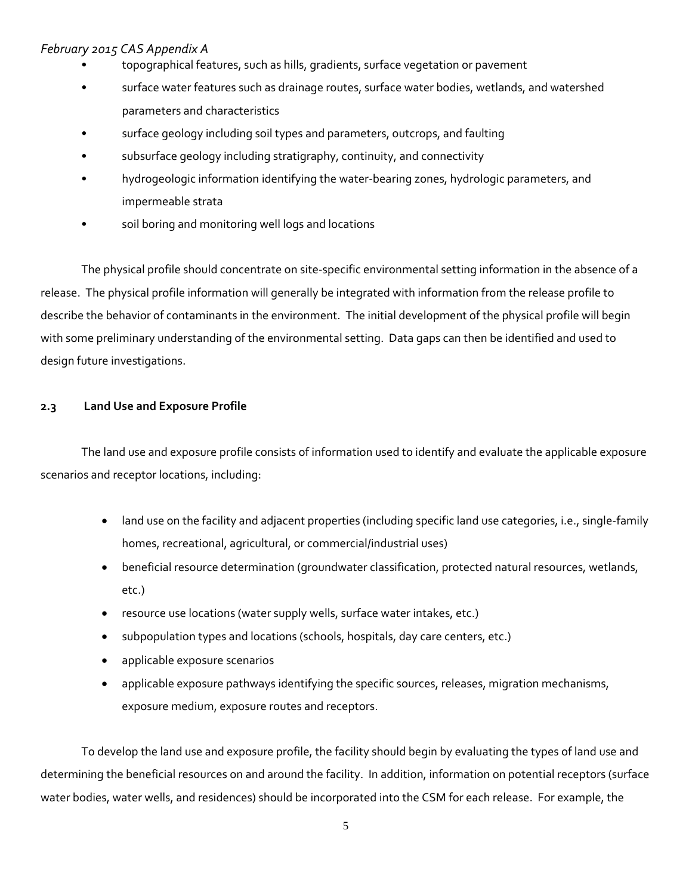- topographical features, such as hills, gradients, surface vegetation or pavement
- surface water features such as drainage routes, surface water bodies, wetlands, and watershed parameters and characteristics
- surface geology including soil types and parameters, outcrops, and faulting
- subsurface geology including stratigraphy, continuity, and connectivity
- hydrogeologic information identifying the water-bearing zones, hydrologic parameters, and impermeable strata
- soil boring and monitoring well logs and locations

The physical profile should concentrate on site-specific environmental setting information in the absence of a release. The physical profile information will generally be integrated with information from the release profile to describe the behavior of contaminants in the environment. The initial development of the physical profile will begin with some preliminary understanding of the environmental setting. Data gaps can then be identified and used to design future investigations.

### 2.3 Land Use and Exposure Profile

The land use and exposure profile consists of information used to identify and evaluate the applicable exposure scenarios and receptor locations, including:

- land use on the facility and adjacent properties (including specific land use categories, i.e., single-family homes, recreational, agricultural, or commercial/industrial uses)
- beneficial resource determination (groundwater classification, protected natural resources, wetlands, etc.)
- resource use locations (water supply wells, surface water intakes, etc.)
- subpopulation types and locations (schools, hospitals, day care centers, etc.)
- applicable exposure scenarios
- applicable exposure pathways identifying the specific sources, releases, migration mechanisms, exposure medium, exposure routes and receptors.

To develop the land use and exposure profile, the facility should begin by evaluating the types of land use and determining the beneficial resources on and around the facility. In addition, information on potential receptors (surface water bodies, water wells, and residences) should be incorporated into the CSM for each release. For example, the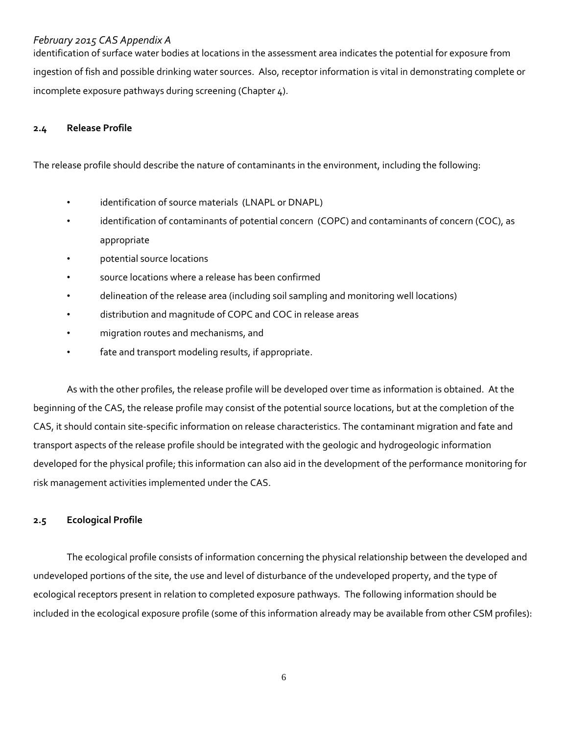identification of surface water bodies at locations in the assessment area indicates the potential for exposure from ingestion of fish and possible drinking water sources. Also, receptor information is vital in demonstrating complete or incomplete exposure pathways during screening (Chapter 4).

## 2.4 Release Profile

The release profile should describe the nature of contaminants in the environment, including the following:

- identification of source materials (LNAPL or DNAPL)
- identification of contaminants of potential concern (COPC) and contaminants of concern (COC), as appropriate
- potential source locations
- source locations where a release has been confirmed
- delineation of the release area (including soil sampling and monitoring well locations)
- distribution and magnitude of COPC and COC in release areas
- migration routes and mechanisms, and
- fate and transport modeling results, if appropriate.

As with the other profiles, the release profile will be developed over time as information is obtained. At the beginning of the CAS, the release profile may consist of the potential source locations, but at the completion of the CAS, it should contain site-specific information on release characteristics. The contaminant migration and fate and transport aspects of the release profile should be integrated with the geologic and hydrogeologic information developed for the physical profile; this information can also aid in the development of the performance monitoring for risk management activities implemented under the CAS.

## 2.5 Ecological Profile

The ecological profile consists of information concerning the physical relationship between the developed and undeveloped portions of the site, the use and level of disturbance of the undeveloped property, and the type of ecological receptors present in relation to completed exposure pathways. The following information should be included in the ecological exposure profile (some of this information already may be available from other CSM profiles):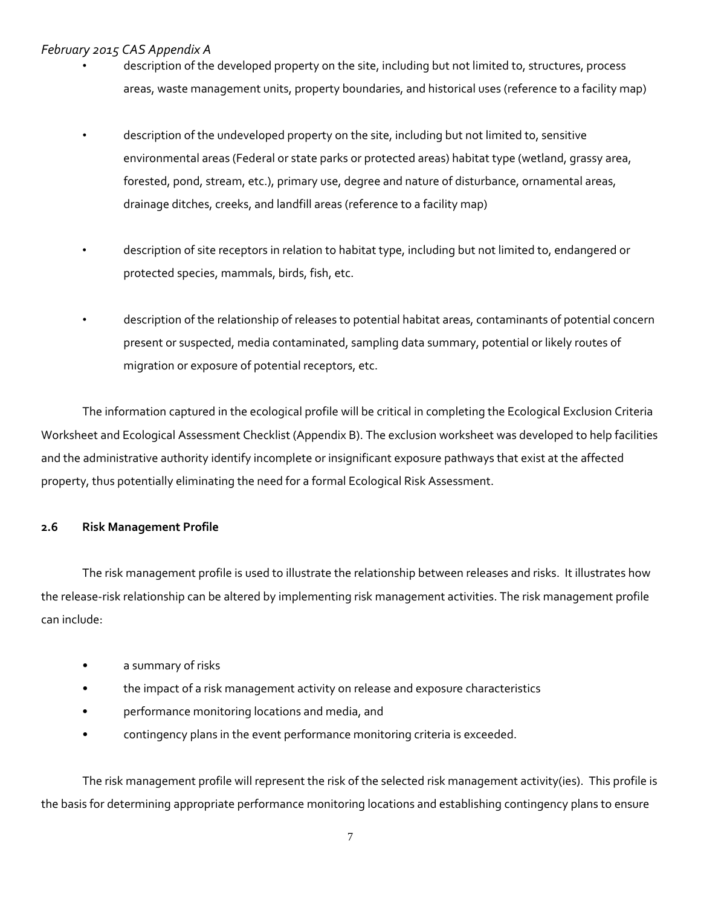- description of the developed property on the site, including but not limited to, structures, process areas, waste management units, property boundaries, and historical uses (reference to a facility map)

- description of the undeveloped property on the site, including but not limited to, sensitive environmental areas (Federal or state parks or protected areas) habitat type (wetland, grassy area, forested, pond, stream, etc.), primary use, degree and nature of disturbance, ornamental areas, drainage ditches, creeks, and landfill areas (reference to a facility map)

- description of site receptors in relation to habitat type, including but not limited to, endangered or protected species, mammals, birds, fish, etc.

- description of the relationship of releases to potential habitat areas, contaminants of potential concern present or suspected, media contaminated, sampling data summary, potential or likely routes of migration or exposure of potential receptors, etc.

The information captured in the ecological profile will be critical in completing the Ecological Exclusion Criteria Worksheet and Ecological Assessment Checklist (Appendix B). The exclusion worksheet was developed to help facilities and the administrative authority identify incomplete or insignificant exposure pathways that exist at the affected property, thus potentially eliminating the need for a formal Ecological Risk Assessment.

### 2.6 Risk Management Profile

The risk management profile is used to illustrate the relationship between releases and risks. It illustrates how the release-risk relationship can be altered by implementing risk management activities. The risk management profile can include:

- a summary of risks
- the impact of a risk management activity on release and exposure characteristics
- performance monitoring locations and media, and
- contingency plans in the event performance monitoring criteria is exceeded.

The risk management profile will represent the risk of the selected risk management activity(ies). This profile is the basis for determining appropriate performance monitoring locations and establishing contingency plans to ensure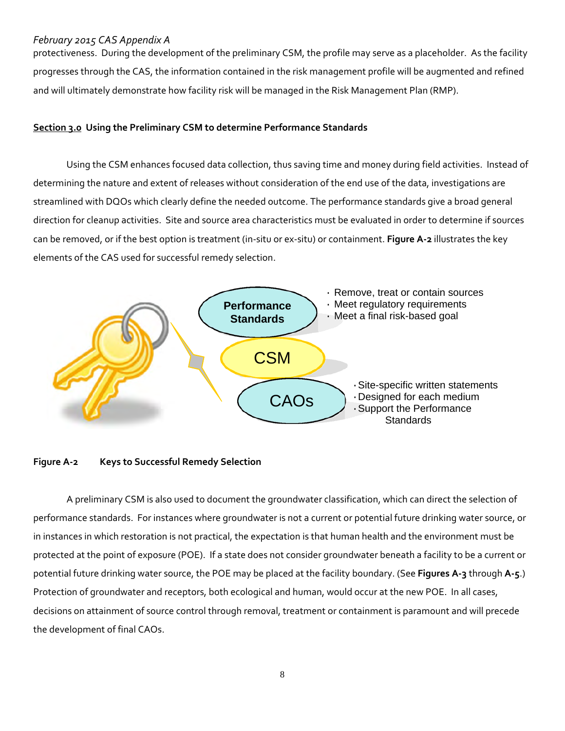protectiveness. During the development of the preliminary CSM, the profile may serve as a placeholder. As the facility progresses through the CAS, the information contained in the risk management profile will be augmented and refined and will ultimately demonstrate how facility risk will be managed in the Risk Management Plan (RMP).

## Section 3.0 Using the Preliminary CSM to determine Performance Standards

Using the CSM enhances focused data collection, thus saving time and money during field activities. Instead of determining the nature and extent of releases without consideration of the end use of the data, investigations are streamlined with DQOs which clearly define the needed outcome. The performance standards give a broad general direction for cleanup activities. Site and source area characteristics must be evaluated in order to determine if sources can be removed, or if the best option is treatment (in-situ or ex-situ) or containment. **Figure A-2** illustrates the key elements of the CAS used for successful remedy selection.

Performance Standards

- Remove, treat or contain sources
- Meet regulatory requirements
- Meet a final risk-based goal

CSM

CAOs

- Site-specific written statements
- Designed for each medium
- Support the Performance Standards

**Figure A-2 Keys to Successful Remedy Selection**

A preliminary CSM is also used to document the groundwater classification, which can direct the selection of performance standards. For instances where groundwater is not a current or potential future drinking water source, or in instances in which restoration is not practical, the expectation is that human health and the environment must be protected at the point of exposure (POE). If a state does not consider groundwater beneath a facility to be a current or potential future drinking water source, the POE may be placed at the facility boundary. (See **Figures A-3** through **A-5**.) Protection of groundwater and receptors, both ecological and human, would occur at the new POE. In all cases, decisions on attainment of source control through removal, treatment or containment is paramount and will precede the development of final CAOs.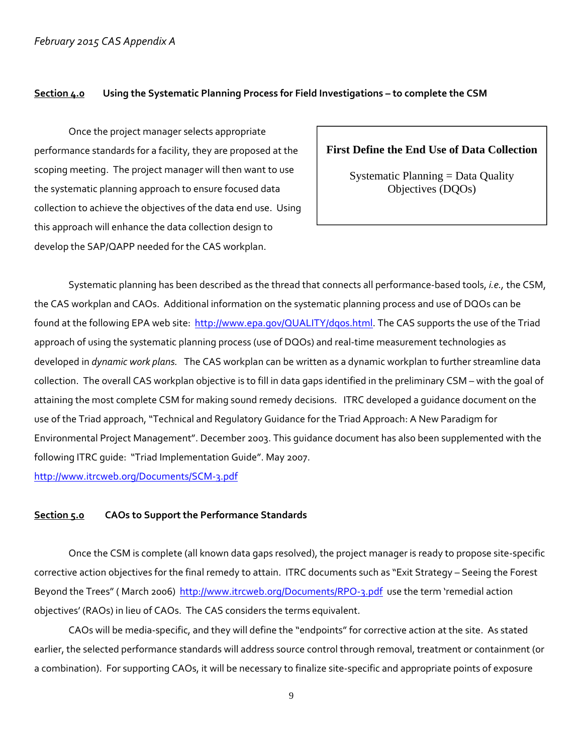## Section 4.0 Using the Systematic Planning Process for Field Investigations – to complete the CSM

Once the project manager selects appropriate performance standards for a facility, they are proposed at the scoping meeting. The project manager will then want to use the systematic planning approach to ensure focused data collection to achieve the objectives of the data end use. Using this approach will enhance the data collection design to develop the SAP/QAPP needed for the CAS workplan.

> **First Define the End Use of Data Collection**
>
> Systematic Planning = Data Quality Objectives (DQOs)

Systematic planning has been described as the thread that connects all performance-based tools, *i.e.*, the CSM, the CAS workplan and CAOs. Additional information on the systematic planning process and use of DQOs can be found at the following EPA web site: http://www.epa.gov/QUALITY/dqos.html. The CAS supports the use of the Triad approach of using the systematic planning process (use of DQOs) and real-time measurement technologies as developed in *dynamic work plans.* The CAS workplan can be written as a dynamic workplan to further streamline data collection. The overall CAS workplan objective is to fill in data gaps identified in the preliminary CSM – with the goal of attaining the most complete CSM for making sound remedy decisions. ITRC developed a guidance document on the use of the Triad approach, "Technical and Regulatory Guidance for the Triad Approach: A New Paradigm for Environmental Project Management". December 2003. This guidance document has also been supplemented with the following ITRC guide: "Triad Implementation Guide". May 2007. http://www.itrcweb.org/Documents/SCM-3.pdf

## Section 5.0 CAOs to Support the Performance Standards

Once the CSM is complete (all known data gaps resolved), the project manager is ready to propose site-specific corrective action objectives for the final remedy to attain. ITRC documents such as "Exit Strategy – Seeing the Forest Beyond the Trees" ( March 2006) http://www.itrcweb.org/Documents/RPO-3.pdf use the term 'remedial action objectives' (RAOs) in lieu of CAOs. The CAS considers the terms equivalent.

CAOs will be media-specific, and they will define the "endpoints" for corrective action at the site. As stated earlier, the selected performance standards will address source control through removal, treatment or containment (or a combination). For supporting CAOs, it will be necessary to finalize site-specific and appropriate points of exposure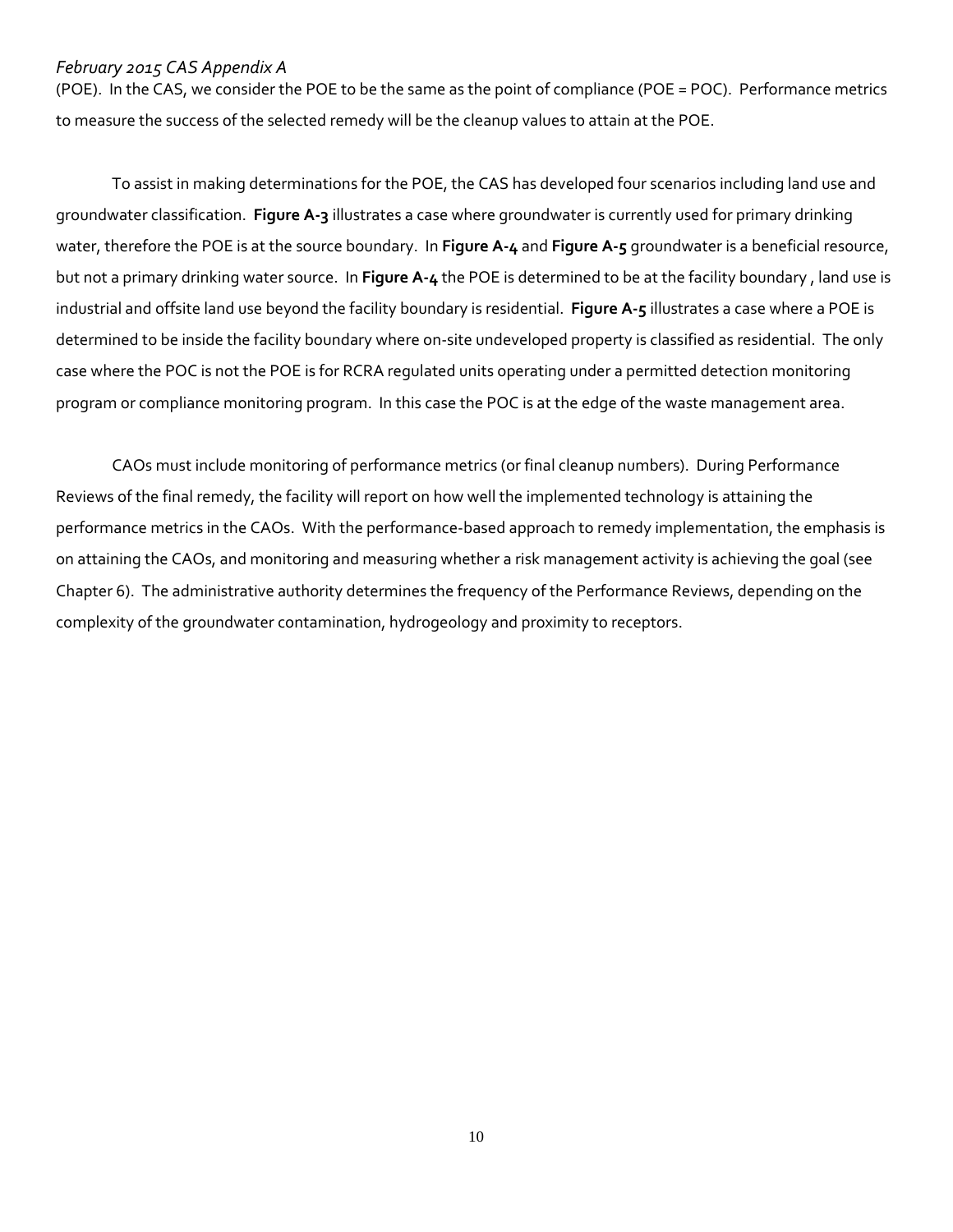(POE). In the CAS, we consider the POE to be the same as the point of compliance (POE = POC). Performance metrics to measure the success of the selected remedy will be the cleanup values to attain at the POE.

To assist in making determinations for the POE, the CAS has developed four scenarios including land use and groundwater classification. **Figure A-3** illustrates a case where groundwater is currently used for primary drinking water, therefore the POE is at the source boundary. In **Figure A-4** and **Figure A-5** groundwater is a beneficial resource, but not a primary drinking water source. In **Figure A-4** the POE is determined to be at the facility boundary , land use is industrial and offsite land use beyond the facility boundary is residential. **Figure A-5** illustrates a case where a POE is determined to be inside the facility boundary where on-site undeveloped property is classified as residential. The only case where the POC is not the POE is for RCRA regulated units operating under a permitted detection monitoring program or compliance monitoring program. In this case the POC is at the edge of the waste management area.

CAOs must include monitoring of performance metrics (or final cleanup numbers). During Performance Reviews of the final remedy, the facility will report on how well the implemented technology is attaining the performance metrics in the CAOs. With the performance-based approach to remedy implementation, the emphasis is on attaining the CAOs, and monitoring and measuring whether a risk management activity is achieving the goal (see Chapter 6). The administrative authority determines the frequency of the Performance Reviews, depending on the complexity of the groundwater contamination, hydrogeology and proximity to receptors.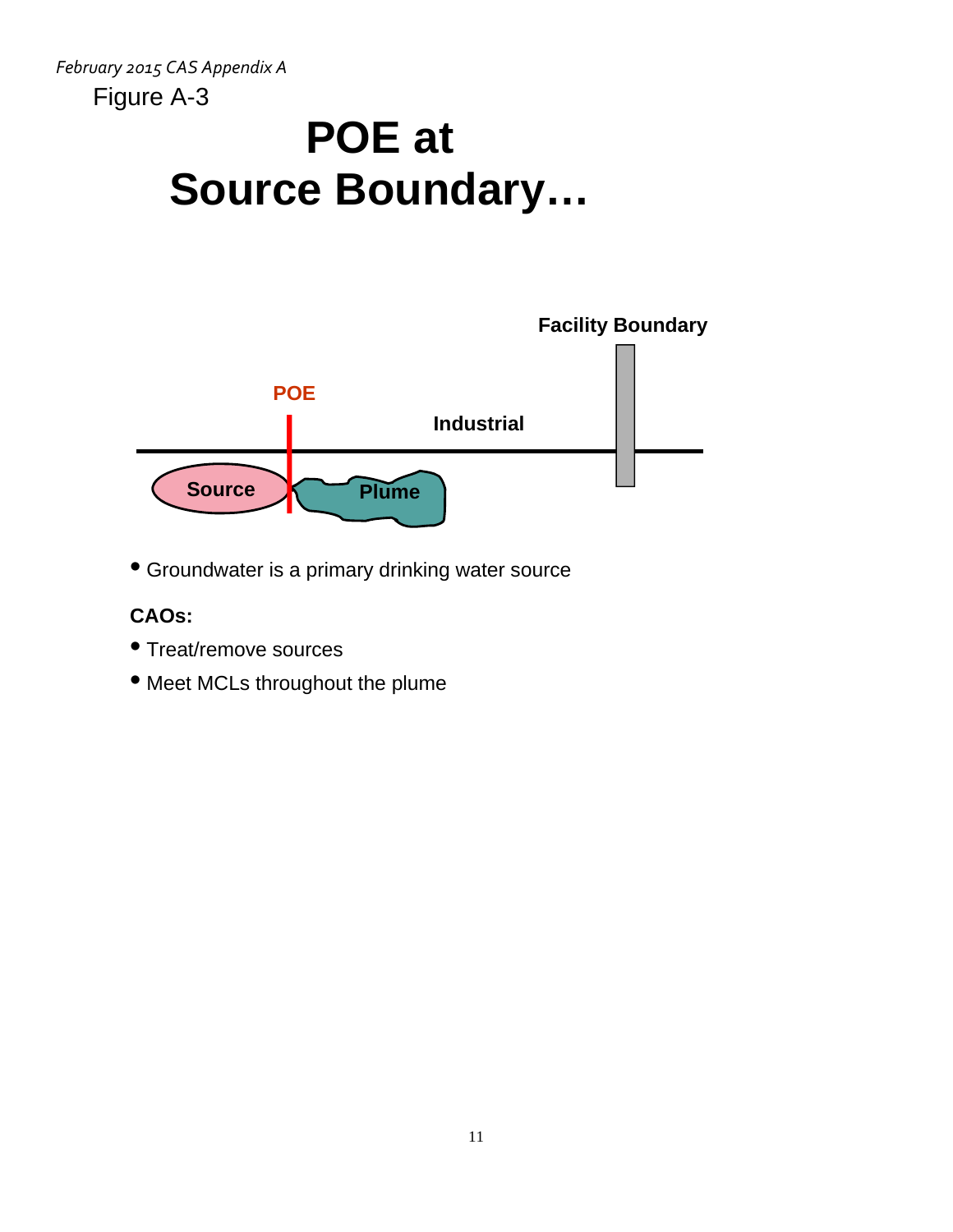*February 2015 CAS Appendix A*

Figure A-3

# POE at Source Boundary…

Facility Boundary

POE

Industrial

Source

Plume

- Groundwater is a primary drinking water source

**CAOs:**

- Treat/remove sources
- Meet MCLs throughout the plume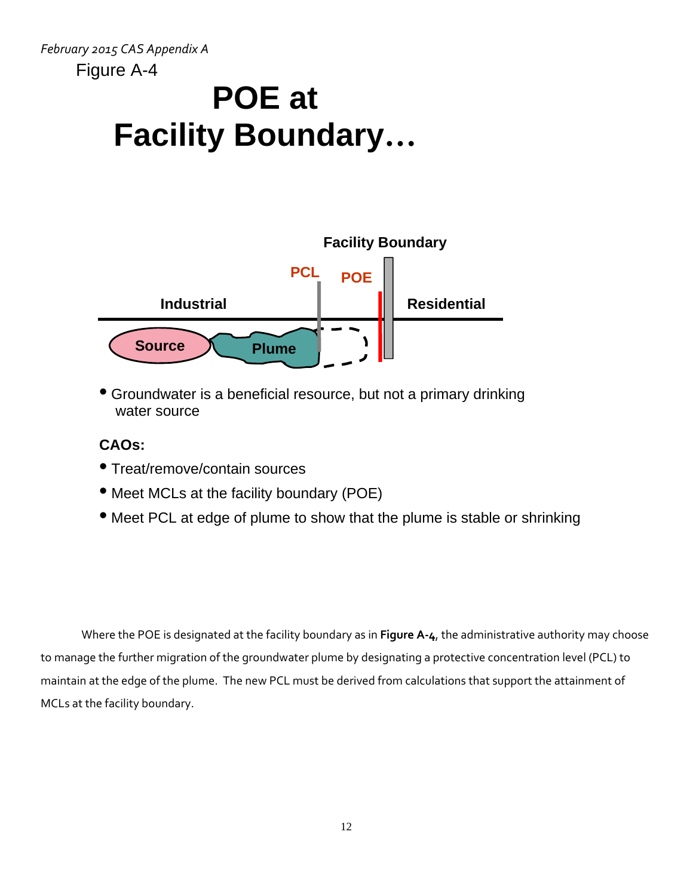Figure A-4

# POE at Facility Boundary…

Facility Boundary

PCL

POE

Industrial

Residential

Source

Plume

- Groundwater is a beneficial resource, but not a primary drinking water source

**CAOs:**

- Treat/remove/contain sources
- Meet MCLs at the facility boundary (POE)
- Meet PCL at edge of plume to show that the plume is stable or shrinking

Where the POE is designated at the facility boundary as in **Figure A-4**, the administrative authority may choose to manage the further migration of the groundwater plume by designating a protective concentration level (PCL) to maintain at the edge of the plume. The new PCL must be derived from calculations that support the attainment of MCLs at the facility boundary.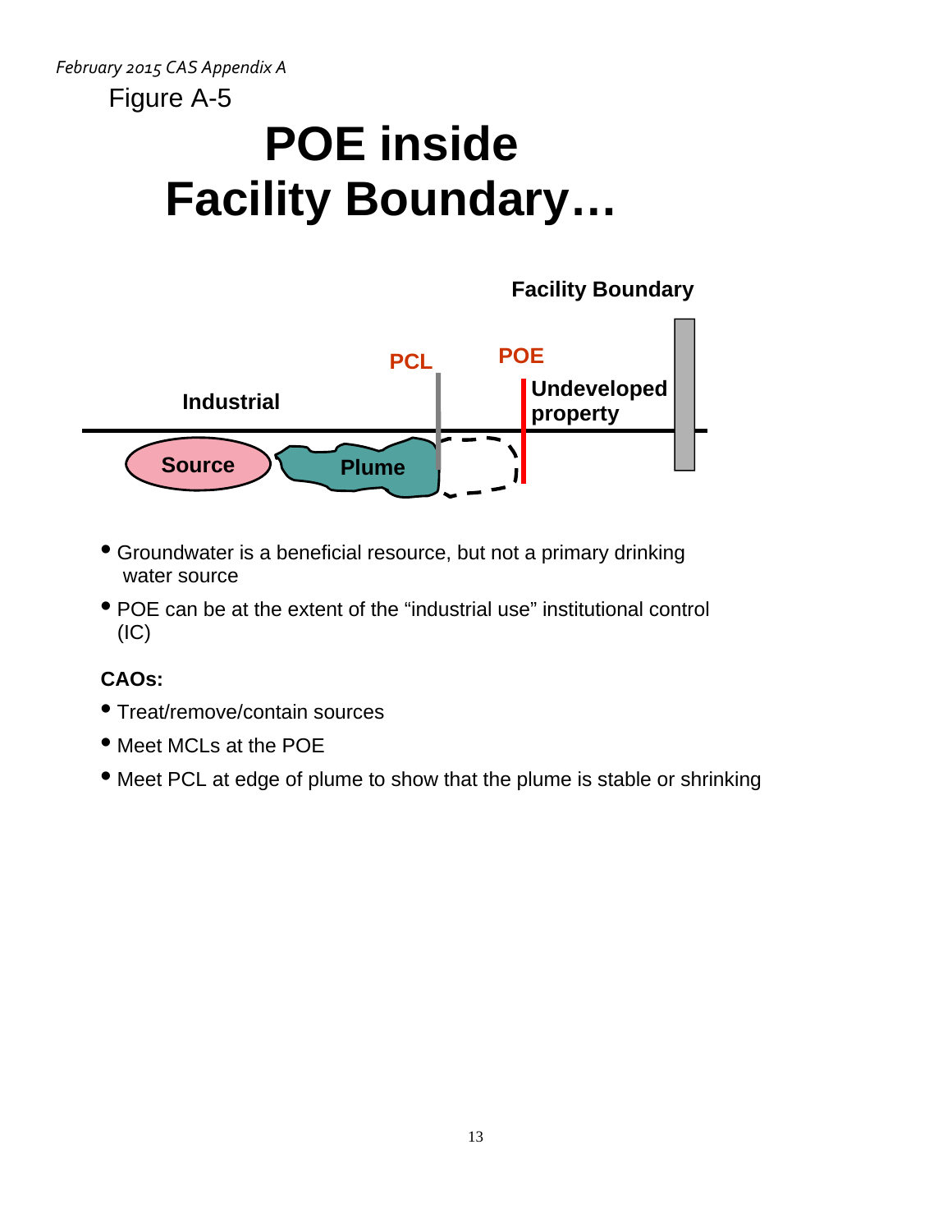*February 2015 CAS Appendix A*

Figure A-5

# POE inside Facility Boundary…

Facility Boundary

PCL

POE

Industrial

Undeveloped property

Source

Plume

- Groundwater is a beneficial resource, but not a primary drinking water source
- POE can be at the extent of the "industrial use" institutional control (IC)

**CAOs:**

- Treat/remove/contain sources
- Meet MCLs at the POE
- Meet PCL at edge of plume to show that the plume is stable or shrinking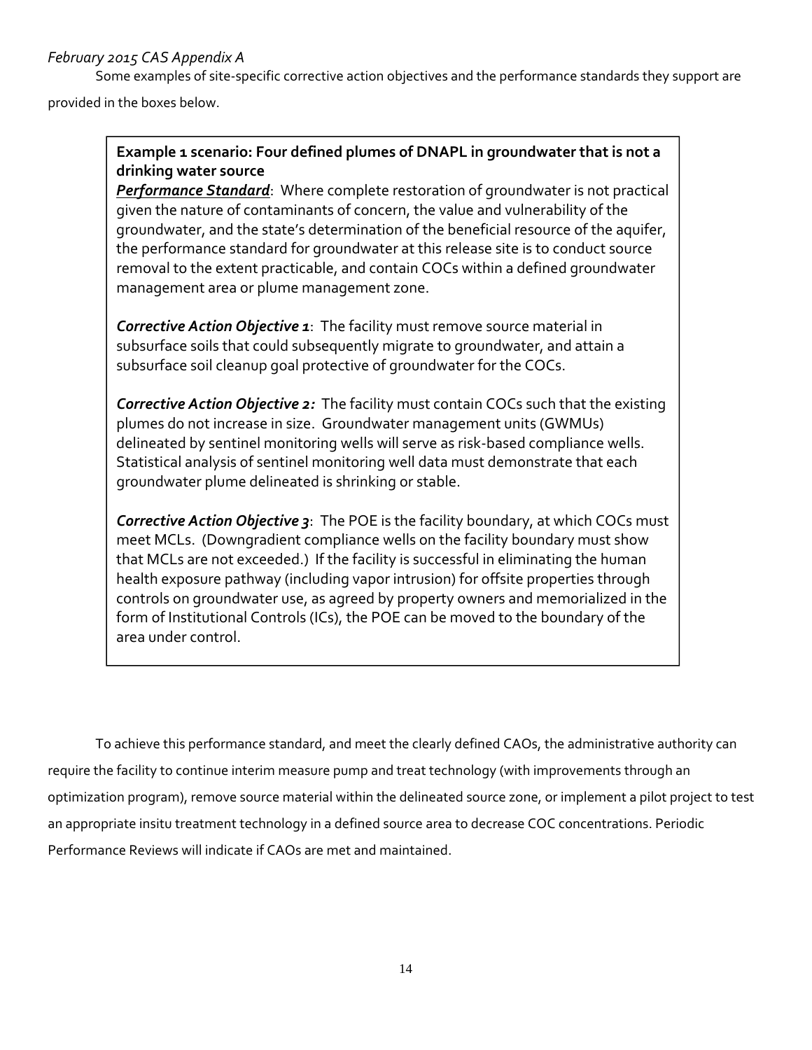*February 2015 CAS Appendix A*

Some examples of site-specific corrective action objectives and the performance standards they support are provided in the boxes below.

**Example 1 scenario: Four defined plumes of DNAPL in groundwater that is not a drinking water source**

***Performance Standard***: Where complete restoration of groundwater is not practical given the nature of contaminants of concern, the value and vulnerability of the groundwater, and the state's determination of the beneficial resource of the aquifer, the performance standard for groundwater at this release site is to conduct source removal to the extent practicable, and contain COCs within a defined groundwater management area or plume management zone.

***Corrective Action Objective 1***: The facility must remove source material in subsurface soils that could subsequently migrate to groundwater, and attain a subsurface soil cleanup goal protective of groundwater for the COCs.

***Corrective Action Objective 2:*** The facility must contain COCs such that the existing plumes do not increase in size. Groundwater management units (GWMUs) delineated by sentinel monitoring wells will serve as risk-based compliance wells. Statistical analysis of sentinel monitoring well data must demonstrate that each groundwater plume delineated is shrinking or stable.

***Corrective Action Objective 3***: The POE is the facility boundary, at which COCs must meet MCLs. (Downgradient compliance wells on the facility boundary must show that MCLs are not exceeded.) If the facility is successful in eliminating the human health exposure pathway (including vapor intrusion) for offsite properties through controls on groundwater use, as agreed by property owners and memorialized in the form of Institutional Controls (ICs), the POE can be moved to the boundary of the area under control.

To achieve this performance standard, and meet the clearly defined CAOs, the administrative authority can require the facility to continue interim measure pump and treat technology (with improvements through an optimization program), remove source material within the delineated source zone, or implement a pilot project to test an appropriate insitu treatment technology in a defined source area to decrease COC concentrations. Periodic Performance Reviews will indicate if CAOs are met and maintained.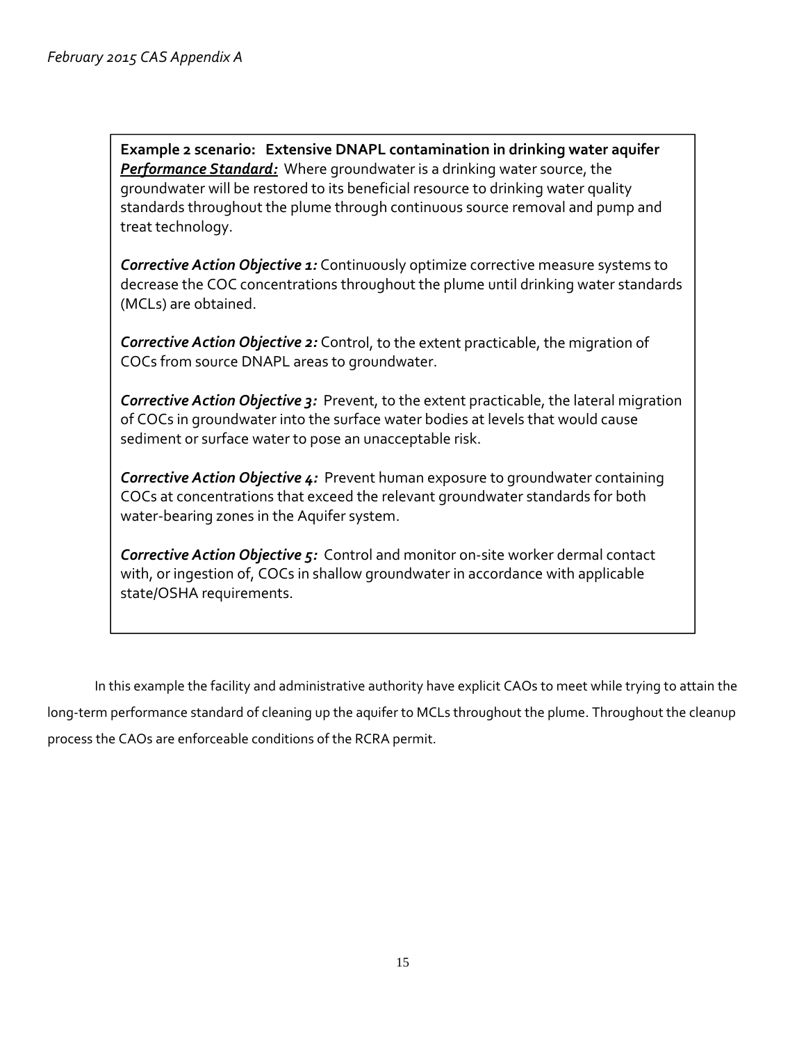**Example 2 scenario: Extensive DNAPL contamination in drinking water aquifer**
***Performance Standard:*** Where groundwater is a drinking water source, the groundwater will be restored to its beneficial resource to drinking water quality standards throughout the plume through continuous source removal and pump and treat technology.

***Corrective Action Objective 1:*** Continuously optimize corrective measure systems to decrease the COC concentrations throughout the plume until drinking water standards (MCLs) are obtained.

***Corrective Action Objective 2:*** Control, to the extent practicable, the migration of COCs from source DNAPL areas to groundwater.

***Corrective Action Objective 3:*** Prevent, to the extent practicable, the lateral migration of COCs in groundwater into the surface water bodies at levels that would cause sediment or surface water to pose an unacceptable risk.

***Corrective Action Objective 4:*** Prevent human exposure to groundwater containing COCs at concentrations that exceed the relevant groundwater standards for both water-bearing zones in the Aquifer system.

***Corrective Action Objective 5:*** Control and monitor on-site worker dermal contact with, or ingestion of, COCs in shallow groundwater in accordance with applicable state/OSHA requirements.

In this example the facility and administrative authority have explicit CAOs to meet while trying to attain the long-term performance standard of cleaning up the aquifer to MCLs throughout the plume. Throughout the cleanup process the CAOs are enforceable conditions of the RCRA permit.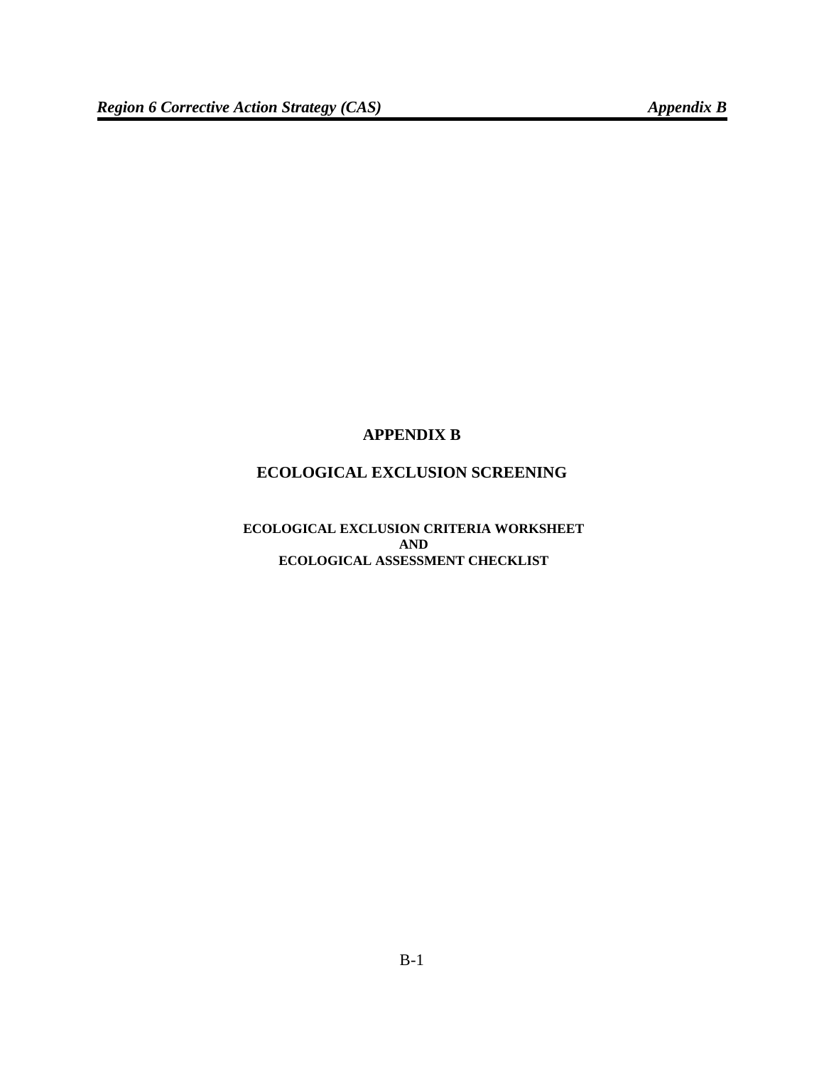# APPENDIX B

## ECOLOGICAL EXCLUSION SCREENING

### ECOLOGICAL EXCLUSION CRITERIA WORKSHEET
### AND
### ECOLOGICAL ASSESSMENT CHECKLIST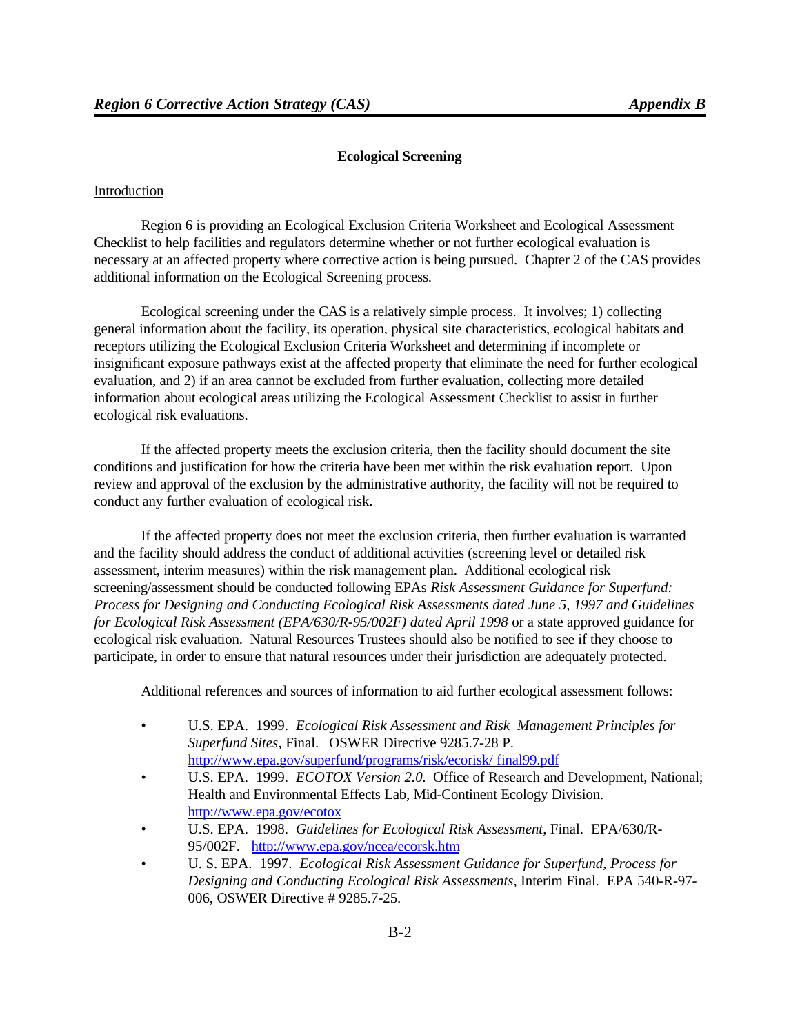## Ecological Screening

Introduction

Region 6 is providing an Ecological Exclusion Criteria Worksheet and Ecological Assessment Checklist to help facilities and regulators determine whether or not further ecological evaluation is necessary at an affected property where corrective action is being pursued. Chapter 2 of the CAS provides additional information on the Ecological Screening process.

Ecological screening under the CAS is a relatively simple process. It involves; 1) collecting general information about the facility, its operation, physical site characteristics, ecological habitats and receptors utilizing the Ecological Exclusion Criteria Worksheet and determining if incomplete or insignificant exposure pathways exist at the affected property that eliminate the need for further ecological evaluation, and 2) if an area cannot be excluded from further evaluation, collecting more detailed information about ecological areas utilizing the Ecological Assessment Checklist to assist in further ecological risk evaluations.

If the affected property meets the exclusion criteria, then the facility should document the site conditions and justification for how the criteria have been met within the risk evaluation report. Upon review and approval of the exclusion by the administrative authority, the facility will not be required to conduct any further evaluation of ecological risk.

If the affected property does not meet the exclusion criteria, then further evaluation is warranted and the facility should address the conduct of additional activities (screening level or detailed risk assessment, interim measures) within the risk management plan. Additional ecological risk screening/assessment should be conducted following EPAs *Risk Assessment Guidance for Superfund: Process for Designing and Conducting Ecological Risk Assessments dated June 5, 1997 and Guidelines for Ecological Risk Assessment (EPA/630/R-95/002F) dated April 1998* or a state approved guidance for ecological risk evaluation. Natural Resources Trustees should also be notified to see if they choose to participate, in order to ensure that natural resources under their jurisdiction are adequately protected.

Additional references and sources of information to aid further ecological assessment follows:

- U.S. EPA. 1999. *Ecological Risk Assessment and Risk Management Principles for Superfund Sites*, Final. OSWER Directive 9285.7-28 P. http://www.epa.gov/superfund/programs/risk/ecorisk/ final99.pdf
- U.S. EPA. 1999. *ECOTOX Version 2.0.* Office of Research and Development, National; Health and Environmental Effects Lab, Mid-Continent Ecology Division. http://www.epa.gov/ecotox
- U.S. EPA. 1998. *Guidelines for Ecological Risk Assessment*, Final. EPA/630/R-95/002F. http://www.epa.gov/ncea/ecorsk.htm
- U. S. EPA. 1997. *Ecological Risk Assessment Guidance for Superfund, Process for Designing and Conducting Ecological Risk Assessments*, Interim Final. EPA 540-R-97-006, OSWER Directive # 9285.7-25.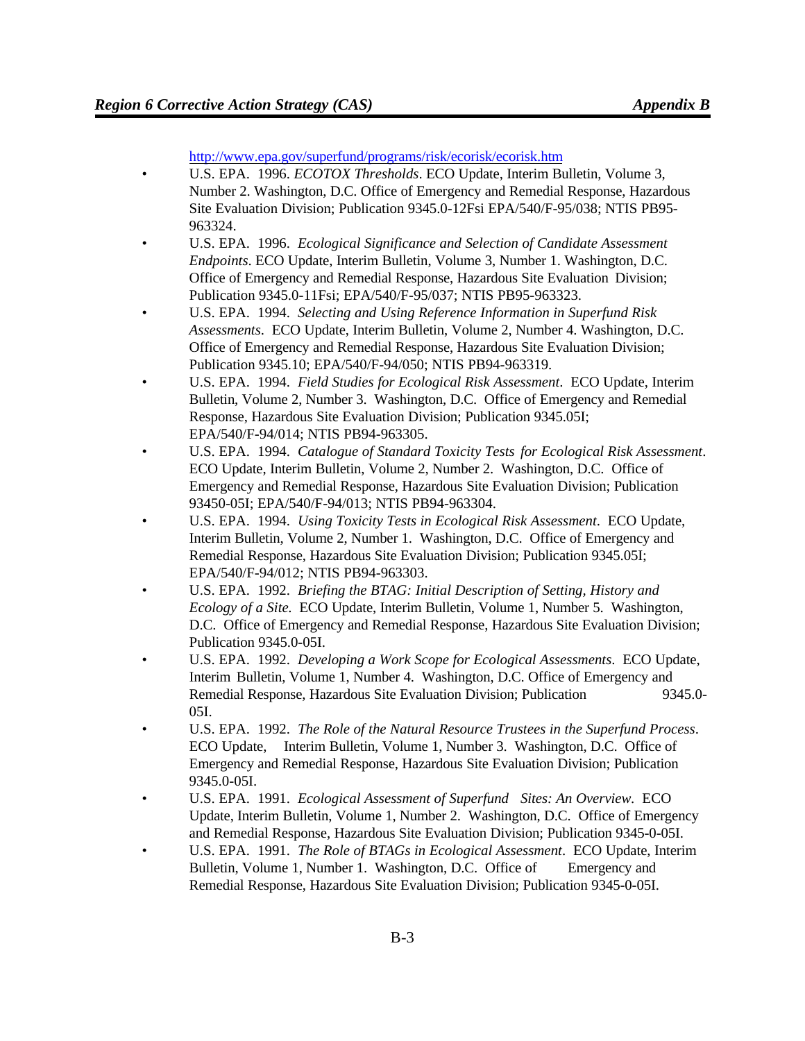http://www.epa.gov/superfund/programs/risk/ecorisk/ecorisk.htm

- U.S. EPA. 1996. *ECOTOX Thresholds*. ECO Update, Interim Bulletin, Volume 3, Number 2. Washington, D.C. Office of Emergency and Remedial Response, Hazardous Site Evaluation Division; Publication 9345.0-12Fsi EPA/540/F-95/038; NTIS PB95-963324.
- U.S. EPA. 1996. *Ecological Significance and Selection of Candidate Assessment Endpoints*. ECO Update, Interim Bulletin, Volume 3, Number 1. Washington, D.C. Office of Emergency and Remedial Response, Hazardous Site Evaluation Division; Publication 9345.0-11Fsi; EPA/540/F-95/037; NTIS PB95-963323.
- U.S. EPA. 1994. *Selecting and Using Reference Information in Superfund Risk Assessments*. ECO Update, Interim Bulletin, Volume 2, Number 4. Washington, D.C. Office of Emergency and Remedial Response, Hazardous Site Evaluation Division; Publication 9345.10; EPA/540/F-94/050; NTIS PB94-963319.
- U.S. EPA. 1994. *Field Studies for Ecological Risk Assessment*. ECO Update, Interim Bulletin, Volume 2, Number 3. Washington, D.C. Office of Emergency and Remedial Response, Hazardous Site Evaluation Division; Publication 9345.05I; EPA/540/F-94/014; NTIS PB94-963305.
- U.S. EPA. 1994. *Catalogue of Standard Toxicity Tests for Ecological Risk Assessment*. ECO Update, Interim Bulletin, Volume 2, Number 2. Washington, D.C. Office of Emergency and Remedial Response, Hazardous Site Evaluation Division; Publication 93450-05I; EPA/540/F-94/013; NTIS PB94-963304.
- U.S. EPA. 1994. *Using Toxicity Tests in Ecological Risk Assessment*. ECO Update, Interim Bulletin, Volume 2, Number 1. Washington, D.C. Office of Emergency and Remedial Response, Hazardous Site Evaluation Division; Publication 9345.05I; EPA/540/F-94/012; NTIS PB94-963303.
- U.S. EPA. 1992. *Briefing the BTAG: Initial Description of Setting, History and Ecology of a Site.* ECO Update, Interim Bulletin, Volume 1, Number 5. Washington, D.C. Office of Emergency and Remedial Response, Hazardous Site Evaluation Division; Publication 9345.0-05I.
- U.S. EPA. 1992. *Developing a Work Scope for Ecological Assessments*. ECO Update, Interim Bulletin, Volume 1, Number 4. Washington, D.C. Office of Emergency and Remedial Response, Hazardous Site Evaluation Division; Publication 9345.0-05I.
- U.S. EPA. 1992. *The Role of the Natural Resource Trustees in the Superfund Process*. ECO Update, Interim Bulletin, Volume 1, Number 3. Washington, D.C. Office of Emergency and Remedial Response, Hazardous Site Evaluation Division; Publication 9345.0-05I.
- U.S. EPA. 1991. *Ecological Assessment of Superfund Sites: An Overview.* ECO Update, Interim Bulletin, Volume 1, Number 2. Washington, D.C. Office of Emergency and Remedial Response, Hazardous Site Evaluation Division; Publication 9345-0-05I.
- U.S. EPA. 1991. *The Role of BTAGs in Ecological Assessment*. ECO Update, Interim Bulletin, Volume 1, Number 1. Washington, D.C. Office of Emergency and Remedial Response, Hazardous Site Evaluation Division; Publication 9345-0-05I.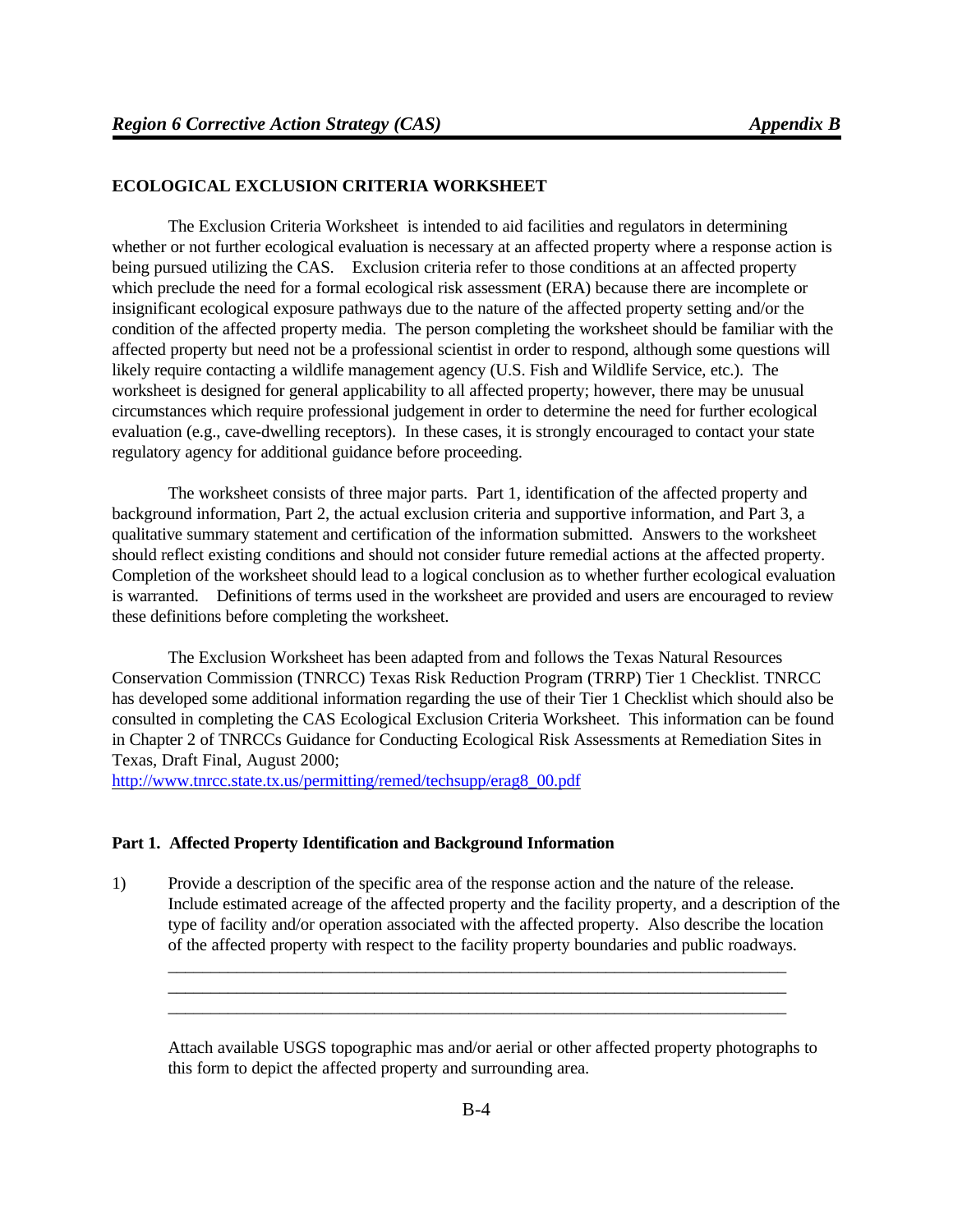## ECOLOGICAL EXCLUSION CRITERIA WORKSHEET

The Exclusion Criteria Worksheet is intended to aid facilities and regulators in determining whether or not further ecological evaluation is necessary at an affected property where a response action is being pursued utilizing the CAS. Exclusion criteria refer to those conditions at an affected property which preclude the need for a formal ecological risk assessment (ERA) because there are incomplete or insignificant ecological exposure pathways due to the nature of the affected property setting and/or the condition of the affected property media. The person completing the worksheet should be familiar with the affected property but need not be a professional scientist in order to respond, although some questions will likely require contacting a wildlife management agency (U.S. Fish and Wildlife Service, etc.). The worksheet is designed for general applicability to all affected property; however, there may be unusual circumstances which require professional judgement in order to determine the need for further ecological evaluation (e.g., cave-dwelling receptors). In these cases, it is strongly encouraged to contact your state regulatory agency for additional guidance before proceeding.

The worksheet consists of three major parts. Part 1, identification of the affected property and background information, Part 2, the actual exclusion criteria and supportive information, and Part 3, a qualitative summary statement and certification of the information submitted. Answers to the worksheet should reflect existing conditions and should not consider future remedial actions at the affected property. Completion of the worksheet should lead to a logical conclusion as to whether further ecological evaluation is warranted. Definitions of terms used in the worksheet are provided and users are encouraged to review these definitions before completing the worksheet.

The Exclusion Worksheet has been adapted from and follows the Texas Natural Resources Conservation Commission (TNRCC) Texas Risk Reduction Program (TRRP) Tier 1 Checklist. TNRCC has developed some additional information regarding the use of their Tier 1 Checklist which should also be consulted in completing the CAS Ecological Exclusion Criteria Worksheet. This information can be found in Chapter 2 of TNRCCs Guidance for Conducting Ecological Risk Assessments at Remediation Sites in Texas, Draft Final, August 2000; http://www.tnrcc.state.tx.us/permitting/remed/techsupp/erag8_00.pdf

### Part 1. Affected Property Identification and Background Information

1) Provide a description of the specific area of the response action and the nature of the release. Include estimated acreage of the affected property and the facility property, and a description of the type of facility and/or operation associated with the affected property. Also describe the location of the affected property with respect to the facility property boundaries and public roadways.

   ______________________________________________________________________
   ______________________________________________________________________
   ______________________________________________________________________

   Attach available USGS topographic mas and/or aerial or other affected property photographs to this form to depict the affected property and surrounding area.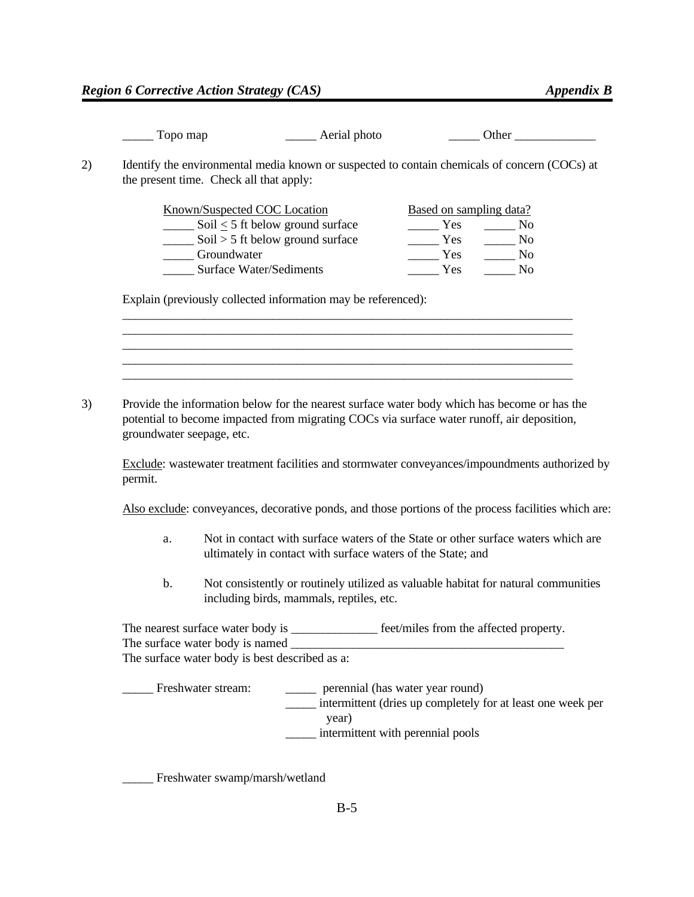_____ Topo map _____ Aerial photo _____ Other _____________

2) Identify the environmental media known or suspected to contain chemicals of concern (COCs) at the present time. Check all that apply:

| Known/Suspected COC Location | Based on sampling data? | |
|---|---|---|
| _____ Soil $\leq$ 5 ft below ground surface | _____ Yes | _____ No |
| _____ Soil > 5 ft below ground surface | _____ Yes | _____ No |
| _____ Groundwater | _____ Yes | _____ No |
| _____ Surface Water/Sediments | _____ Yes | _____ No |

Explain (previously collected information may be referenced):
___________________________________________________________________________
___________________________________________________________________________
___________________________________________________________________________
___________________________________________________________________________
___________________________________________________________________________

3) Provide the information below for the nearest surface water body which has become or has the potential to become impacted from migrating COCs via surface water runoff, air deposition, groundwater seepage, etc.

Exclude: wastewater treatment facilities and stormwater conveyances/impoundments authorized by permit.

Also exclude: conveyances, decorative ponds, and those portions of the process facilities which are:

a. Not in contact with surface waters of the State or other surface waters which are ultimately in contact with surface waters of the State; and

b. Not consistently or routinely utilized as valuable habitat for natural communities including birds, mammals, reptiles, etc.

The nearest surface water body is ______________ feet/miles from the affected property.
The surface water body is named _____________________________________________
The surface water body is best described as a:

_____ Freshwater stream:
- _____ perennial (has water year round)
- _____ intermittent (dries up completely for at least one week per year)
- _____ intermittent with perennial pools

_____ Freshwater swamp/marsh/wetland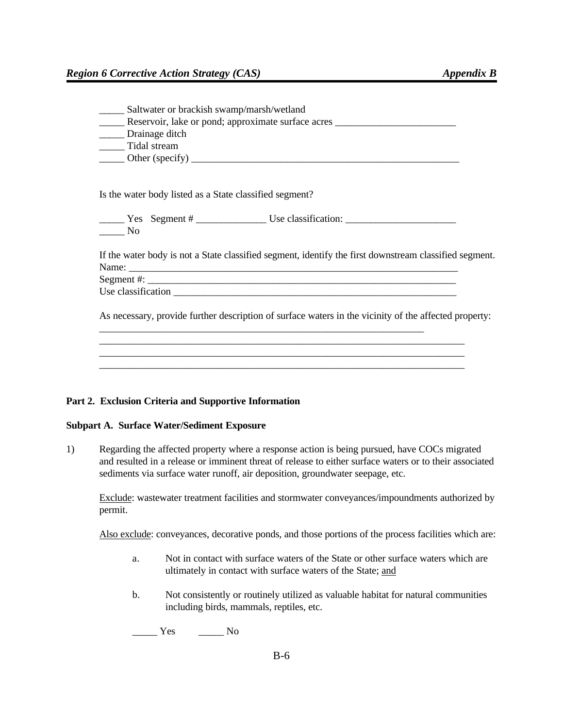_____ Saltwater or brackish swamp/marsh/wetland
_____ Reservoir, lake or pond; approximate surface acres ________________________
_____ Drainage ditch
_____ Tidal stream
_____ Other (specify) ______________________________________________________

Is the water body listed as a State classified segment?

_____ Yes Segment # ______________ Use classification: ______________________
_____ No

If the water body is not a State classified segment, identify the first downstream classified segment.
Name: _________________________________________________________________
Segment #: ______________________________________________________________
Use classification ________________________________________________________

As necessary, provide further description of surface waters in the vicinity of the affected property:
__________________________________________________________________
__________________________________________________________________________
__________________________________________________________________________
__________________________________________________________________________

**Part 2. Exclusion Criteria and Supportive Information**

**Subpart A. Surface Water/Sediment Exposure**

1) Regarding the affected property where a response action is being pursued, have COCs migrated and resulted in a release or imminent threat of release to either surface waters or to their associated sediments via surface water runoff, air deposition, groundwater seepage, etc.

Exclude: wastewater treatment facilities and stormwater conveyances/impoundments authorized by permit.

Also exclude: conveyances, decorative ponds, and those portions of the process facilities which are:

a. Not in contact with surface waters of the State or other surface waters which are ultimately in contact with surface waters of the State; and

b. Not consistently or routinely utilized as valuable habitat for natural communities including birds, mammals, reptiles, etc.

_____ Yes _____ No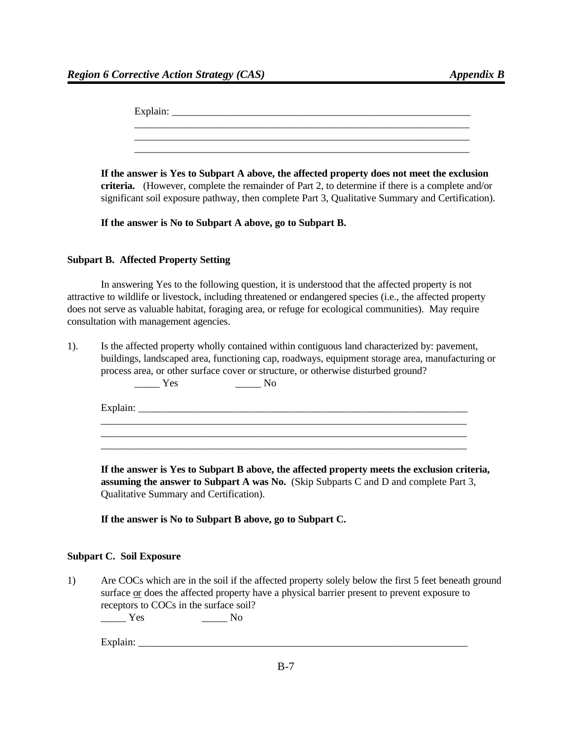Explain: ____________________________________________________________
____________________________________________________________________
____________________________________________________________________
____________________________________________________________________

**If the answer is Yes to Subpart A above, the affected property does not meet the exclusion criteria.** (However, complete the remainder of Part 2, to determine if there is a complete and/or significant soil exposure pathway, then complete Part 3, Qualitative Summary and Certification).

**If the answer is No to Subpart A above, go to Subpart B.**

**Subpart B. Affected Property Setting**

In answering Yes to the following question, it is understood that the affected property is not attractive to wildlife or livestock, including threatened or endangered species (i.e., the affected property does not serve as valuable habitat, foraging area, or refuge for ecological communities). May require consultation with management agencies.

1). Is the affected property wholly contained within contiguous land characterized by: pavement, buildings, landscaped area, functioning cap, roadways, equipment storage area, manufacturing or process area, or other surface cover or structure, or otherwise disturbed ground?

_____ Yes _____ No

Explain: ____________________________________________________________________
____________________________________________________________________________
____________________________________________________________________________
____________________________________________________________________________

**If the answer is Yes to Subpart B above, the affected property meets the exclusion criteria, assuming the answer to Subpart A was No.** (Skip Subparts C and D and complete Part 3, Qualitative Summary and Certification).

**If the answer is No to Subpart B above, go to Subpart C.**

**Subpart C. Soil Exposure**

1) Are COCs which are in the soil if the affected property solely below the first 5 feet beneath ground surface <u>or</u> does the affected property have a physical barrier present to prevent exposure to receptors to COCs in the surface soil?

_____ Yes _____ No

Explain: ____________________________________________________________________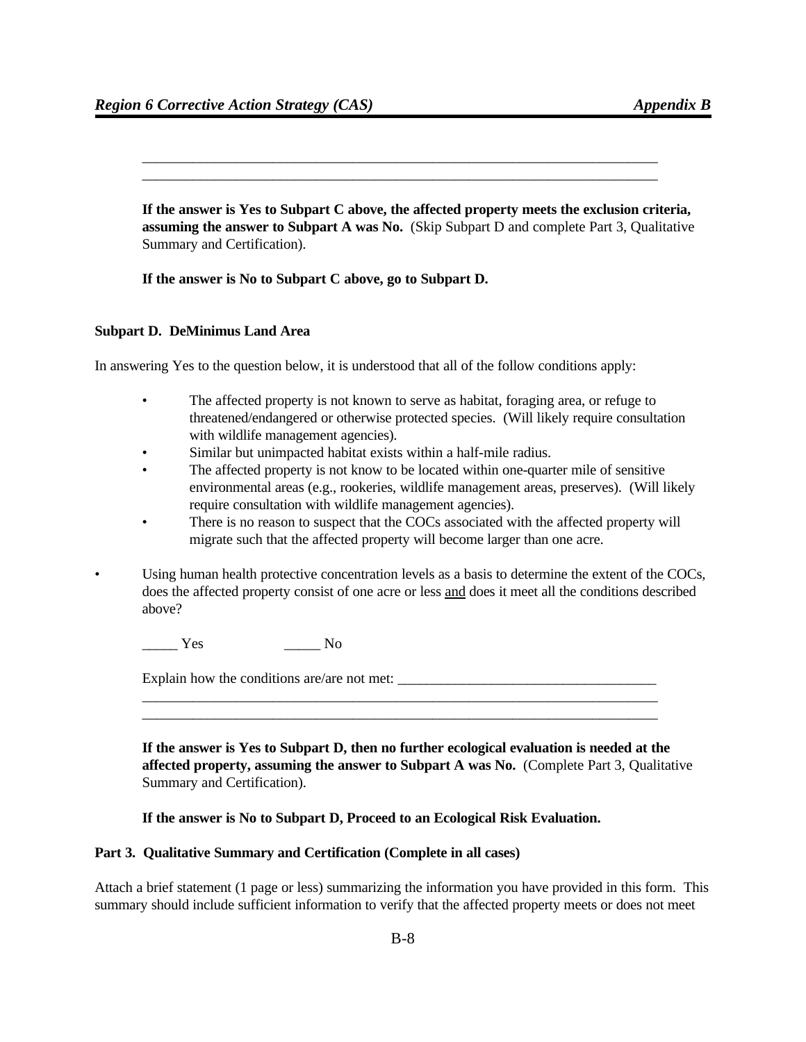\_\_\_\_\_\_\_\_\_\_\_\_\_\_\_\_\_\_\_\_\_\_\_\_\_\_\_\_\_\_\_\_\_\_\_\_\_\_\_\_\_\_\_\_\_\_\_\_\_\_\_\_\_\_\_\_\_\_\_\_\_\_\_\_\_\_\_\_\_\_\_\_\_
\_\_\_\_\_\_\_\_\_\_\_\_\_\_\_\_\_\_\_\_\_\_\_\_\_\_\_\_\_\_\_\_\_\_\_\_\_\_\_\_\_\_\_\_\_\_\_\_\_\_\_\_\_\_\_\_\_\_\_\_\_\_\_\_\_\_\_\_\_\_\_\_\_

**If the answer is Yes to Subpart C above, the affected property meets the exclusion criteria, assuming the answer to Subpart A was No.** (Skip Subpart D and complete Part 3, Qualitative Summary and Certification).

**If the answer is No to Subpart C above, go to Subpart D.**

**Subpart D. DeMinimus Land Area**

In answering Yes to the question below, it is understood that all of the follow conditions apply:

- The affected property is not known to serve as habitat, foraging area, or refuge to threatened/endangered or otherwise protected species. (Will likely require consultation with wildlife management agencies).
- Similar but unimpacted habitat exists within a half-mile radius.
- The affected property is not know to be located within one-quarter mile of sensitive environmental areas (e.g., rookeries, wildlife management areas, preserves). (Will likely require consultation with wildlife management agencies).
- There is no reason to suspect that the COCs associated with the affected property will migrate such that the affected property will become larger than one acre.

- Using human health protective concentration levels as a basis to determine the extent of the COCs, does the affected property consist of one acre or less <u>and</u> does it meet all the conditions described above?

  \_\_\_\_\_ Yes &nbsp;&nbsp;&nbsp;&nbsp;&nbsp;&nbsp;&nbsp;&nbsp; \_\_\_\_\_ No

  Explain how the conditions are/are not met: \_\_\_\_\_\_\_\_\_\_\_\_\_\_\_\_\_\_\_\_\_\_\_\_\_\_\_\_\_\_\_\_\_\_\_\_\_\_
  \_\_\_\_\_\_\_\_\_\_\_\_\_\_\_\_\_\_\_\_\_\_\_\_\_\_\_\_\_\_\_\_\_\_\_\_\_\_\_\_\_\_\_\_\_\_\_\_\_\_\_\_\_\_\_\_\_\_\_\_\_\_\_\_\_\_\_\_\_\_\_\_\_
  \_\_\_\_\_\_\_\_\_\_\_\_\_\_\_\_\_\_\_\_\_\_\_\_\_\_\_\_\_\_\_\_\_\_\_\_\_\_\_\_\_\_\_\_\_\_\_\_\_\_\_\_\_\_\_\_\_\_\_\_\_\_\_\_\_\_\_\_\_\_\_\_\_

**If the answer is Yes to Subpart D, then no further ecological evaluation is needed at the affected property, assuming the answer to Subpart A was No.** (Complete Part 3, Qualitative Summary and Certification).

**If the answer is No to Subpart D, Proceed to an Ecological Risk Evaluation.**

**Part 3. Qualitative Summary and Certification (Complete in all cases)**

Attach a brief statement (1 page or less) summarizing the information you have provided in this form. This summary should include sufficient information to verify that the affected property meets or does not meet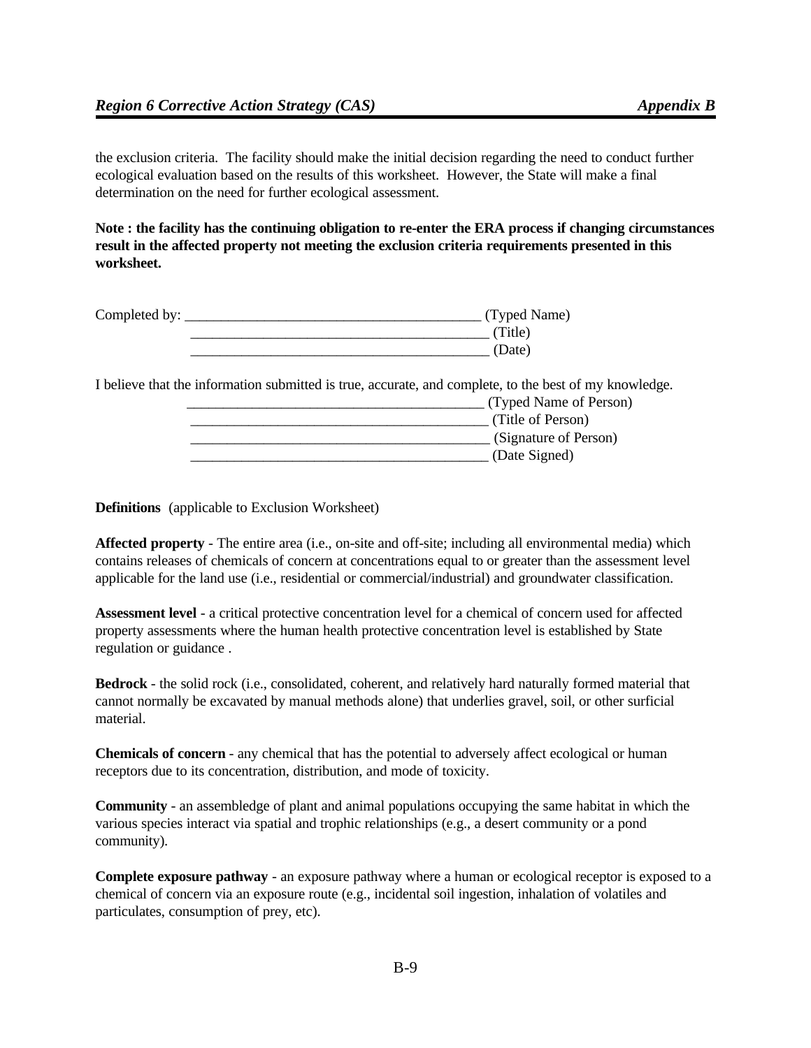the exclusion criteria. The facility should make the initial decision regarding the need to conduct further ecological evaluation based on the results of this worksheet. However, the State will make a final determination on the need for further ecological assessment.

**Note : the facility has the continuing obligation to re-enter the ERA process if changing circumstances result in the affected property not meeting the exclusion criteria requirements presented in this worksheet.**

Completed by: _________________________________________ (Typed Name)
_________________________________________ (Title)
_________________________________________ (Date)

I believe that the information submitted is true, accurate, and complete, to the best of my knowledge.
_________________________________________ (Typed Name of Person)
_________________________________________ (Title of Person)
_________________________________________ (Signature of Person)
_________________________________________ (Date Signed)

**Definitions** (applicable to Exclusion Worksheet)

**Affected property** - The entire area (i.e., on-site and off-site; including all environmental media) which contains releases of chemicals of concern at concentrations equal to or greater than the assessment level applicable for the land use (i.e., residential or commercial/industrial) and groundwater classification.

**Assessment level** - a critical protective concentration level for a chemical of concern used for affected property assessments where the human health protective concentration level is established by State regulation or guidance .

**Bedrock** - the solid rock (i.e., consolidated, coherent, and relatively hard naturally formed material that cannot normally be excavated by manual methods alone) that underlies gravel, soil, or other surficial material.

**Chemicals of concern** - any chemical that has the potential to adversely affect ecological or human receptors due to its concentration, distribution, and mode of toxicity.

**Community** - an assembledge of plant and animal populations occupying the same habitat in which the various species interact via spatial and trophic relationships (e.g., a desert community or a pond community).

**Complete exposure pathway** - an exposure pathway where a human or ecological receptor is exposed to a chemical of concern via an exposure route (e.g., incidental soil ingestion, inhalation of volatiles and particulates, consumption of prey, etc).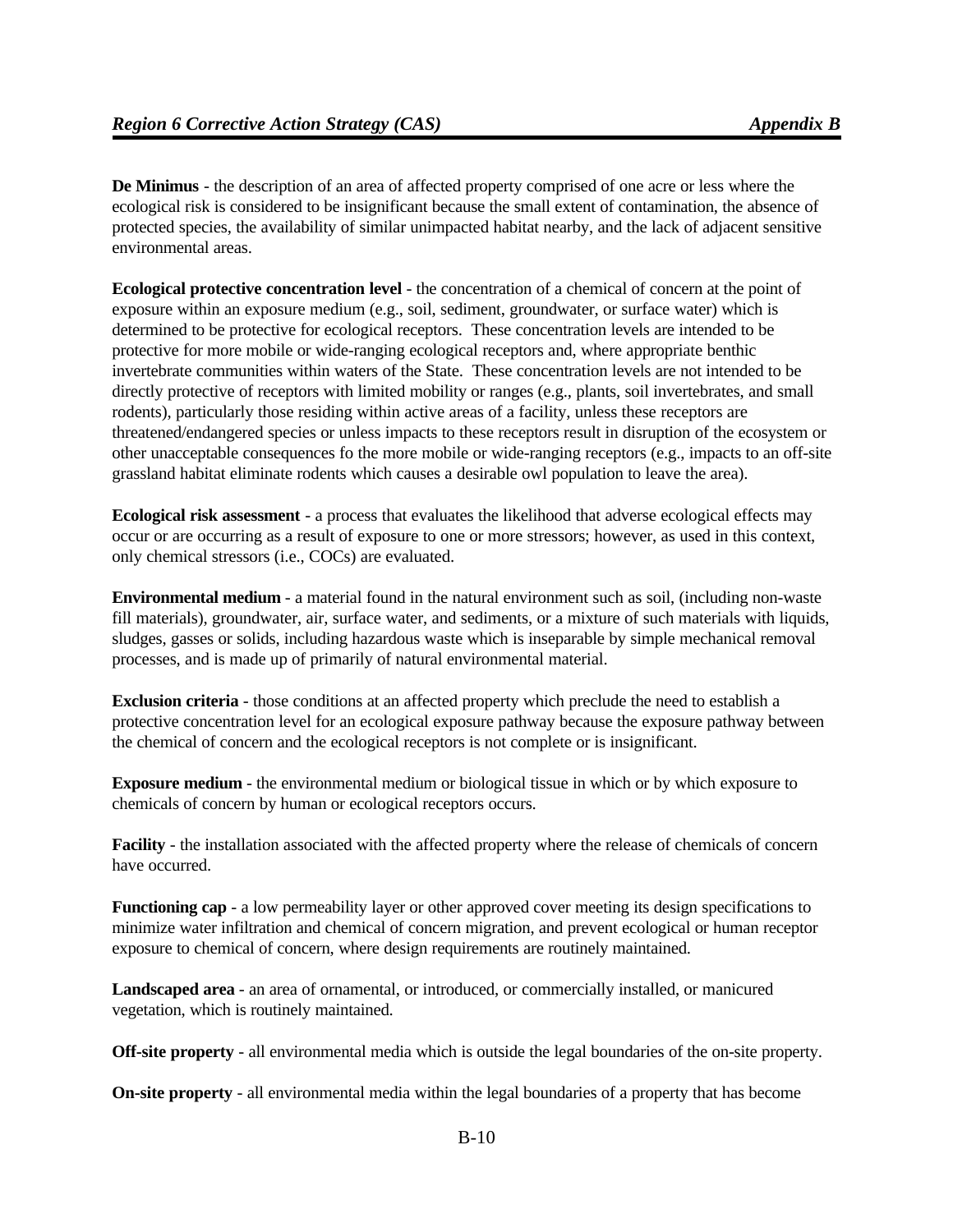**De Minimus** - the description of an area of affected property comprised of one acre or less where the ecological risk is considered to be insignificant because the small extent of contamination, the absence of protected species, the availability of similar unimpacted habitat nearby, and the lack of adjacent sensitive environmental areas.

**Ecological protective concentration level** - the concentration of a chemical of concern at the point of exposure within an exposure medium (e.g., soil, sediment, groundwater, or surface water) which is determined to be protective for ecological receptors. These concentration levels are intended to be protective for more mobile or wide-ranging ecological receptors and, where appropriate benthic invertebrate communities within waters of the State. These concentration levels are not intended to be directly protective of receptors with limited mobility or ranges (e.g., plants, soil invertebrates, and small rodents), particularly those residing within active areas of a facility, unless these receptors are threatened/endangered species or unless impacts to these receptors result in disruption of the ecosystem or other unacceptable consequences fo the more mobile or wide-ranging receptors (e.g., impacts to an off-site grassland habitat eliminate rodents which causes a desirable owl population to leave the area).

**Ecological risk assessment** - a process that evaluates the likelihood that adverse ecological effects may occur or are occurring as a result of exposure to one or more stressors; however, as used in this context, only chemical stressors (i.e., COCs) are evaluated.

**Environmental medium** - a material found in the natural environment such as soil, (including non-waste fill materials), groundwater, air, surface water, and sediments, or a mixture of such materials with liquids, sludges, gasses or solids, including hazardous waste which is inseparable by simple mechanical removal processes, and is made up of primarily of natural environmental material.

**Exclusion criteria** - those conditions at an affected property which preclude the need to establish a protective concentration level for an ecological exposure pathway because the exposure pathway between the chemical of concern and the ecological receptors is not complete or is insignificant.

**Exposure medium** - the environmental medium or biological tissue in which or by which exposure to chemicals of concern by human or ecological receptors occurs.

**Facility** - the installation associated with the affected property where the release of chemicals of concern have occurred.

**Functioning cap** - a low permeability layer or other approved cover meeting its design specifications to minimize water infiltration and chemical of concern migration, and prevent ecological or human receptor exposure to chemical of concern, where design requirements are routinely maintained.

**Landscaped area** - an area of ornamental, or introduced, or commercially installed, or manicured vegetation, which is routinely maintained.

**Off-site property** - all environmental media which is outside the legal boundaries of the on-site property.

**On-site property** - all environmental media within the legal boundaries of a property that has become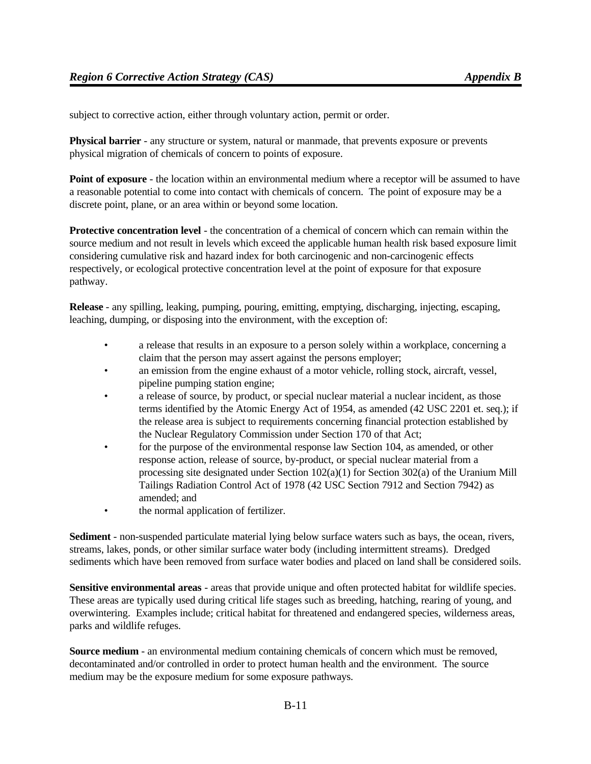subject to corrective action, either through voluntary action, permit or order.

**Physical barrier** - any structure or system, natural or manmade, that prevents exposure or prevents physical migration of chemicals of concern to points of exposure.

**Point of exposure** - the location within an environmental medium where a receptor will be assumed to have a reasonable potential to come into contact with chemicals of concern. The point of exposure may be a discrete point, plane, or an area within or beyond some location.

**Protective concentration level** - the concentration of a chemical of concern which can remain within the source medium and not result in levels which exceed the applicable human health risk based exposure limit considering cumulative risk and hazard index for both carcinogenic and non-carcinogenic effects respectively, or ecological protective concentration level at the point of exposure for that exposure pathway.

**Release** - any spilling, leaking, pumping, pouring, emitting, emptying, discharging, injecting, escaping, leaching, dumping, or disposing into the environment, with the exception of:

- a release that results in an exposure to a person solely within a workplace, concerning a claim that the person may assert against the persons employer;
- an emission from the engine exhaust of a motor vehicle, rolling stock, aircraft, vessel, pipeline pumping station engine;
- a release of source, by product, or special nuclear material a nuclear incident, as those terms identified by the Atomic Energy Act of 1954, as amended (42 USC 2201 et. seq.); if the release area is subject to requirements concerning financial protection established by the Nuclear Regulatory Commission under Section 170 of that Act;
- for the purpose of the environmental response law Section 104, as amended, or other response action, release of source, by-product, or special nuclear material from a processing site designated under Section 102(a)(1) for Section 302(a) of the Uranium Mill Tailings Radiation Control Act of 1978 (42 USC Section 7912 and Section 7942) as amended; and
- the normal application of fertilizer.

**Sediment** - non-suspended particulate material lying below surface waters such as bays, the ocean, rivers, streams, lakes, ponds, or other similar surface water body (including intermittent streams). Dredged sediments which have been removed from surface water bodies and placed on land shall be considered soils.

**Sensitive environmental areas** - areas that provide unique and often protected habitat for wildlife species. These areas are typically used during critical life stages such as breeding, hatching, rearing of young, and overwintering. Examples include; critical habitat for threatened and endangered species, wilderness areas, parks and wildlife refuges.

**Source medium** - an environmental medium containing chemicals of concern which must be removed, decontaminated and/or controlled in order to protect human health and the environment. The source medium may be the exposure medium for some exposure pathways.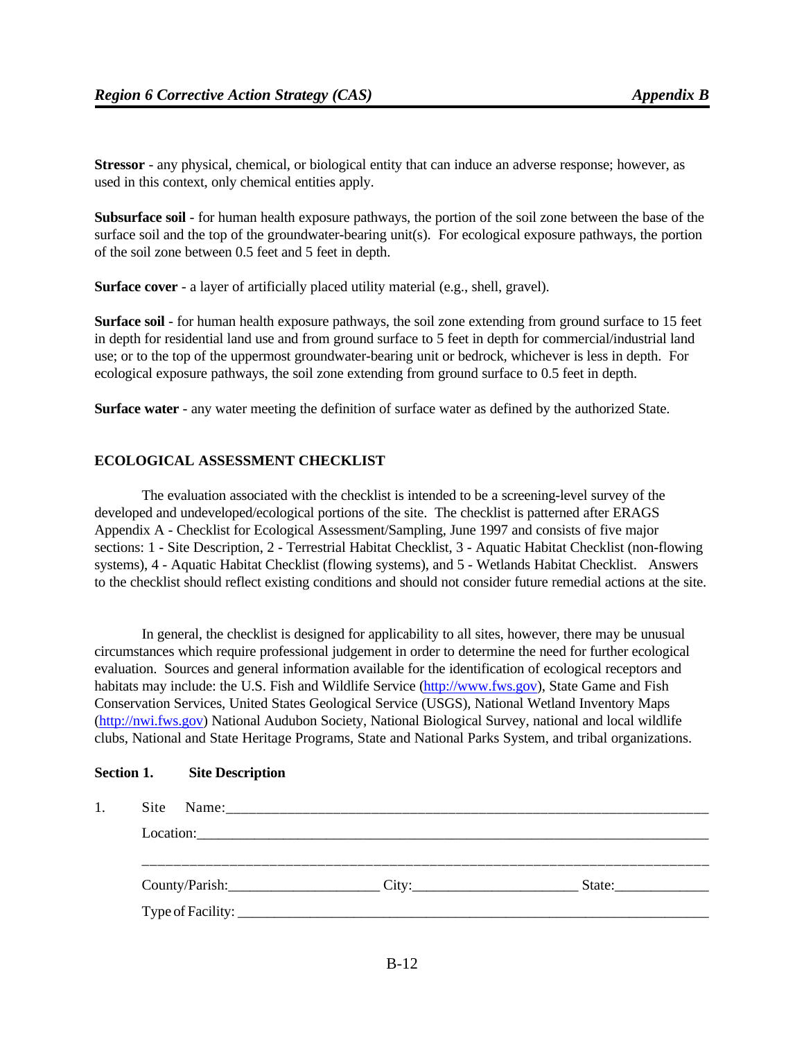**Stressor** - any physical, chemical, or biological entity that can induce an adverse response; however, as used in this context, only chemical entities apply.

**Subsurface soil** - for human health exposure pathways, the portion of the soil zone between the base of the surface soil and the top of the groundwater-bearing unit(s). For ecological exposure pathways, the portion of the soil zone between 0.5 feet and 5 feet in depth.

**Surface cover** - a layer of artificially placed utility material (e.g., shell, gravel).

**Surface soil** - for human health exposure pathways, the soil zone extending from ground surface to 15 feet in depth for residential land use and from ground surface to 5 feet in depth for commercial/industrial land use; or to the top of the uppermost groundwater-bearing unit or bedrock, whichever is less in depth. For ecological exposure pathways, the soil zone extending from ground surface to 0.5 feet in depth.

**Surface water** - any water meeting the definition of surface water as defined by the authorized State.

## ECOLOGICAL ASSESSMENT CHECKLIST

The evaluation associated with the checklist is intended to be a screening-level survey of the developed and undeveloped/ecological portions of the site. The checklist is patterned after ERAGS Appendix A - Checklist for Ecological Assessment/Sampling, June 1997 and consists of five major sections: 1 - Site Description, 2 - Terrestrial Habitat Checklist, 3 - Aquatic Habitat Checklist (non-flowing systems), 4 - Aquatic Habitat Checklist (flowing systems), and 5 - Wetlands Habitat Checklist. Answers to the checklist should reflect existing conditions and should not consider future remedial actions at the site.

In general, the checklist is designed for applicability to all sites, however, there may be unusual circumstances which require professional judgement in order to determine the need for further ecological evaluation. Sources and general information available for the identification of ecological receptors and habitats may include: the U.S. Fish and Wildlife Service (http://www.fws.gov), State Game and Fish Conservation Services, United States Geological Service (USGS), National Wetland Inventory Maps (http://nwi.fws.gov) National Audubon Society, National Biological Survey, national and local wildlife clubs, National and State Heritage Programs, State and National Parks System, and tribal organizations.

### Section 1. Site Description

1. Site Name:____________________________________________________________

   Location:______________________________________________________________

   _______________________________________________________________________

   County/Parish:____________________ City:______________________ State:____________

   Type of Facility: ________________________________________________________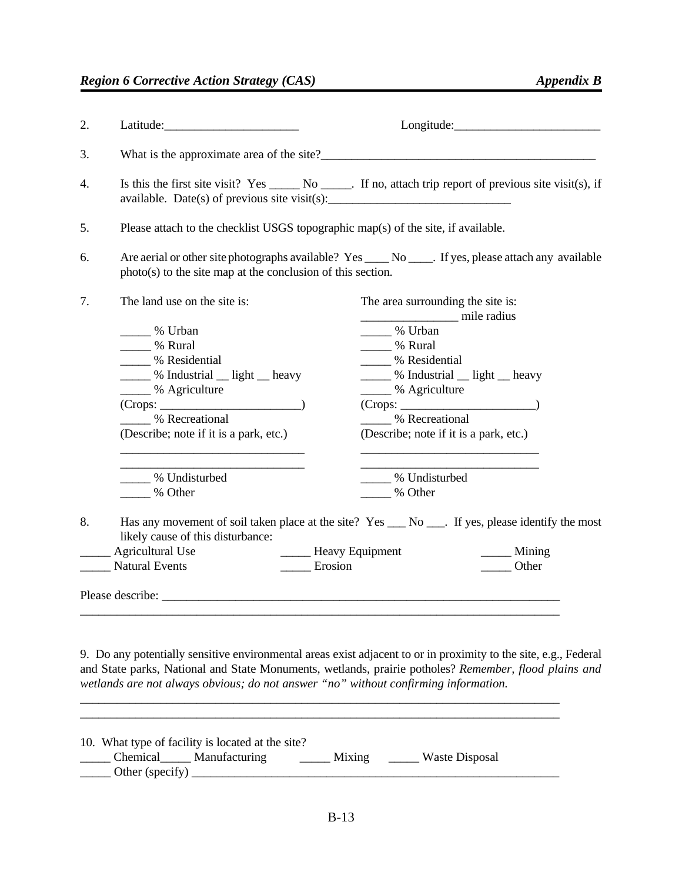2. Latitude:______________________ Longitude:________________________

3. What is the approximate area of the site?_____________________________________________

4. Is this the first site visit? Yes _____ No _____. If no, attach trip report of previous site visit(s), if available. Date(s) of previous site visit(s):______________________________

5. Please attach to the checklist USGS topographic map(s) of the site, if available.

6. Are aerial or other site photographs available? Yes ____ No ____. If yes, please attach any available photo(s) to the site map at the conclusion of this section.

7. The land use on the site is:

_____ % Urban
_____ % Rural
_____ % Residential
_____ % Industrial __ light __ heavy
_____ % Agriculture
(Crops: _______________________)
_____ % Recreational
(Describe; note if it is a park, etc.)
______________________________
______________________________
_____ % Undisturbed
_____ % Other

The area surrounding the site is:
________________ mile radius

_____ % Urban
_____ % Rural
_____ % Residential
_____ % Industrial __ light __ heavy
_____ % Agriculture
(Crops: ______________________)
_____ % Recreational
(Describe; note if it is a park, etc.)
______________________________
______________________________
_____ % Undisturbed
_____ % Other

8. Has any movement of soil taken place at the site? Yes ___ No ___. If yes, please identify the most likely cause of this disturbance:

_____ Agricultural Use _____ Heavy Equipment _____ Mining
_____ Natural Events _____ Erosion _____ Other

Please describe: ____________________________________________________________________
_____________________________________________________________________________

9. Do any potentially sensitive environmental areas exist adjacent to or in proximity to the site, e.g., Federal and State parks, National and State Monuments, wetlands, prairie potholes? *Remember, flood plains and wetlands are not always obvious; do not answer "no" without confirming information.*

_____________________________________________________________________________
_____________________________________________________________________________

10. What type of facility is located at the site?
_____ Chemical_____ Manufacturing _____ Mixing _____ Waste Disposal
_____ Other (specify) _________________________________________________________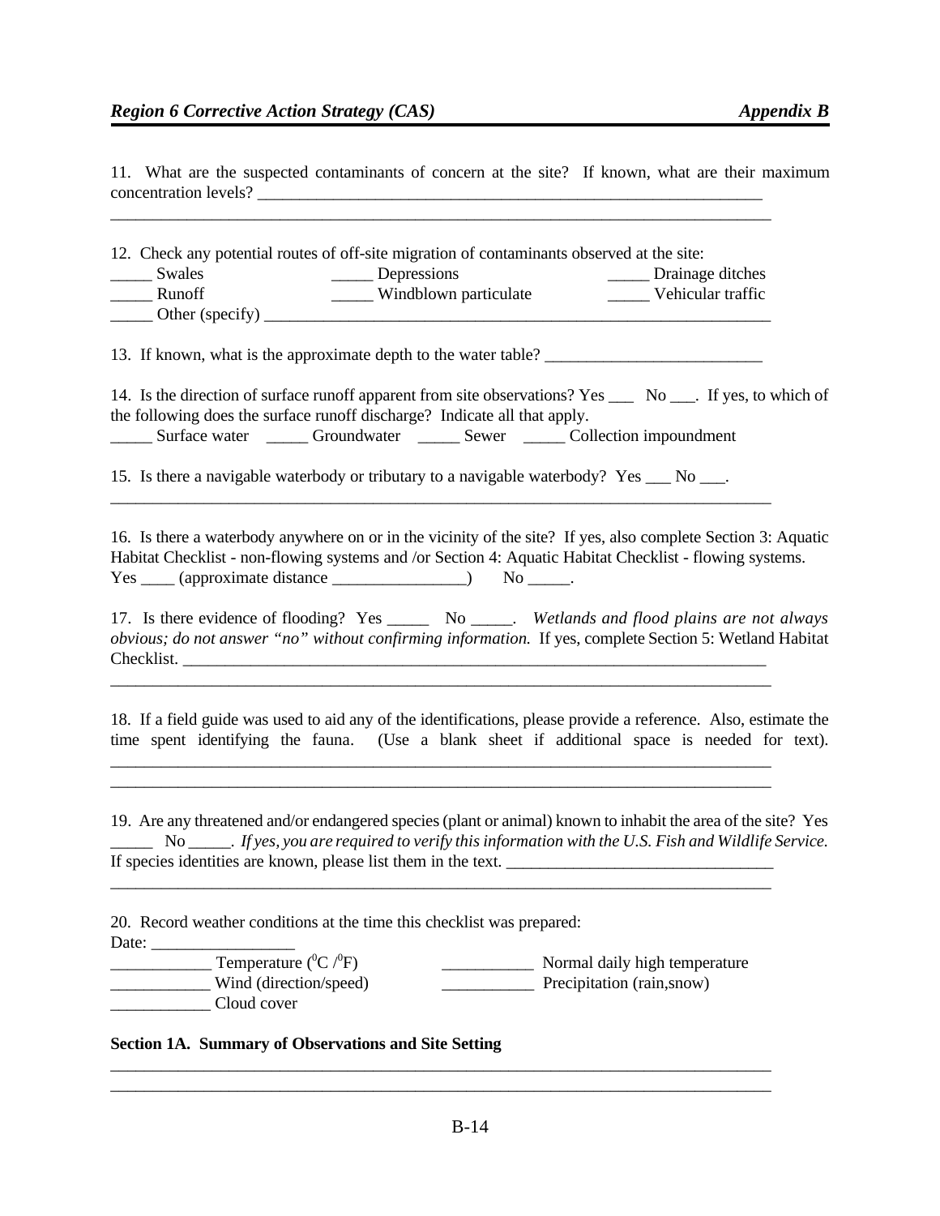11. What are the suspected contaminants of concern at the site? If known, what are their maximum concentration levels? ______________________________________________________________

________________________________________________________________________________

12. Check any potential routes of off-site migration of contaminants observed at the site:

_____ Swales _____ Depressions _____ Drainage ditches
_____ Runoff _____ Windblown particulate _____ Vehicular traffic
_____ Other (specify) ______________________________________________________________

13. If known, what is the approximate depth to the water table? _________________________

14. Is the direction of surface runoff apparent from site observations? Yes ___ No ___. If yes, to which of the following does the surface runoff discharge? Indicate all that apply.
_____ Surface water _____ Groundwater _____ Sewer _____ Collection impoundment

15. Is there a navigable waterbody or tributary to a navigable waterbody? Yes ___ No ___.
________________________________________________________________________________

16. Is there a waterbody anywhere on or in the vicinity of the site? If yes, also complete Section 3: Aquatic Habitat Checklist - non-flowing systems and /or Section 4: Aquatic Habitat Checklist - flowing systems.
Yes ____ (approximate distance ________________) No _____.

17. Is there evidence of flooding? Yes _____ No _____. *Wetlands and flood plains are not always obvious; do not answer "no" without confirming information.* If yes, complete Section 5: Wetland Habitat Checklist. ______________________________________________________________________
________________________________________________________________________________

18. If a field guide was used to aid any of the identifications, please provide a reference. Also, estimate the time spent identifying the fauna. (Use a blank sheet if additional space is needed for text).
________________________________________________________________________________
________________________________________________________________________________

19. Are any threatened and/or endangered species (plant or animal) known to inhabit the area of the site? Yes _____ No _____. *If yes, you are required to verify this information with the U.S. Fish and Wildlife Service.* If species identities are known, please list them in the text. ________________________________
________________________________________________________________________________

20. Record weather conditions at the time this checklist was prepared:
Date: _________________
____________ Temperature ($^0$C /$^0$F) ___________ Normal daily high temperature
____________ Wind (direction/speed) ___________ Precipitation (rain,snow)
____________ Cloud cover

**Section 1A. Summary of Observations and Site Setting**

________________________________________________________________________________
________________________________________________________________________________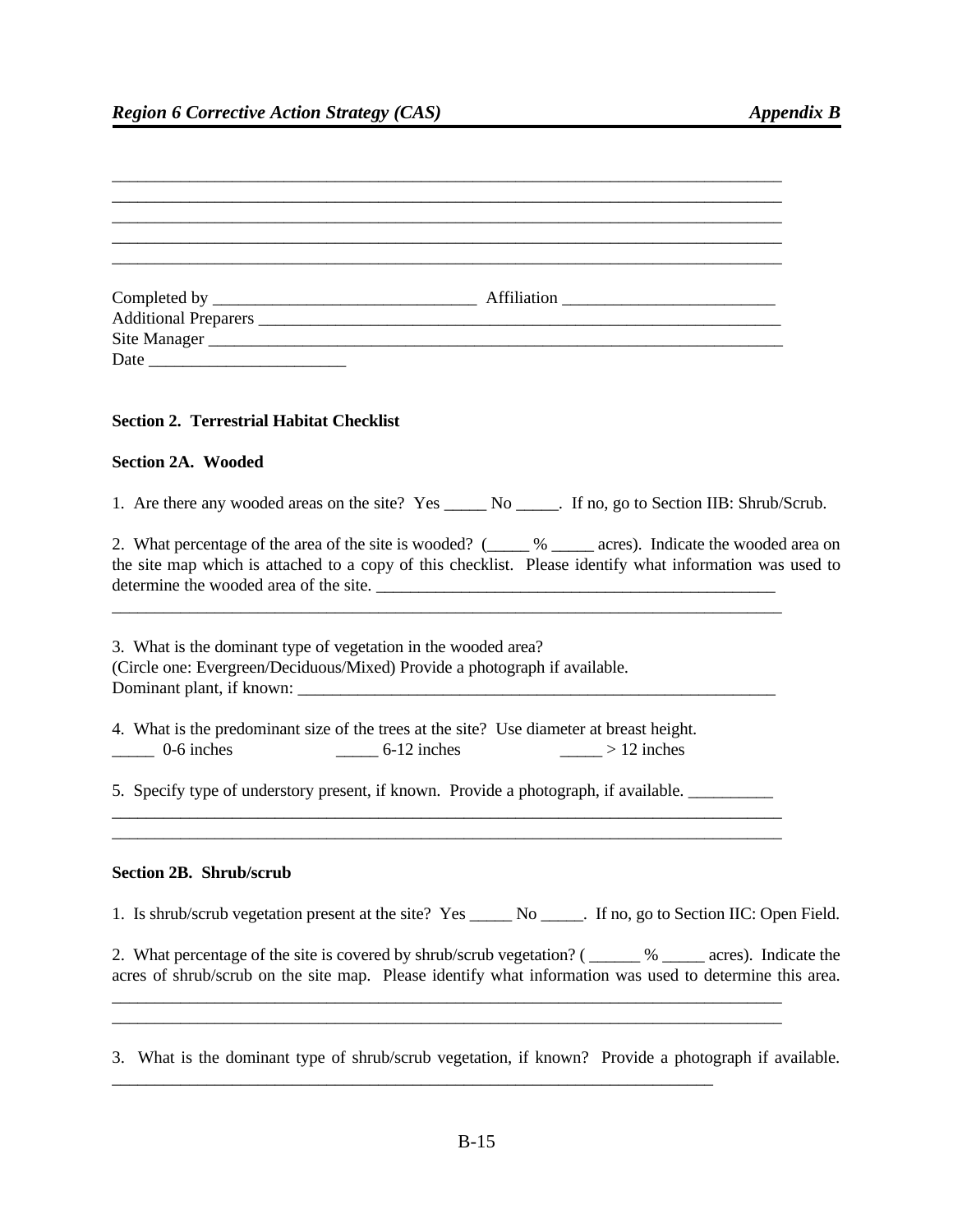\_\_\_\_\_\_\_\_\_\_\_\_\_\_\_\_\_\_\_\_\_\_\_\_\_\_\_\_\_\_\_\_\_\_\_\_\_\_\_\_\_\_\_\_\_\_\_\_\_\_\_\_\_\_\_\_\_\_\_\_\_\_\_\_\_\_\_\_\_\_\_\_\_\_\_\_\_\_
\_\_\_\_\_\_\_\_\_\_\_\_\_\_\_\_\_\_\_\_\_\_\_\_\_\_\_\_\_\_\_\_\_\_\_\_\_\_\_\_\_\_\_\_\_\_\_\_\_\_\_\_\_\_\_\_\_\_\_\_\_\_\_\_\_\_\_\_\_\_\_\_\_\_\_\_\_\_
\_\_\_\_\_\_\_\_\_\_\_\_\_\_\_\_\_\_\_\_\_\_\_\_\_\_\_\_\_\_\_\_\_\_\_\_\_\_\_\_\_\_\_\_\_\_\_\_\_\_\_\_\_\_\_\_\_\_\_\_\_\_\_\_\_\_\_\_\_\_\_\_\_\_\_\_\_\_
\_\_\_\_\_\_\_\_\_\_\_\_\_\_\_\_\_\_\_\_\_\_\_\_\_\_\_\_\_\_\_\_\_\_\_\_\_\_\_\_\_\_\_\_\_\_\_\_\_\_\_\_\_\_\_\_\_\_\_\_\_\_\_\_\_\_\_\_\_\_\_\_\_\_\_\_\_\_
\_\_\_\_\_\_\_\_\_\_\_\_\_\_\_\_\_\_\_\_\_\_\_\_\_\_\_\_\_\_\_\_\_\_\_\_\_\_\_\_\_\_\_\_\_\_\_\_\_\_\_\_\_\_\_\_\_\_\_\_\_\_\_\_\_\_\_\_\_\_\_\_\_\_\_\_\_\_

Completed by \_\_\_\_\_\_\_\_\_\_\_\_\_\_\_\_\_\_\_\_\_\_\_\_\_\_\_\_\_\_ Affiliation \_\_\_\_\_\_\_\_\_\_\_\_\_\_\_\_\_\_\_\_\_\_\_\_\_
Additional Preparers \_\_\_\_\_\_\_\_\_\_\_\_\_\_\_\_\_\_\_\_\_\_\_\_\_\_\_\_\_\_\_\_\_\_\_\_\_\_\_\_\_\_\_\_\_\_\_\_\_\_\_\_\_\_\_\_\_\_\_\_\_
Site Manager \_\_\_\_\_\_\_\_\_\_\_\_\_\_\_\_\_\_\_\_\_\_\_\_\_\_\_\_\_\_\_\_\_\_\_\_\_\_\_\_\_\_\_\_\_\_\_\_\_\_\_\_\_\_\_\_\_\_\_\_\_\_\_\_\_\_\_\_
Date \_\_\_\_\_\_\_\_\_\_\_\_\_\_\_\_\_\_\_\_\_\_\_

**Section 2. Terrestrial Habitat Checklist**

**Section 2A. Wooded**

1. Are there any wooded areas on the site? Yes \_\_\_\_\_ No \_\_\_\_\_. If no, go to Section IIB: Shrub/Scrub.

2. What percentage of the area of the site is wooded? (\_\_\_\_\_ % \_\_\_\_\_ acres). Indicate the wooded area on the site map which is attached to a copy of this checklist. Please identify what information was used to determine the wooded area of the site. \_\_\_\_\_\_\_\_\_\_\_\_\_\_\_\_\_\_\_\_\_\_\_\_\_\_\_\_\_\_\_\_\_\_\_\_\_\_\_\_\_\_\_\_\_\_\_\_
\_\_\_\_\_\_\_\_\_\_\_\_\_\_\_\_\_\_\_\_\_\_\_\_\_\_\_\_\_\_\_\_\_\_\_\_\_\_\_\_\_\_\_\_\_\_\_\_\_\_\_\_\_\_\_\_\_\_\_\_\_\_\_\_\_\_\_\_\_\_\_\_\_\_\_\_\_\_

3. What is the dominant type of vegetation in the wooded area?
(Circle one: Evergreen/Deciduous/Mixed) Provide a photograph if available.
Dominant plant, if known: \_\_\_\_\_\_\_\_\_\_\_\_\_\_\_\_\_\_\_\_\_\_\_\_\_\_\_\_\_\_\_\_\_\_\_\_\_\_\_\_\_\_\_\_\_\_\_\_\_\_\_\_\_\_\_\_\_\_

4. What is the predominant size of the trees at the site? Use diameter at breast height.
\_\_\_\_\_ 0-6 inches \_\_\_\_\_ 6-12 inches \_\_\_\_\_ > 12 inches

5. Specify type of understory present, if known. Provide a photograph, if available. \_\_\_\_\_\_\_\_\_\_
\_\_\_\_\_\_\_\_\_\_\_\_\_\_\_\_\_\_\_\_\_\_\_\_\_\_\_\_\_\_\_\_\_\_\_\_\_\_\_\_\_\_\_\_\_\_\_\_\_\_\_\_\_\_\_\_\_\_\_\_\_\_\_\_\_\_\_\_\_\_\_\_\_\_\_\_\_\_
\_\_\_\_\_\_\_\_\_\_\_\_\_\_\_\_\_\_\_\_\_\_\_\_\_\_\_\_\_\_\_\_\_\_\_\_\_\_\_\_\_\_\_\_\_\_\_\_\_\_\_\_\_\_\_\_\_\_\_\_\_\_\_\_\_\_\_\_\_\_\_\_\_\_\_\_\_\_

**Section 2B. Shrub/scrub**

1. Is shrub/scrub vegetation present at the site? Yes \_\_\_\_\_ No \_\_\_\_\_. If no, go to Section IIC: Open Field.

2. What percentage of the site is covered by shrub/scrub vegetation? ( \_\_\_\_\_\_ % \_\_\_\_\_ acres). Indicate the acres of shrub/scrub on the site map. Please identify what information was used to determine this area.
\_\_\_\_\_\_\_\_\_\_\_\_\_\_\_\_\_\_\_\_\_\_\_\_\_\_\_\_\_\_\_\_\_\_\_\_\_\_\_\_\_\_\_\_\_\_\_\_\_\_\_\_\_\_\_\_\_\_\_\_\_\_\_\_\_\_\_\_\_\_\_\_\_\_\_\_\_\_
\_\_\_\_\_\_\_\_\_\_\_\_\_\_\_\_\_\_\_\_\_\_\_\_\_\_\_\_\_\_\_\_\_\_\_\_\_\_\_\_\_\_\_\_\_\_\_\_\_\_\_\_\_\_\_\_\_\_\_\_\_\_\_\_\_\_\_\_\_\_\_\_\_\_\_\_\_\_

3. What is the dominant type of shrub/scrub vegetation, if known? Provide a photograph if available.
\_\_\_\_\_\_\_\_\_\_\_\_\_\_\_\_\_\_\_\_\_\_\_\_\_\_\_\_\_\_\_\_\_\_\_\_\_\_\_\_\_\_\_\_\_\_\_\_\_\_\_\_\_\_\_\_\_\_\_\_\_\_\_\_\_\_\_\_\_\_\_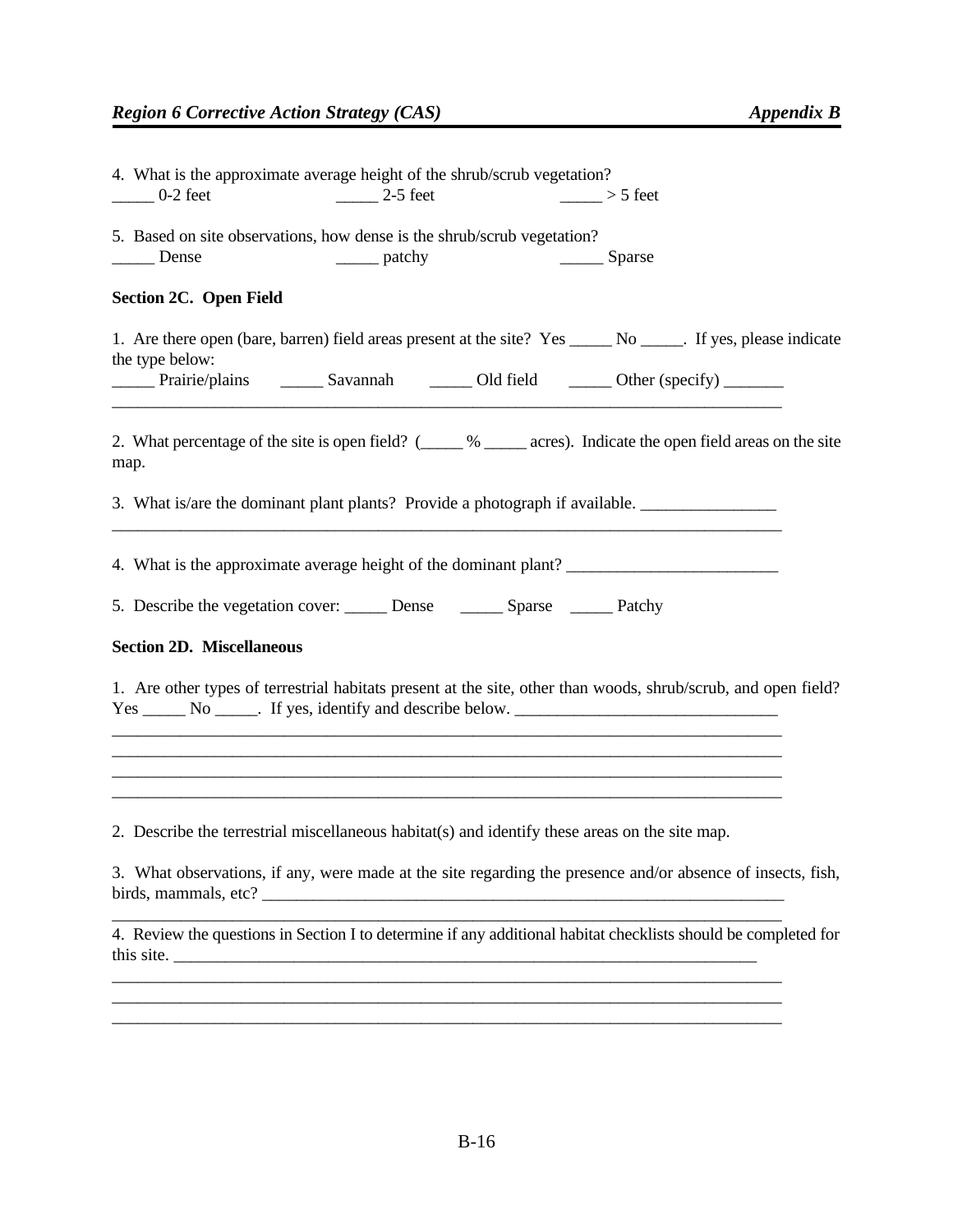4. What is the approximate average height of the shrub/scrub vegetation?
_____ 0-2 feet _____ 2-5 feet _____ > 5 feet

5. Based on site observations, how dense is the shrub/scrub vegetation?
_____ Dense _____ patchy _____ Sparse

**Section 2C. Open Field**

1. Are there open (bare, barren) field areas present at the site? Yes _____ No _____. If yes, please indicate the type below:
_____ Prairie/plains _____ Savannah _____ Old field _____ Other (specify) _______
_____________________________________________________________________________

2. What percentage of the site is open field? (_____ % _____ acres). Indicate the open field areas on the site map.

3. What is/are the dominant plant plants? Provide a photograph if available. ________________
_____________________________________________________________________________

4. What is the approximate average height of the dominant plant? _________________________

5. Describe the vegetation cover: _____ Dense _____ Sparse _____ Patchy

**Section 2D. Miscellaneous**

1. Are other types of terrestrial habitats present at the site, other than woods, shrub/scrub, and open field? Yes _____ No _____. If yes, identify and describe below. _______________________________
_____________________________________________________________________________
_____________________________________________________________________________
_____________________________________________________________________________
_____________________________________________________________________________

2. Describe the terrestrial miscellaneous habitat(s) and identify these areas on the site map.

3. What observations, if any, were made at the site regarding the presence and/or absence of insects, fish, birds, mammals, etc? ___________________________________________________________________
_____________________________________________________________________________

4. Review the questions in Section I to determine if any additional habitat checklists should be completed for this site. _______________________________________________________________________
_____________________________________________________________________________
_____________________________________________________________________________
_____________________________________________________________________________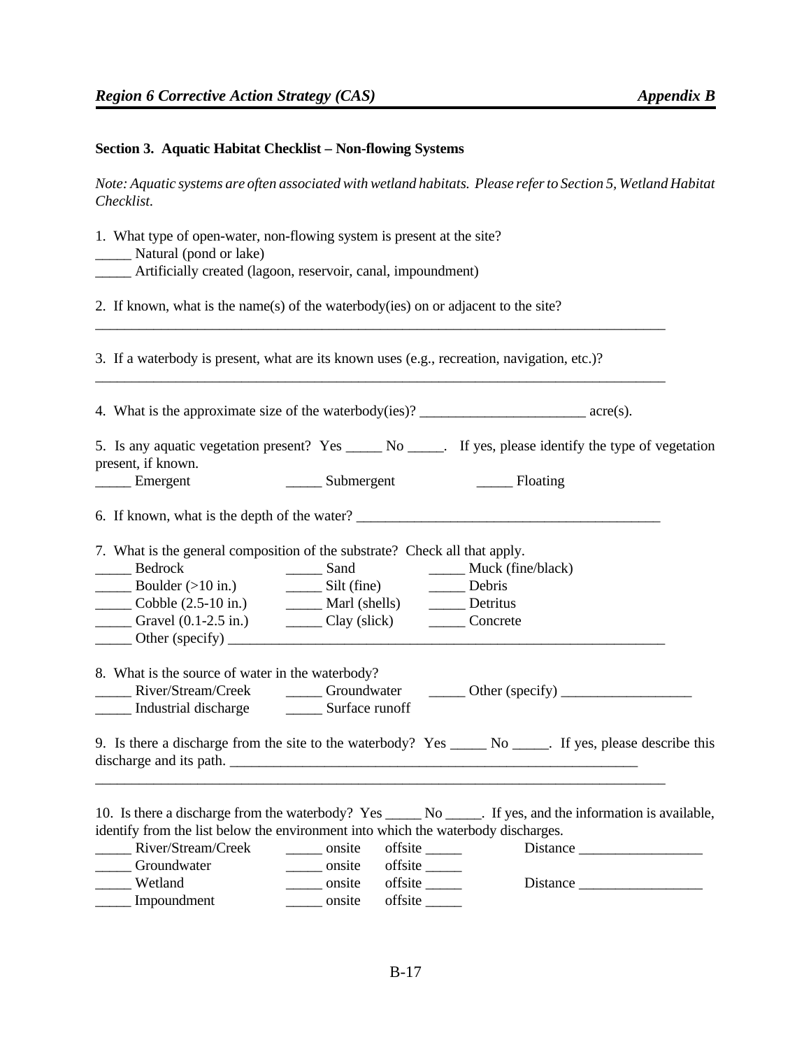**Section 3. Aquatic Habitat Checklist – Non-flowing Systems**

*Note: Aquatic systems are often associated with wetland habitats. Please refer to Section 5, Wetland Habitat Checklist.*

1. What type of open-water, non-flowing system is present at the site?
_____ Natural (pond or lake)
_____ Artificially created (lagoon, reservoir, canal, impoundment)

2. If known, what is the name(s) of the waterbody(ies) on or adjacent to the site?
_________________________________________________________________________________

3. If a waterbody is present, what are its known uses (e.g., recreation, navigation, etc.)?
_________________________________________________________________________________

4. What is the approximate size of the waterbody(ies)? ______________________ acre(s).

5. Is any aquatic vegetation present? Yes _____ No _____. If yes, please identify the type of vegetation present, if known.
_____ Emergent _____ Submergent _____ Floating

6. If known, what is the depth of the water? __________________________________________

7. What is the general composition of the substrate? Check all that apply.

| | | |
|---|---|---|
| _____ Bedrock | _____ Sand | _____ Muck (fine/black) |
| _____ Boulder (>10 in.) | _____ Silt (fine) | _____ Debris |
| _____ Cobble (2.5-10 in.) | _____ Marl (shells) | _____ Detritus |
| _____ Gravel (0.1-2.5 in.) | _____ Clay (slick) | _____ Concrete |

_____ Other (specify) _______________________________________________________________

8. What is the source of water in the waterbody?

| | | |
|---|---|---|
| _____ River/Stream/Creek | _____ Groundwater | _____ Other (specify) __________________ |
| _____ Industrial discharge | _____ Surface runoff | |

9. Is there a discharge from the site to the waterbody? Yes _____ No _____. If yes, please describe this discharge and its path. ___________________________________________________________
_________________________________________________________________________________

10. Is there a discharge from the waterbody? Yes _____ No _____. If yes, and the information is available, identify from the list below the environment into which the waterbody discharges.

| | | | |
|---|---|---|---|
| _____ River/Stream/Creek | _____ onsite | offsite _____ | Distance _________________ |
| _____ Groundwater | _____ onsite | offsite _____ | |
| _____ Wetland | _____ onsite | offsite _____ | Distance _________________ |
| _____ Impoundment | _____ onsite | offsite _____ | |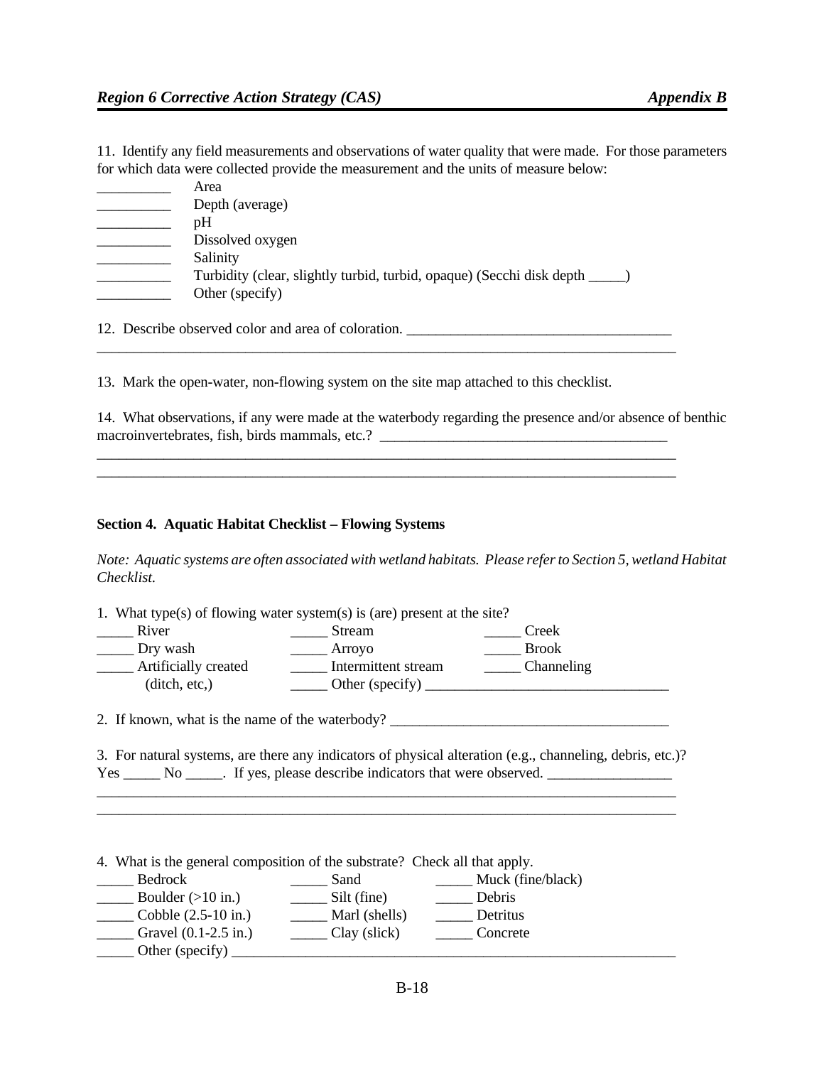11. Identify any field measurements and observations of water quality that were made. For those parameters for which data were collected provide the measurement and the units of measure below:

__________ Area
__________ Depth (average)
__________ pH
__________ Dissolved oxygen
__________ Salinity
__________ Turbidity (clear, slightly turbid, turbid, opaque) (Secchi disk depth _____)
__________ Other (specify)

12. Describe observed color and area of coloration. ____________________________________
________________________________________________________________________________

13. Mark the open-water, non-flowing system on the site map attached to this checklist.

14. What observations, if any were made at the waterbody regarding the presence and/or absence of benthic macroinvertebrates, fish, birds mammals, etc.? ________________________________________
________________________________________________________________________________
________________________________________________________________________________

**Section 4. Aquatic Habitat Checklist – Flowing Systems**

*Note: Aquatic systems are often associated with wetland habitats. Please refer to Section 5, wetland Habitat Checklist.*

1. What type(s) of flowing water system(s) is (are) present at the site?

_____ River
_____ Stream
_____ Creek
_____ Dry wash
_____ Arroyo
_____ Brook
_____ Artificially created (ditch, etc,)
_____ Intermittent stream
_____ Channeling
_____ Other (specify) _________________________________

2. If known, what is the name of the waterbody? ______________________________________

3. For natural systems, are there any indicators of physical alteration (e.g., channeling, debris, etc.)? Yes _____ No _____. If yes, please describe indicators that were observed. ________________
________________________________________________________________________________
________________________________________________________________________________

4. What is the general composition of the substrate? Check all that apply.

_____ Bedrock
_____ Sand
_____ Muck (fine/black)
_____ Boulder (>10 in.)
_____ Silt (fine)
_____ Debris
_____ Cobble (2.5-10 in.)
_____ Marl (shells)
_____ Detritus
_____ Gravel (0.1-2.5 in.)
_____ Clay (slick)
_____ Concrete
_____ Other (specify) ______________________________________________________________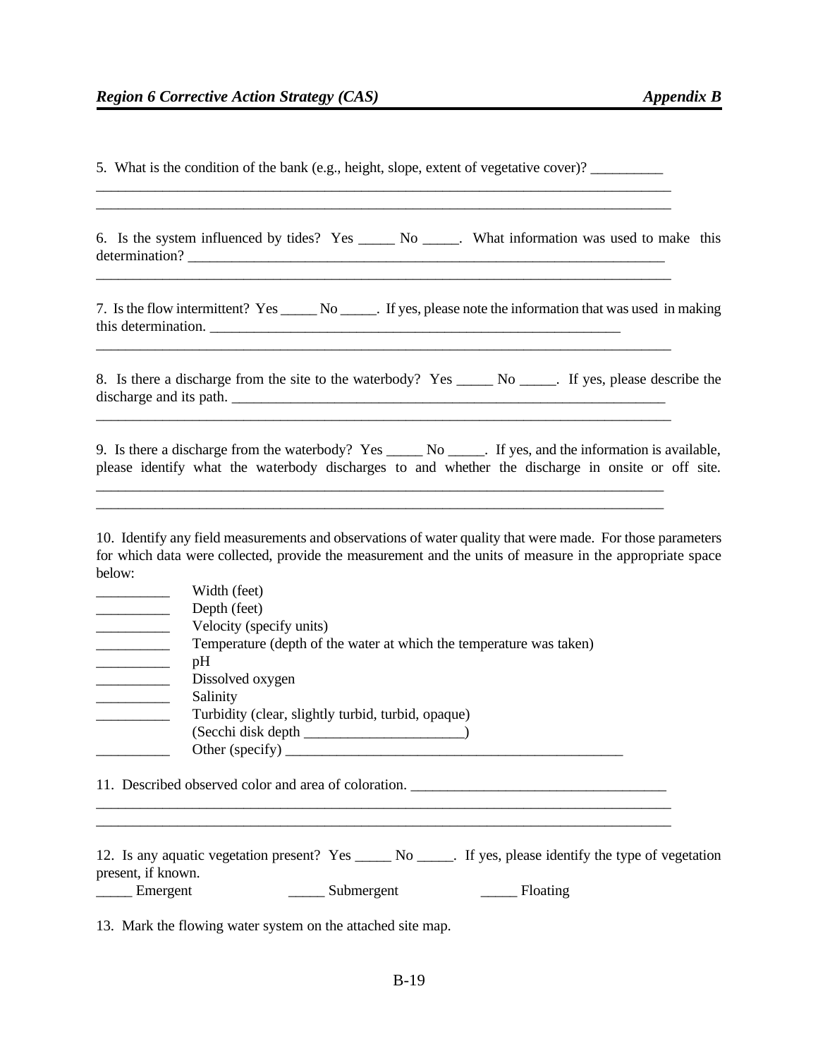5. What is the condition of the bank (e.g., height, slope, extent of vegetative cover)? __________
________________________________________________________________________________
________________________________________________________________________________

6. Is the system influenced by tides? Yes _____ No _____. What information was used to make this determination? ____________________________________________________________________
________________________________________________________________________________

7. Is the flow intermittent? Yes _____ No _____. If yes, please note the information that was used in making this determination. ____________________________________________________________
________________________________________________________________________________

8. Is there a discharge from the site to the waterbody? Yes _____ No _____. If yes, please describe the discharge and its path. ______________________________________________________________
________________________________________________________________________________

9. Is there a discharge from the waterbody? Yes _____ No _____. If yes, and the information is available, please identify what the waterbody discharges to and whether the discharge in onsite or off site.
________________________________________________________________________________
________________________________________________________________________________

10. Identify any field measurements and observations of water quality that were made. For those parameters for which data were collected, provide the measurement and the units of measure in the appropriate space below:

__________ Width (feet)
__________ Depth (feet)
__________ Velocity (specify units)
__________ Temperature (depth of the water at which the temperature was taken)
__________ pH
__________ Dissolved oxygen
__________ Salinity
__________ Turbidity (clear, slightly turbid, turbid, opaque)
(Secchi disk depth ______________________)
__________ Other (specify) _________________________________________________

11. Described observed color and area of coloration. ___________________________________
________________________________________________________________________________
________________________________________________________________________________

12. Is any aquatic vegetation present? Yes _____ No _____. If yes, please identify the type of vegetation present, if known.

_____ Emergent _____ Submergent _____ Floating

13. Mark the flowing water system on the attached site map.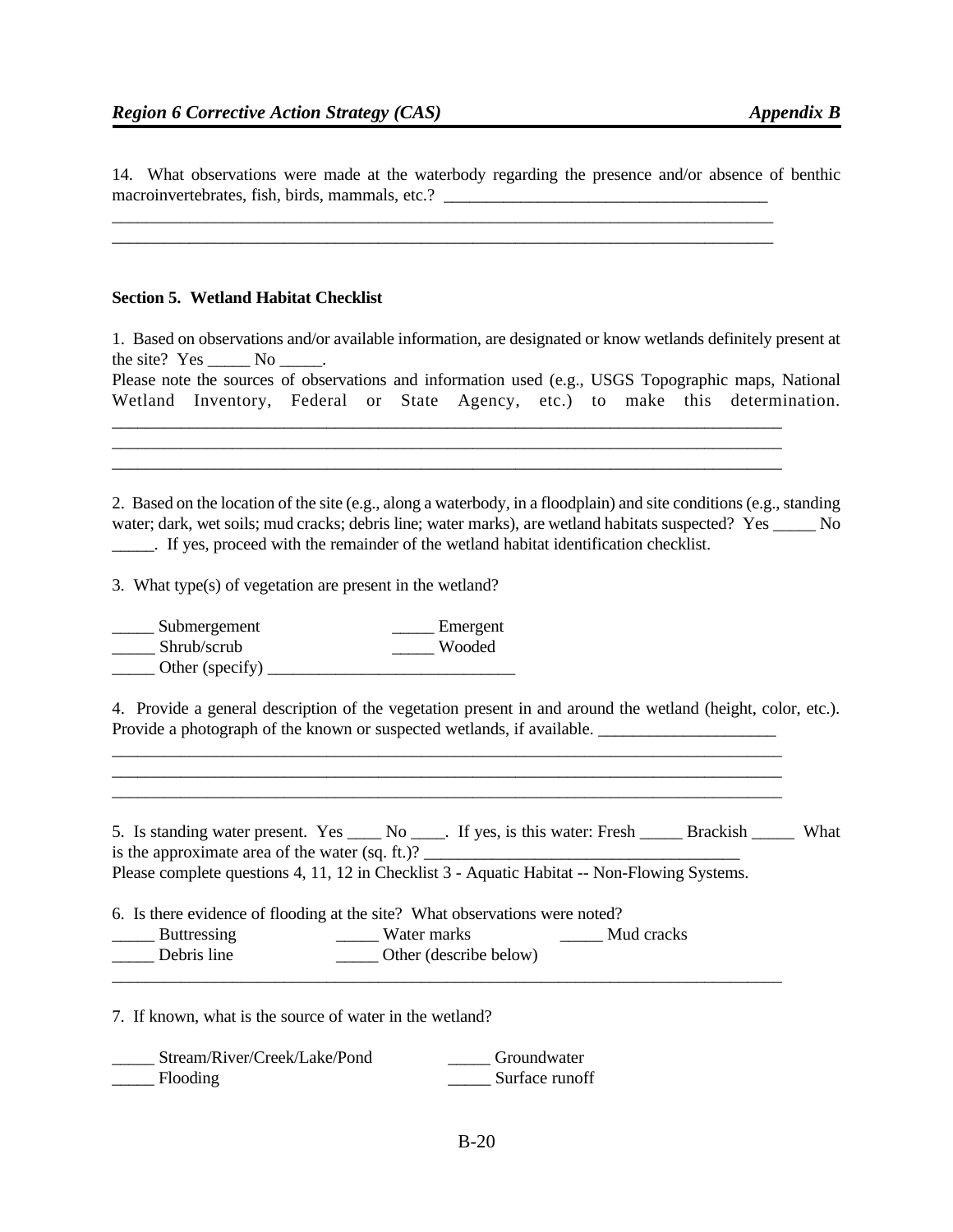14. What observations were made at the waterbody regarding the presence and/or absence of benthic macroinvertebrates, fish, birds, mammals, etc.? ______________________________________
________________________________________________________________________________
________________________________________________________________________________

**Section 5. Wetland Habitat Checklist**

1. Based on observations and/or available information, are designated or know wetlands definitely present at the site? Yes _____ No _____.
Please note the sources of observations and information used (e.g., USGS Topographic maps, National Wetland Inventory, Federal or State Agency, etc.) to make this determination.
________________________________________________________________________________
________________________________________________________________________________
________________________________________________________________________________

2. Based on the location of the site (e.g., along a waterbody, in a floodplain) and site conditions (e.g., standing water; dark, wet soils; mud cracks; debris line; water marks), are wetland habitats suspected? Yes _____ No _____. If yes, proceed with the remainder of the wetland habitat identification checklist.

3. What type(s) of vegetation are present in the wetland?

_____ Submergement _____ Emergent
_____ Shrub/scrub _____ Wooded
_____ Other (specify) ____________________________

4. Provide a general description of the vegetation present in and around the wetland (height, color, etc.). Provide a photograph of the known or suspected wetlands, if available. ____________________
________________________________________________________________________________
________________________________________________________________________________
________________________________________________________________________________

5. Is standing water present. Yes ____ No ____. If yes, is this water: Fresh _____ Brackish _____ What is the approximate area of the water (sq. ft.)? ____________________________________
Please complete questions 4, 11, 12 in Checklist 3 - Aquatic Habitat -- Non-Flowing Systems.

6. Is there evidence of flooding at the site? What observations were noted?
_____ Buttressing _____ Water marks _____ Mud cracks
_____ Debris line _____ Other (describe below)
________________________________________________________________________________

7. If known, what is the source of water in the wetland?

_____ Stream/River/Creek/Lake/Pond _____ Groundwater
_____ Flooding _____ Surface runoff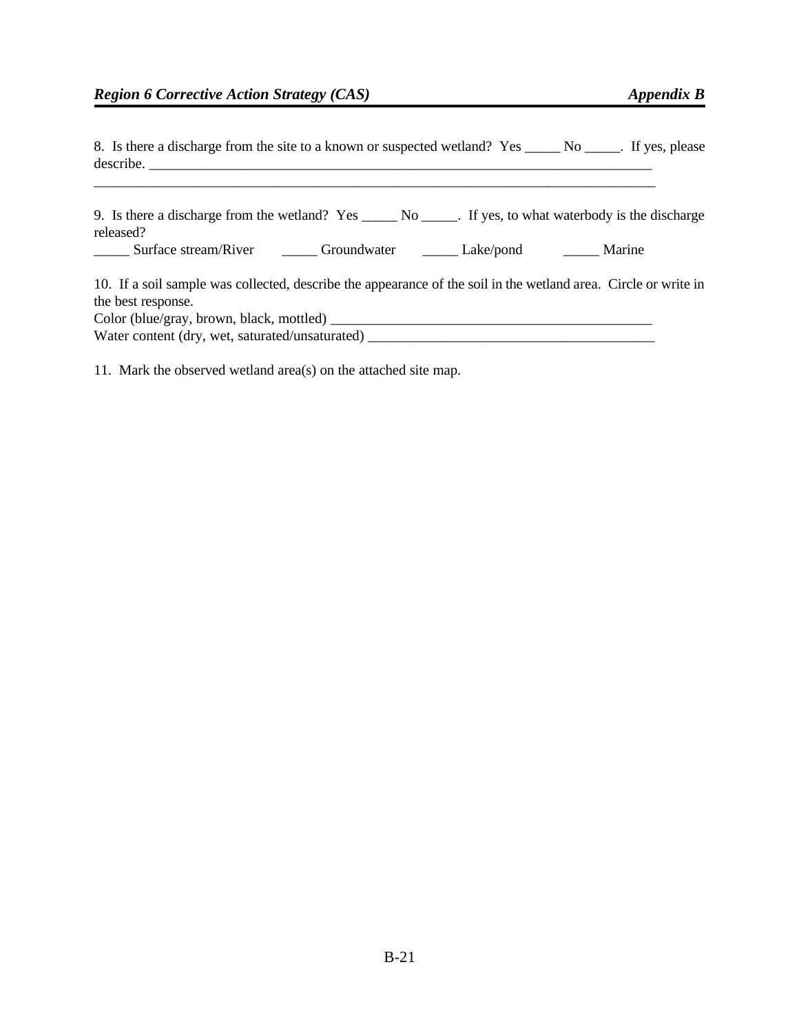8. Is there a discharge from the site to a known or suspected wetland? Yes _____ No _____. If yes, please describe. ___________________________________________________________________________
_____________________________________________________________________________________

9. Is there a discharge from the wetland? Yes _____ No _____. If yes, to what waterbody is the discharge released?
_____ Surface stream/River _____ Groundwater _____ Lake/pond _____ Marine

10. If a soil sample was collected, describe the appearance of the soil in the wetland area. Circle or write in the best response.
Color (blue/gray, brown, black, mottled) ______________________________________________
Water content (dry, wet, saturated/unsaturated) ________________________________________

11. Mark the observed wetland area(s) on the attached site map.